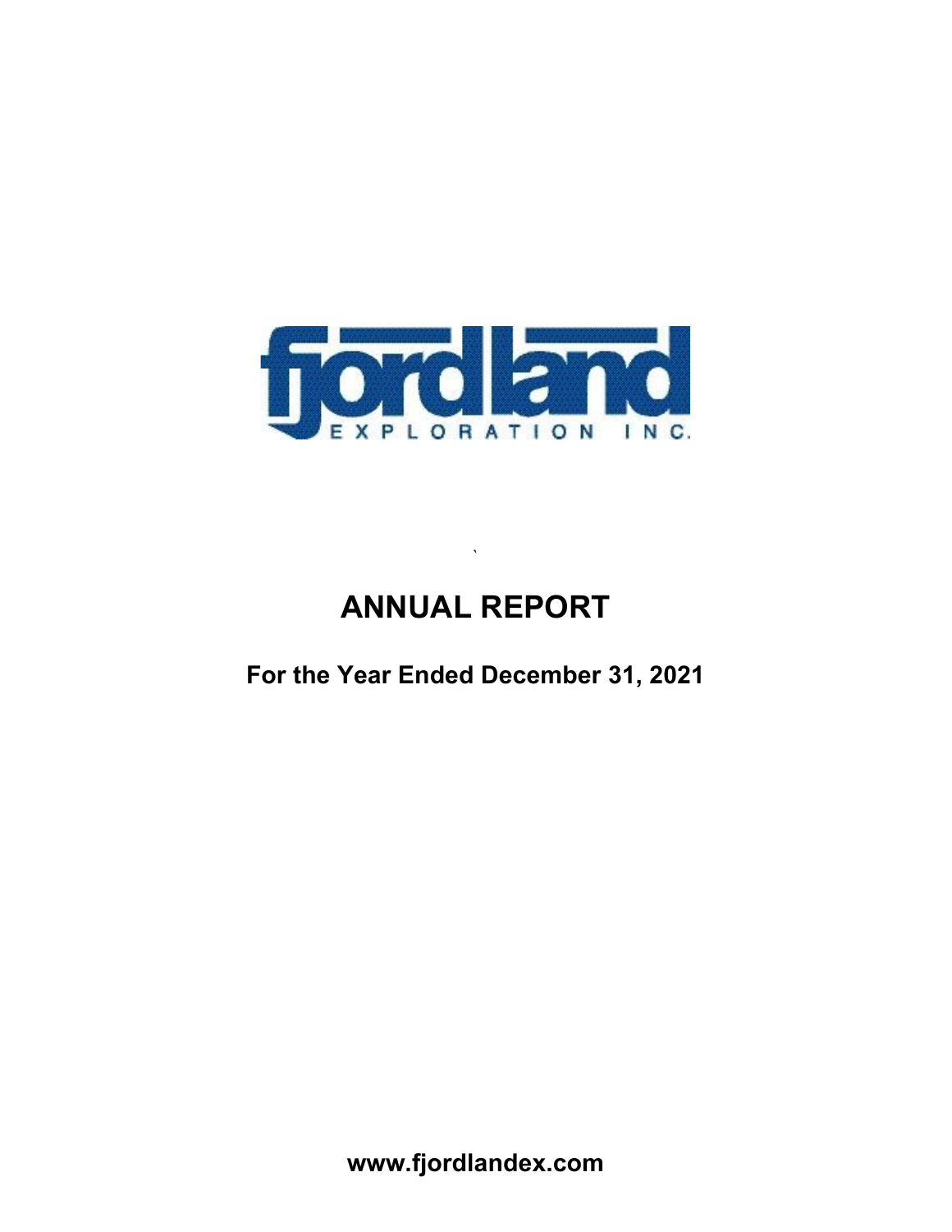fjordland

EXPLORATION INC.

# ANNUAL REPORT

## For the Year Ended December 31, 2021

**www.fjordlandex.com**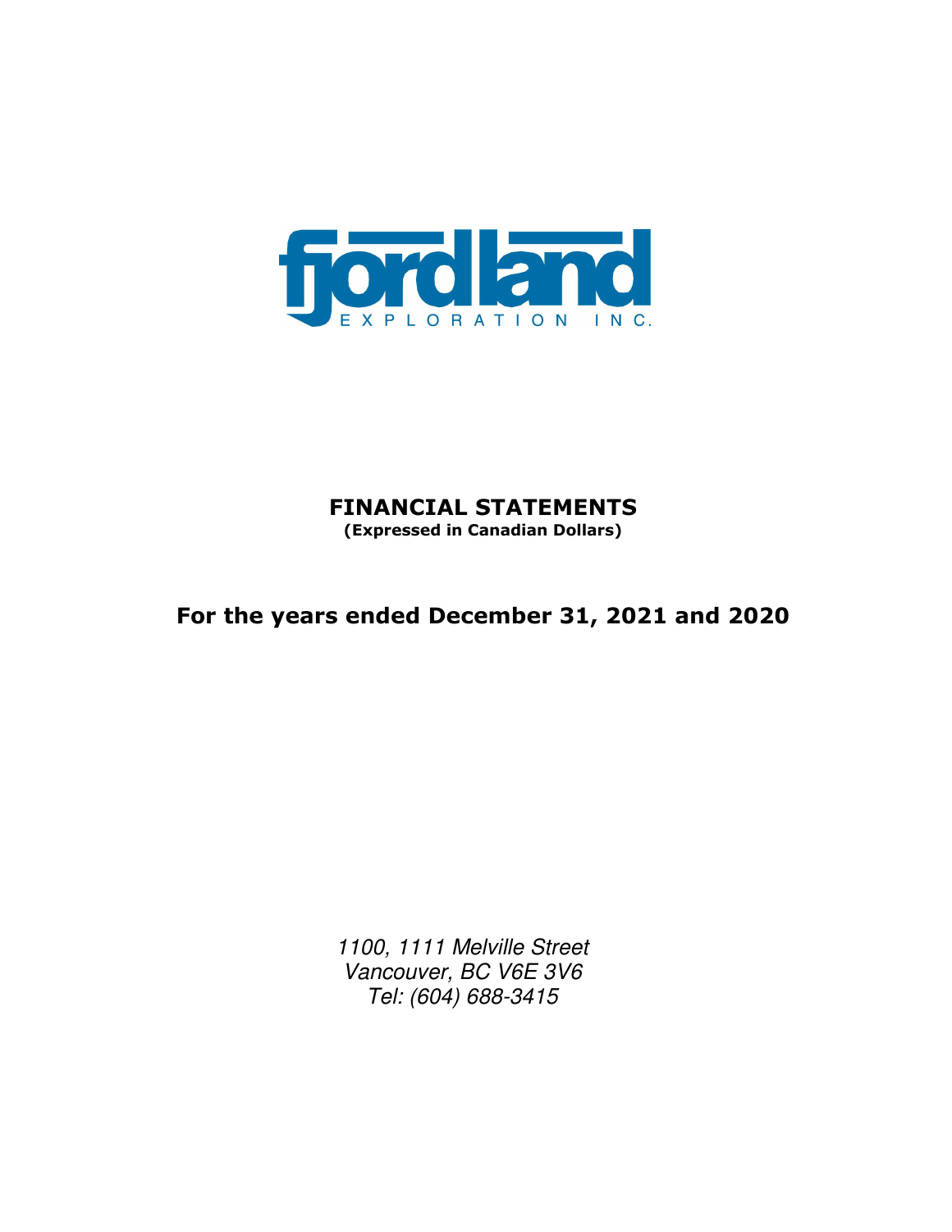fjordland EXPLORATION INC.

# FINANCIAL STATEMENTS

**(Expressed in Canadian Dollars)**

## For the years ended December 31, 2021 and 2020

*1100, 1111 Melville Street*
*Vancouver, BC V6E 3V6*
*Tel: (604) 688-3415*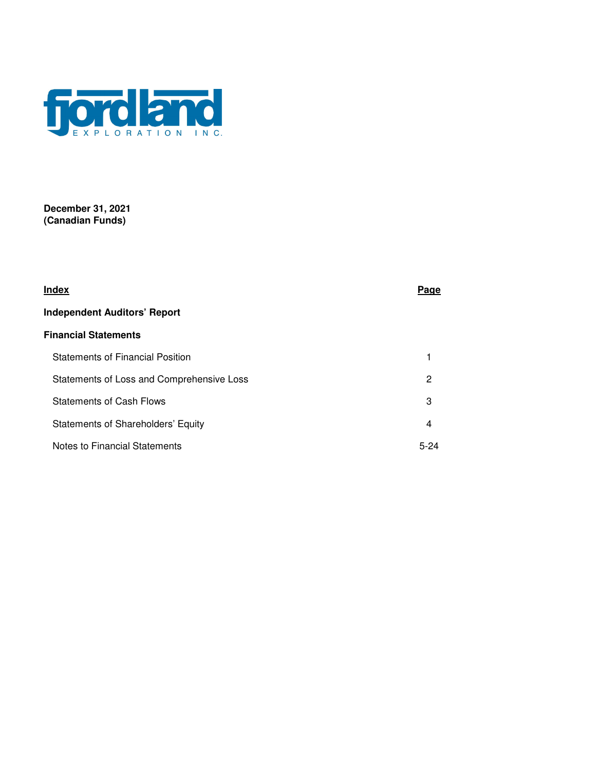fjordland EXPLORATION INC.

**December 31, 2021**
**(Canadian Funds)**

| **Index** | **Page** |
|---|---|
| **Independent Auditors' Report** | |
| **Financial Statements** | |
| Statements of Financial Position | 1 |
| Statements of Loss and Comprehensive Loss | 2 |
| Statements of Cash Flows | 3 |
| Statements of Shareholders' Equity | 4 |
| Notes to Financial Statements | 5-24 |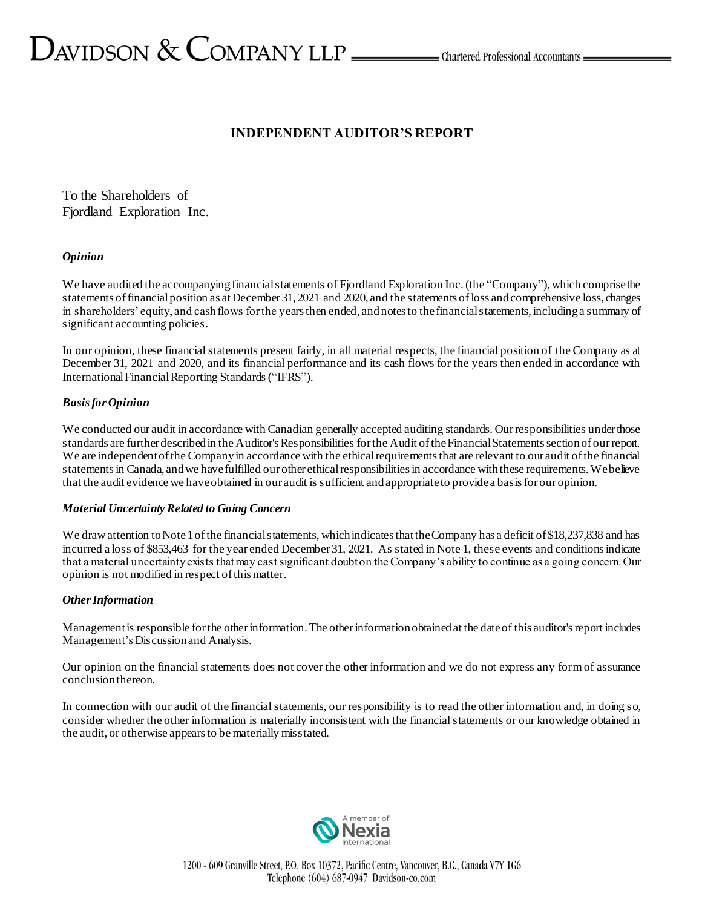# INDEPENDENT AUDITOR'S REPORT

To the Shareholders of
Fjordland Exploration Inc.

### *Opinion*

We have audited the accompanying financial statements of Fjordland Exploration Inc. (the "Company"), which comprise the statements of financial position as at December 31, 2021 and 2020, and the statements of loss and comprehensive loss, changes in shareholders' equity, and cash flows for the years then ended, and notes to the financial statements, including a summary of significant accounting policies.

In our opinion, these financial statements present fairly, in all material respects, the financial position of the Company as at December 31, 2021 and 2020, and its financial performance and its cash flows for the years then ended in accordance with International Financial Reporting Standards ("IFRS").

### *Basis for Opinion*

We conducted our audit in accordance with Canadian generally accepted auditing standards. Our responsibilities under those standards are further described in the Auditor's Responsibilities for the Audit of the Financial Statements section of our report. We are independent of the Company in accordance with the ethical requirements that are relevant to our audit of the financial statements in Canada, and we have fulfilled our other ethical responsibilities in accordance with these requirements. We believe that the audit evidence we have obtained in our audit is sufficient and appropriate to provide a basis for our opinion.

### *Material Uncertainty Related to Going Concern*

We draw attention to Note 1 of the financial statements, which indicates that the Company has a deficit of $18,237,838 and has incurred a loss of $853,463 for the year ended December 31, 2021. As stated in Note 1, these events and conditions indicate that a material uncertainty exists that may cast significant doubt on the Company's ability to continue as a going concern. Our opinion is not modified in respect of this matter.

### *Other Information*

Management is responsible for the other information. The other information obtained at the date of this auditor's report includes Management's Discussion and Analysis.

Our opinion on the financial statements does not cover the other information and we do not express any form of assurance conclusion thereon.

In connection with our audit of the financial statements, our responsibility is to read the other information and, in doing so, consider whether the other information is materially inconsistent with the financial statements or our knowledge obtained in the audit, or otherwise appears to be materially misstated.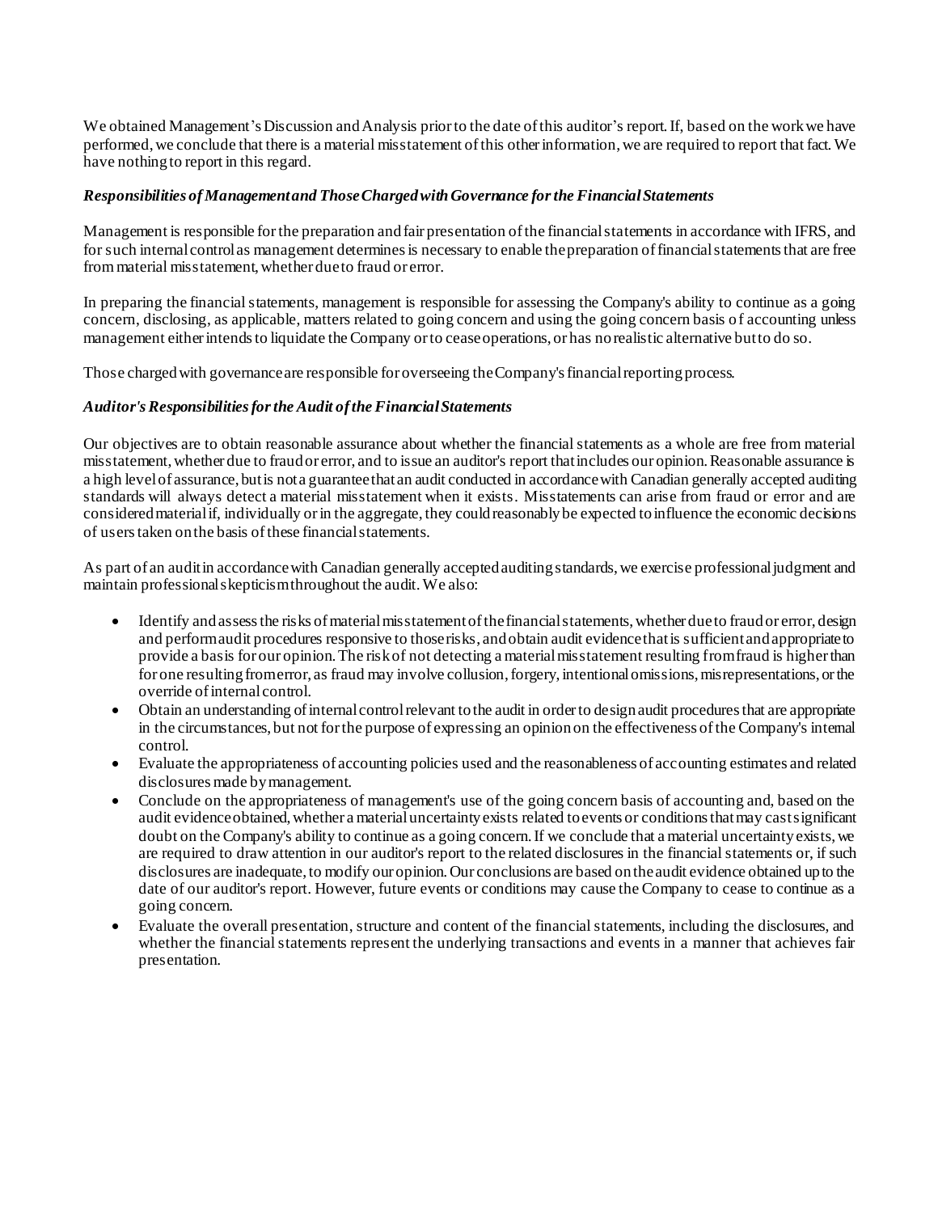We obtained Management's Discussion and Analysis prior to the date of this auditor's report. If, based on the work we have performed, we conclude that there is a material misstatement of this other information, we are required to report that fact. We have nothing to report in this regard.

### *Responsibilities of Management and Those Charged with Governance for the Financial Statements*

Management is responsible for the preparation and fair presentation of the financial statements in accordance with IFRS, and for such internal control as management determines is necessary to enable the preparation of financial statements that are free from material misstatement, whether due to fraud or error.

In preparing the financial statements, management is responsible for assessing the Company's ability to continue as a going concern, disclosing, as applicable, matters related to going concern and using the going concern basis of accounting unless management either intends to liquidate the Company or to cease operations, or has no realistic alternative but to do so.

Those charged with governance are responsible for overseeing the Company's financial reporting process.

### *Auditor's Responsibilities for the Audit of the Financial Statements*

Our objectives are to obtain reasonable assurance about whether the financial statements as a whole are free from material misstatement, whether due to fraud or error, and to issue an auditor's report that includes our opinion. Reasonable assurance is a high level of assurance, but is not a guarantee that an audit conducted in accordance with Canadian generally accepted auditing standards will always detect a material misstatement when it exists. Misstatements can arise from fraud or error and are considered material if, individually or in the aggregate, they could reasonably be expected to influence the economic decisions of users taken on the basis of these financial statements.

As part of an audit in accordance with Canadian generally accepted auditing standards, we exercise professional judgment and maintain professional skepticism throughout the audit. We also:

- Identify and assess the risks of material misstatement of the financial statements, whether due to fraud or error, design and perform audit procedures responsive to those risks, and obtain audit evidence that is sufficient and appropriate to provide a basis for our opinion. The risk of not detecting a material misstatement resulting from fraud is higher than for one resulting from error, as fraud may involve collusion, forgery, intentional omissions, misrepresentations, or the override of internal control.
- Obtain an understanding of internal control relevant to the audit in order to design audit procedures that are appropriate in the circumstances, but not for the purpose of expressing an opinion on the effectiveness of the Company's internal control.
- Evaluate the appropriateness of accounting policies used and the reasonableness of accounting estimates and related disclosures made by management.
- Conclude on the appropriateness of management's use of the going concern basis of accounting and, based on the audit evidence obtained, whether a material uncertainty exists related to events or conditions that may cast significant doubt on the Company's ability to continue as a going concern. If we conclude that a material uncertainty exists, we are required to draw attention in our auditor's report to the related disclosures in the financial statements or, if such disclosures are inadequate, to modify our opinion. Our conclusions are based on the audit evidence obtained up to the date of our auditor's report. However, future events or conditions may cause the Company to cease to continue as a going concern.
- Evaluate the overall presentation, structure and content of the financial statements, including the disclosures, and whether the financial statements represent the underlying transactions and events in a manner that achieves fair presentation.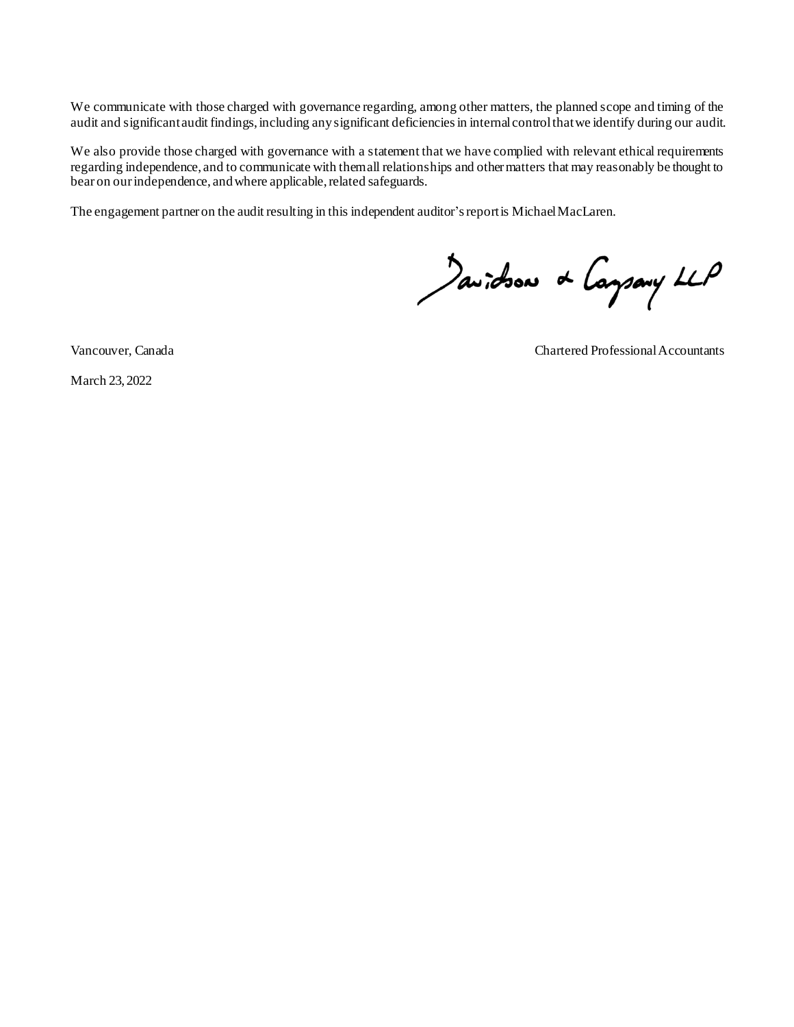We communicate with those charged with governance regarding, among other matters, the planned scope and timing of the audit and significant audit findings, including any significant deficiencies in internal control that we identify during our audit.

We also provide those charged with governance with a statement that we have complied with relevant ethical requirements regarding independence, and to communicate with them all relationships and other matters that may reasonably be thought to bear on our independence, and where applicable, related safeguards.

The engagement partner on the audit resulting in this independent auditor's report is Michael MacLaren.

Davidson & Company LLP

Vancouver, Canada

Chartered Professional Accountants

March 23, 2022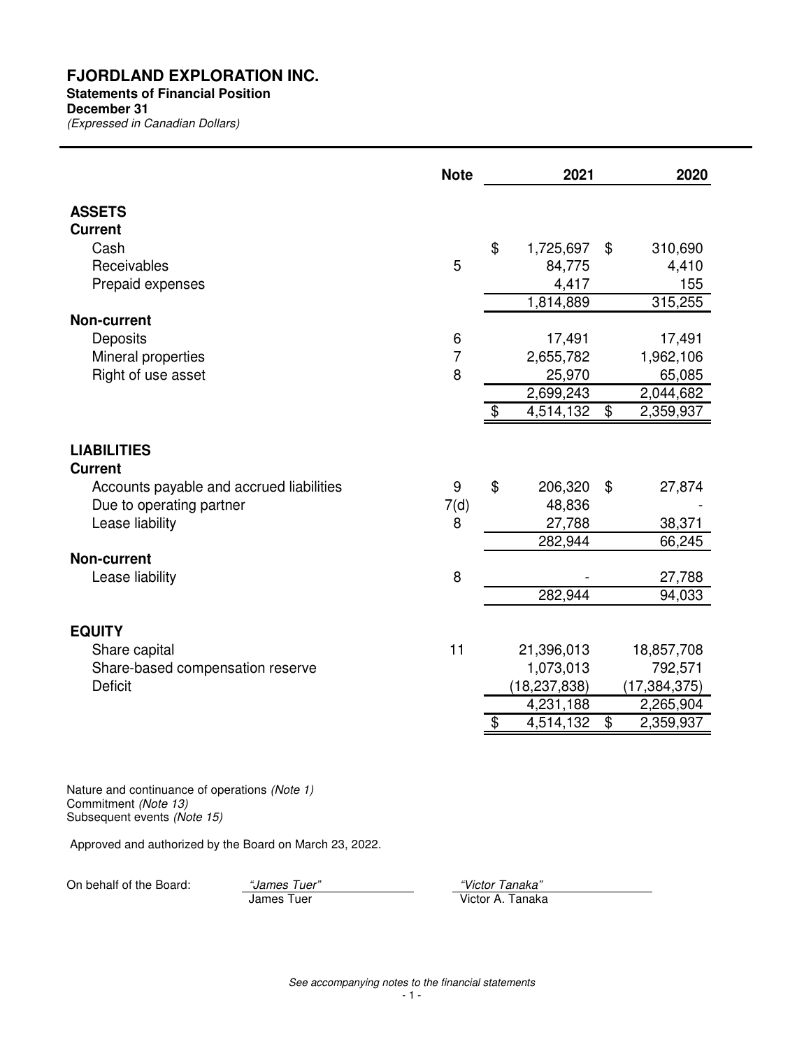# FJORDLAND EXPLORATION INC.

**Statements of Financial Position**
**December 31**
*(Expressed in Canadian Dollars)*

| | Note | 2021 | 2020 |
|---|---|---|---|
| **ASSETS** | | | |
| **Current** | | | |
| Cash | | $ 1,725,697 | $ 310,690 |
| Receivables | 5 | 84,775 | 4,410 |
| Prepaid expenses | | 4,417 | 155 |
| | | 1,814,889 | 315,255 |
| **Non-current** | | | |
| Deposits | 6 | 17,491 | 17,491 |
| Mineral properties | 7 | 2,655,782 | 1,962,106 |
| Right of use asset | 8 | 25,970 | 65,085 |
| | | 2,699,243 | 2,044,682 |
| | | $ 4,514,132 | $ 2,359,937 |
| **LIABILITIES** | | | |
| **Current** | | | |
| Accounts payable and accrued liabilities | 9 | $ 206,320 | $ 27,874 |
| Due to operating partner | 7(d) | 48,836 | - |
| Lease liability | 8 | 27,788 | 38,371 |
| | | 282,944 | 66,245 |
| **Non-current** | | | |
| Lease liability | 8 | - | 27,788 |
| | | 282,944 | 94,033 |
| **EQUITY** | | | |
| Share capital | 11 | 21,396,013 | 18,857,708 |
| Share-based compensation reserve | | 1,073,013 | 792,571 |
| Deficit | | (18,237,838) | (17,384,375) |
| | | 4,231,188 | 2,265,904 |
| | | $ 4,514,132 | $ 2,359,937 |

Nature and continuance of operations *(Note 1)*
Commitment *(Note 13)*
Subsequent events *(Note 15)*

Approved and authorized by the Board on March 23, 2022.

On behalf of the Board: *"James Tuer"* James Tuer *"Victor Tanaka"* Victor A. Tanaka

*See accompanying notes to the financial statements*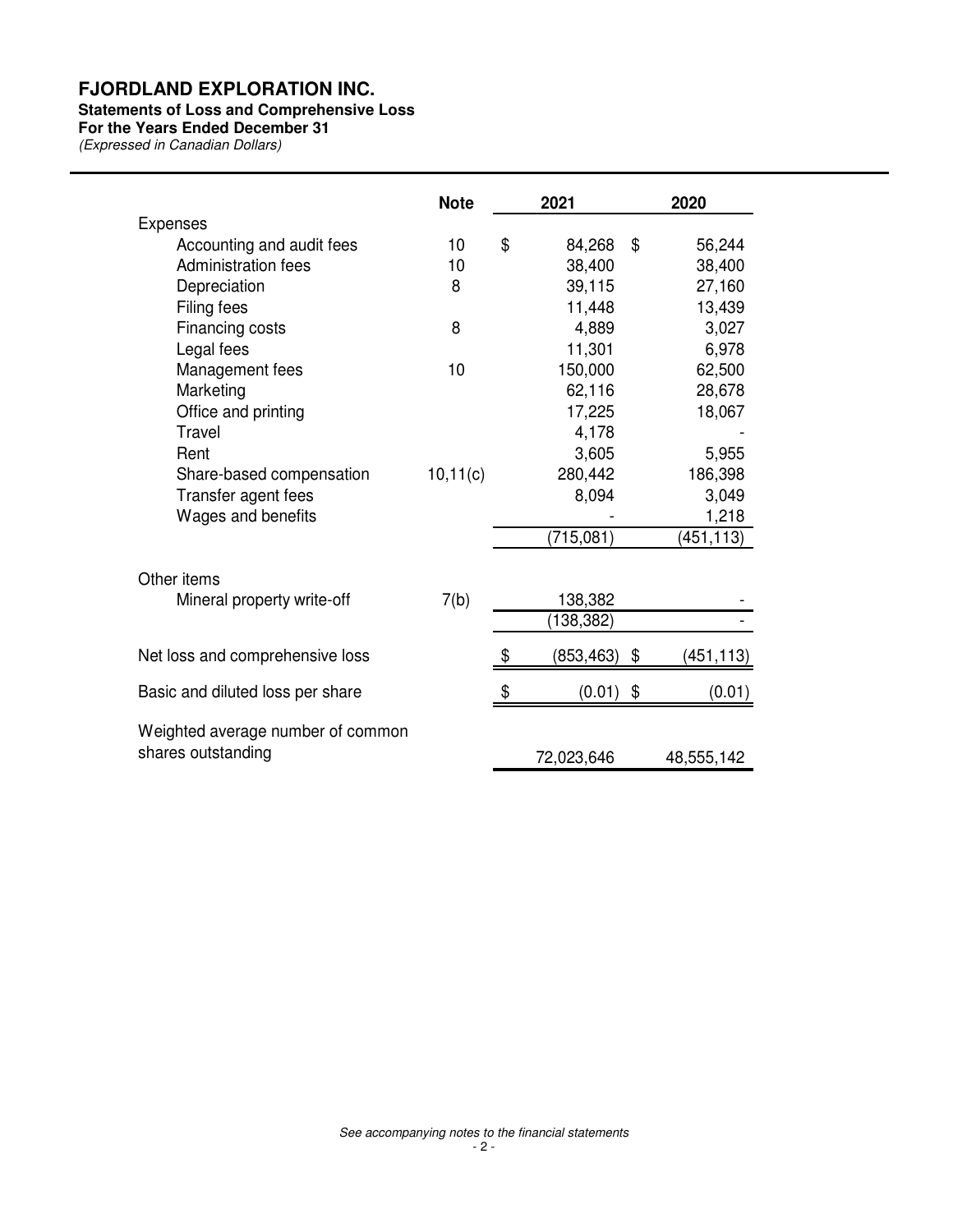# FJORDLAND EXPLORATION INC.

**Statements of Loss and Comprehensive Loss**
**For the Years Ended December 31**
*(Expressed in Canadian Dollars)*

| | Note | 2021 | 2020 |
|---|---|---|---|
| Expenses | | | |
| Accounting and audit fees | 10 | $ 84,268 | $ 56,244 |
| Administration fees | 10 | 38,400 | 38,400 |
| Depreciation | 8 | 39,115 | 27,160 |
| Filing fees | | 11,448 | 13,439 |
| Financing costs | 8 | 4,889 | 3,027 |
| Legal fees | | 11,301 | 6,978 |
| Management fees | 10 | 150,000 | 62,500 |
| Marketing | | 62,116 | 28,678 |
| Office and printing | | 17,225 | 18,067 |
| Travel | | 4,178 | - |
| Rent | | 3,605 | 5,955 |
| Share-based compensation | 10,11(c) | 280,442 | 186,398 |
| Transfer agent fees | | 8,094 | 3,049 |
| Wages and benefits | | - | 1,218 |
| | | (715,081) | (451,113) |
| Other items | | | |
| Mineral property write-off | 7(b) | 138,382 | - |
| | | (138,382) | - |
| Net loss and comprehensive loss | | $ (853,463) | $ (451,113) |
| Basic and diluted loss per share | | $ (0.01) | $ (0.01) |
| Weighted average number of common shares outstanding | | 72,023,646 | 48,555,142 |

*See accompanying notes to the financial statements*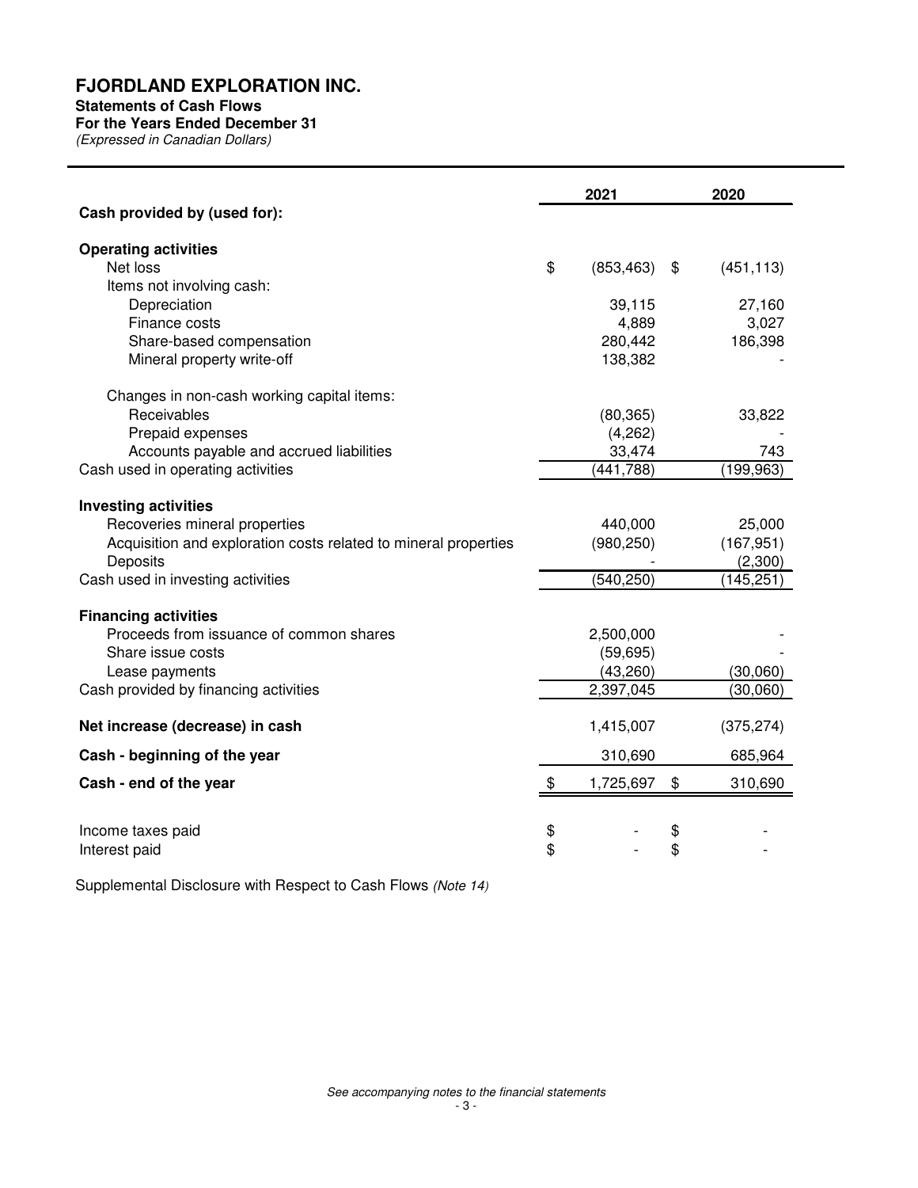# FJORDLAND EXPLORATION INC.

**Statements of Cash Flows**
**For the Years Ended December 31**
*(Expressed in Canadian Dollars)*

| | 2021 | 2020 |
|---|---|---|
| **Cash provided by (used for):** | | |
| **Operating activities** | | |
| Net loss | $ (853,463) | $ (451,113) |
| Items not involving cash: | | |
| Depreciation | 39,115 | 27,160 |
| Finance costs | 4,889 | 3,027 |
| Share-based compensation | 280,442 | 186,398 |
| Mineral property write-off | 138,382 | - |
| Changes in non-cash working capital items: | | |
| Receivables | (80,365) | 33,822 |
| Prepaid expenses | (4,262) | - |
| Accounts payable and accrued liabilities | 33,474 | 743 |
| Cash used in operating activities | (441,788) | (199,963) |
| **Investing activities** | | |
| Recoveries mineral properties | 440,000 | 25,000 |
| Acquisition and exploration costs related to mineral properties | (980,250) | (167,951) |
| Deposits | - | (2,300) |
| Cash used in investing activities | (540,250) | (145,251) |
| **Financing activities** | | |
| Proceeds from issuance of common shares | 2,500,000 | - |
| Share issue costs | (59,695) | - |
| Lease payments | (43,260) | (30,060) |
| Cash provided by financing activities | 2,397,045 | (30,060) |
| **Net increase (decrease) in cash** | 1,415,007 | (375,274) |
| **Cash - beginning of the year** | 310,690 | 685,964 |
| **Cash - end of the year** | $ 1,725,697 | $ 310,690 |
| Income taxes paid | $ - | $ - |
| Interest paid | $ - | $ - |

Supplemental Disclosure with Respect to Cash Flows *(Note 14)*

*See accompanying notes to the financial statements*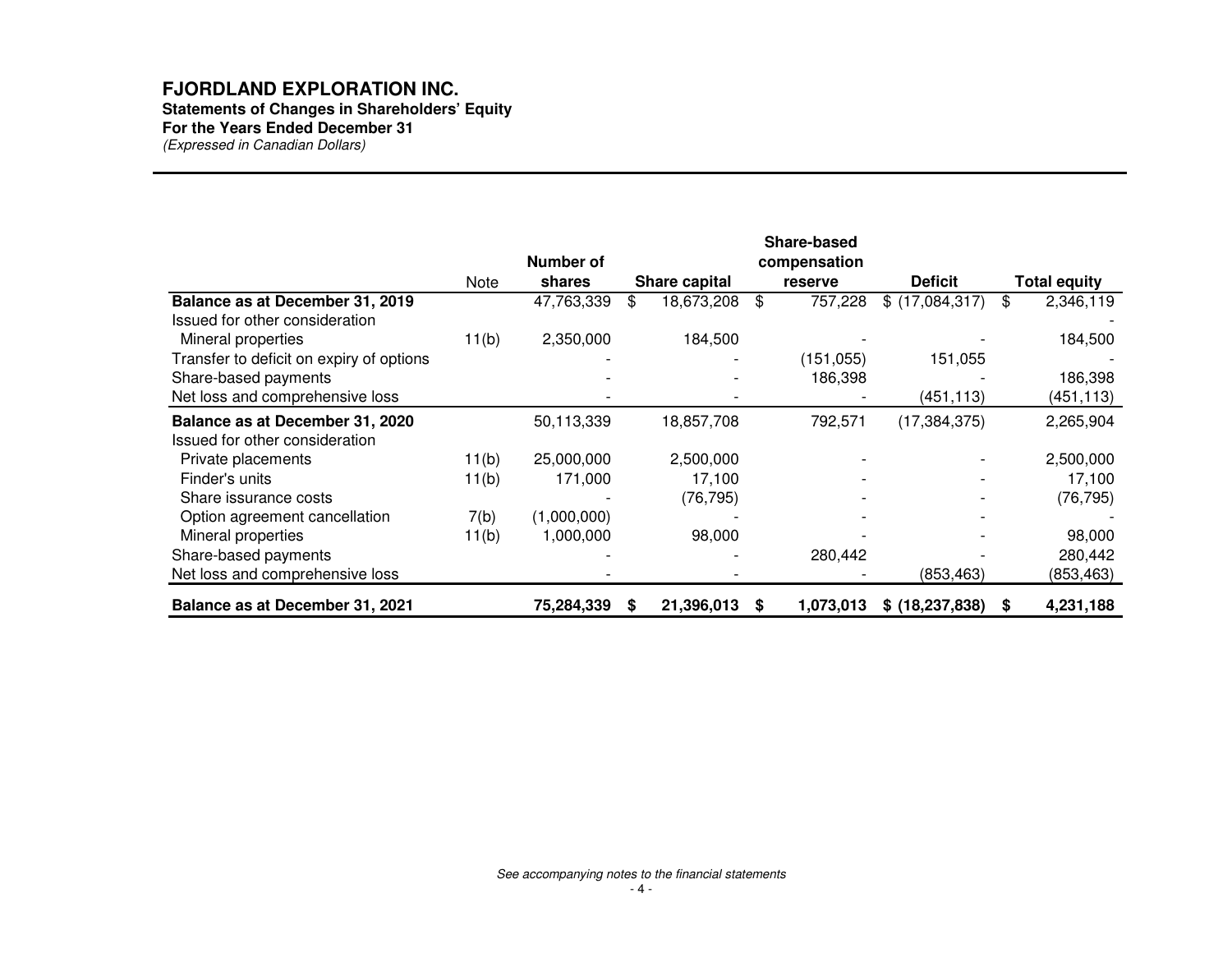# FJORDLAND EXPLORATION INC.

**Statements of Changes in Shareholders' Equity**
**For the Years Ended December 31**
*(Expressed in Canadian Dollars)*

| | Note | Number of shares | Share capital | Share-based compensation reserve | Deficit | Total equity |
|---|---|---|---|---|---|---|
| **Balance as at December 31, 2019** | | 47,763,339 | $ 18,673,208 | $ 757,228 | $ (17,084,317) | $ 2,346,119 |
| Issued for other consideration | | | | | | - |
| Mineral properties | 11(b) | 2,350,000 | 184,500 | - | - | 184,500 |
| Transfer to deficit on expiry of options | | - | - | (151,055) | 151,055 | - |
| Share-based payments | | - | - | 186,398 | - | 186,398 |
| Net loss and comprehensive loss | | - | - | - | (451,113) | (451,113) |
| **Balance as at December 31, 2020** | | 50,113,339 | 18,857,708 | 792,571 | (17,384,375) | 2,265,904 |
| Issued for other consideration | | | | | | |
| Private placements | 11(b) | 25,000,000 | 2,500,000 | - | - | 2,500,000 |
| Finder's units | 11(b) | 171,000 | 17,100 | - | - | 17,100 |
| Share issurance costs | | - | (76,795) | - | - | (76,795) |
| Option agreement cancellation | 7(b) | (1,000,000) | - | - | - | - |
| Mineral properties | 11(b) | 1,000,000 | 98,000 | - | - | 98,000 |
| Share-based payments | | - | - | 280,442 | - | 280,442 |
| Net loss and comprehensive loss | | - | - | - | (853,463) | (853,463) |
| **Balance as at December 31, 2021** | | **75,284,339** | **$ 21,396,013** | **$ 1,073,013** | **$ (18,237,838)** | **$ 4,231,188** |

*See accompanying notes to the financial statements*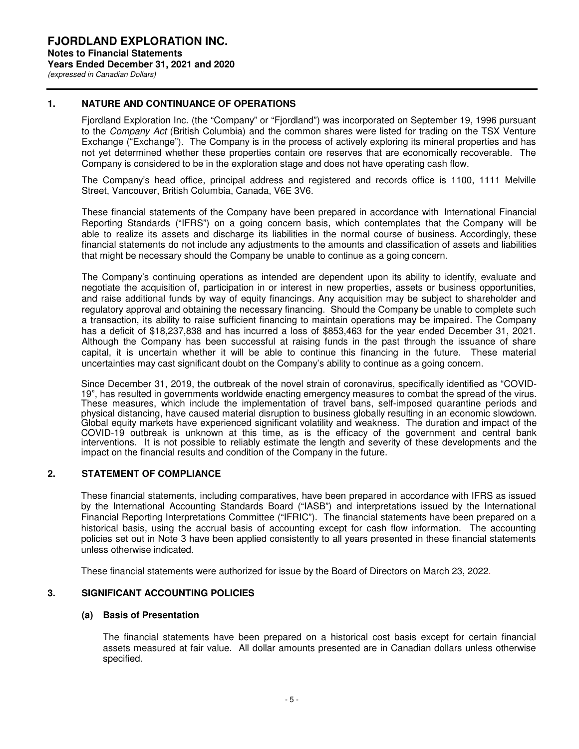# FJORDLAND EXPLORATION INC.

**Notes to Financial Statements**
**Years Ended December 31, 2021 and 2020**
*(expressed in Canadian Dollars)*

## 1. NATURE AND CONTINUANCE OF OPERATIONS

Fjordland Exploration Inc. (the "Company" or "Fjordland") was incorporated on September 19, 1996 pursuant to the *Company Act* (British Columbia) and the common shares were listed for trading on the TSX Venture Exchange ("Exchange"). The Company is in the process of actively exploring its mineral properties and has not yet determined whether these properties contain ore reserves that are economically recoverable. The Company is considered to be in the exploration stage and does not have operating cash flow.

The Company's head office, principal address and registered and records office is 1100, 1111 Melville Street, Vancouver, British Columbia, Canada, V6E 3V6.

These financial statements of the Company have been prepared in accordance with International Financial Reporting Standards ("IFRS") on a going concern basis, which contemplates that the Company will be able to realize its assets and discharge its liabilities in the normal course of business. Accordingly, these financial statements do not include any adjustments to the amounts and classification of assets and liabilities that might be necessary should the Company be unable to continue as a going concern.

The Company's continuing operations as intended are dependent upon its ability to identify, evaluate and negotiate the acquisition of, participation in or interest in new properties, assets or business opportunities, and raise additional funds by way of equity financings. Any acquisition may be subject to shareholder and regulatory approval and obtaining the necessary financing. Should the Company be unable to complete such a transaction, its ability to raise sufficient financing to maintain operations may be impaired. The Company has a deficit of $18,237,838 and has incurred a loss of $853,463 for the year ended December 31, 2021. Although the Company has been successful at raising funds in the past through the issuance of share capital, it is uncertain whether it will be able to continue this financing in the future. These material uncertainties may cast significant doubt on the Company's ability to continue as a going concern.

Since December 31, 2019, the outbreak of the novel strain of coronavirus, specifically identified as "COVID-19", has resulted in governments worldwide enacting emergency measures to combat the spread of the virus. These measures, which include the implementation of travel bans, self-imposed quarantine periods and physical distancing, have caused material disruption to business globally resulting in an economic slowdown. Global equity markets have experienced significant volatility and weakness. The duration and impact of the COVID-19 outbreak is unknown at this time, as is the efficacy of the government and central bank interventions. It is not possible to reliably estimate the length and severity of these developments and the impact on the financial results and condition of the Company in the future.

## 2. STATEMENT OF COMPLIANCE

These financial statements, including comparatives, have been prepared in accordance with IFRS as issued by the International Accounting Standards Board ("IASB") and interpretations issued by the International Financial Reporting Interpretations Committee ("IFRIC"). The financial statements have been prepared on a historical basis, using the accrual basis of accounting except for cash flow information. The accounting policies set out in Note 3 have been applied consistently to all years presented in these financial statements unless otherwise indicated.

These financial statements were authorized for issue by the Board of Directors on March 23, 2022.

## 3. SIGNIFICANT ACCOUNTING POLICIES

### (a) Basis of Presentation

The financial statements have been prepared on a historical cost basis except for certain financial assets measured at fair value. All dollar amounts presented are in Canadian dollars unless otherwise specified.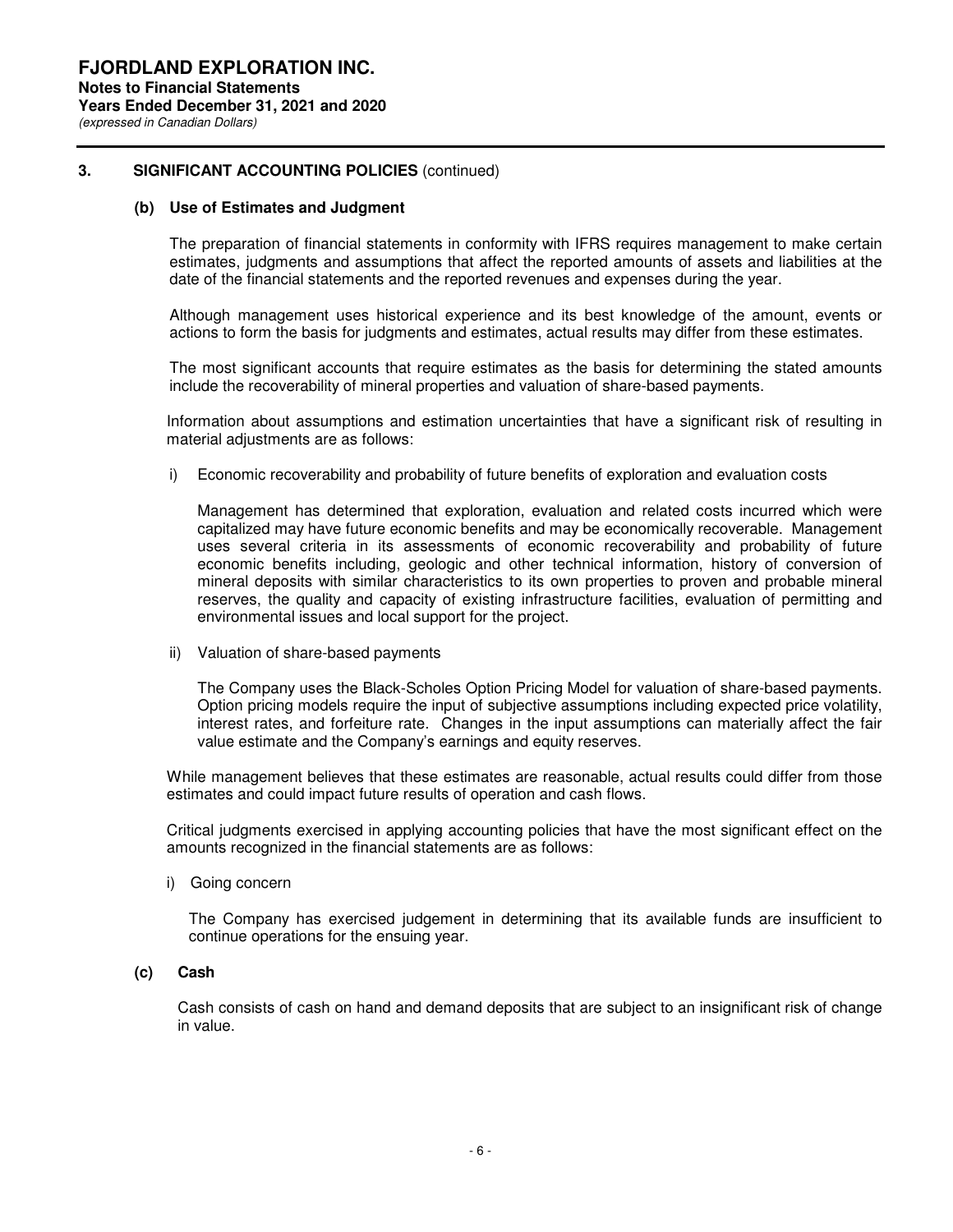## 3. SIGNIFICANT ACCOUNTING POLICIES (continued)

### (b) Use of Estimates and Judgment

The preparation of financial statements in conformity with IFRS requires management to make certain estimates, judgments and assumptions that affect the reported amounts of assets and liabilities at the date of the financial statements and the reported revenues and expenses during the year.

Although management uses historical experience and its best knowledge of the amount, events or actions to form the basis for judgments and estimates, actual results may differ from these estimates.

The most significant accounts that require estimates as the basis for determining the stated amounts include the recoverability of mineral properties and valuation of share-based payments.

Information about assumptions and estimation uncertainties that have a significant risk of resulting in material adjustments are as follows:

i) Economic recoverability and probability of future benefits of exploration and evaluation costs

Management has determined that exploration, evaluation and related costs incurred which were capitalized may have future economic benefits and may be economically recoverable. Management uses several criteria in its assessments of economic recoverability and probability of future economic benefits including, geologic and other technical information, history of conversion of mineral deposits with similar characteristics to its own properties to proven and probable mineral reserves, the quality and capacity of existing infrastructure facilities, evaluation of permitting and environmental issues and local support for the project.

ii) Valuation of share-based payments

The Company uses the Black-Scholes Option Pricing Model for valuation of share-based payments. Option pricing models require the input of subjective assumptions including expected price volatility, interest rates, and forfeiture rate. Changes in the input assumptions can materially affect the fair value estimate and the Company's earnings and equity reserves.

While management believes that these estimates are reasonable, actual results could differ from those estimates and could impact future results of operation and cash flows.

Critical judgments exercised in applying accounting policies that have the most significant effect on the amounts recognized in the financial statements are as follows:

i) Going concern

The Company has exercised judgement in determining that its available funds are insufficient to continue operations for the ensuing year.

### (c) Cash

Cash consists of cash on hand and demand deposits that are subject to an insignificant risk of change in value.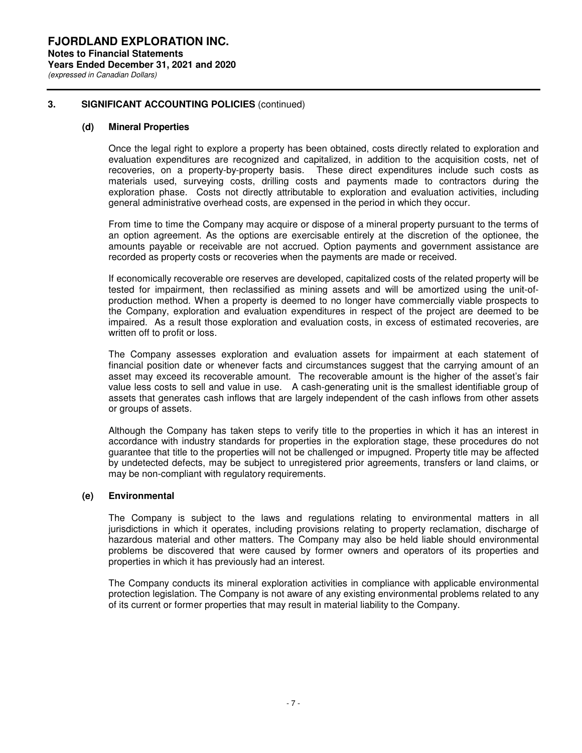## 3. SIGNIFICANT ACCOUNTING POLICIES (continued)

### (d) Mineral Properties

Once the legal right to explore a property has been obtained, costs directly related to exploration and evaluation expenditures are recognized and capitalized, in addition to the acquisition costs, net of recoveries, on a property-by-property basis. These direct expenditures include such costs as materials used, surveying costs, drilling costs and payments made to contractors during the exploration phase. Costs not directly attributable to exploration and evaluation activities, including general administrative overhead costs, are expensed in the period in which they occur.

From time to time the Company may acquire or dispose of a mineral property pursuant to the terms of an option agreement. As the options are exercisable entirely at the discretion of the optionee, the amounts payable or receivable are not accrued. Option payments and government assistance are recorded as property costs or recoveries when the payments are made or received.

If economically recoverable ore reserves are developed, capitalized costs of the related property will be tested for impairment, then reclassified as mining assets and will be amortized using the unit-of-production method. When a property is deemed to no longer have commercially viable prospects to the Company, exploration and evaluation expenditures in respect of the project are deemed to be impaired. As a result those exploration and evaluation costs, in excess of estimated recoveries, are written off to profit or loss.

The Company assesses exploration and evaluation assets for impairment at each statement of financial position date or whenever facts and circumstances suggest that the carrying amount of an asset may exceed its recoverable amount. The recoverable amount is the higher of the asset's fair value less costs to sell and value in use. A cash-generating unit is the smallest identifiable group of assets that generates cash inflows that are largely independent of the cash inflows from other assets or groups of assets.

Although the Company has taken steps to verify title to the properties in which it has an interest in accordance with industry standards for properties in the exploration stage, these procedures do not guarantee that title to the properties will not be challenged or impugned. Property title may be affected by undetected defects, may be subject to unregistered prior agreements, transfers or land claims, or may be non-compliant with regulatory requirements.

### (e) Environmental

The Company is subject to the laws and regulations relating to environmental matters in all jurisdictions in which it operates, including provisions relating to property reclamation, discharge of hazardous material and other matters. The Company may also be held liable should environmental problems be discovered that were caused by former owners and operators of its properties and properties in which it has previously had an interest.

The Company conducts its mineral exploration activities in compliance with applicable environmental protection legislation. The Company is not aware of any existing environmental problems related to any of its current or former properties that may result in material liability to the Company.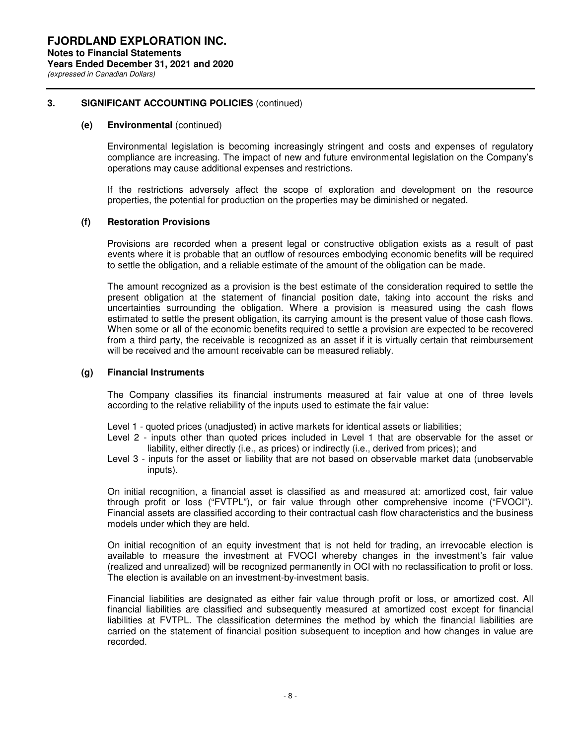## 3. SIGNIFICANT ACCOUNTING POLICIES (continued)

### (e) Environmental (continued)

Environmental legislation is becoming increasingly stringent and costs and expenses of regulatory compliance are increasing. The impact of new and future environmental legislation on the Company's operations may cause additional expenses and restrictions.

If the restrictions adversely affect the scope of exploration and development on the resource properties, the potential for production on the properties may be diminished or negated.

### (f) Restoration Provisions

Provisions are recorded when a present legal or constructive obligation exists as a result of past events where it is probable that an outflow of resources embodying economic benefits will be required to settle the obligation, and a reliable estimate of the amount of the obligation can be made.

The amount recognized as a provision is the best estimate of the consideration required to settle the present obligation at the statement of financial position date, taking into account the risks and uncertainties surrounding the obligation. Where a provision is measured using the cash flows estimated to settle the present obligation, its carrying amount is the present value of those cash flows. When some or all of the economic benefits required to settle a provision are expected to be recovered from a third party, the receivable is recognized as an asset if it is virtually certain that reimbursement will be received and the amount receivable can be measured reliably.

### (g) Financial Instruments

The Company classifies its financial instruments measured at fair value at one of three levels according to the relative reliability of the inputs used to estimate the fair value:

Level 1 - quoted prices (unadjusted) in active markets for identical assets or liabilities;
Level 2 - inputs other than quoted prices included in Level 1 that are observable for the asset or liability, either directly (i.e., as prices) or indirectly (i.e., derived from prices); and
Level 3 - inputs for the asset or liability that are not based on observable market data (unobservable inputs).

On initial recognition, a financial asset is classified as and measured at: amortized cost, fair value through profit or loss ("FVTPL"), or fair value through other comprehensive income ("FVOCI"). Financial assets are classified according to their contractual cash flow characteristics and the business models under which they are held.

On initial recognition of an equity investment that is not held for trading, an irrevocable election is available to measure the investment at FVOCI whereby changes in the investment's fair value (realized and unrealized) will be recognized permanently in OCI with no reclassification to profit or loss. The election is available on an investment-by-investment basis.

Financial liabilities are designated as either fair value through profit or loss, or amortized cost. All financial liabilities are classified and subsequently measured at amortized cost except for financial liabilities at FVTPL. The classification determines the method by which the financial liabilities are carried on the statement of financial position subsequent to inception and how changes in value are recorded.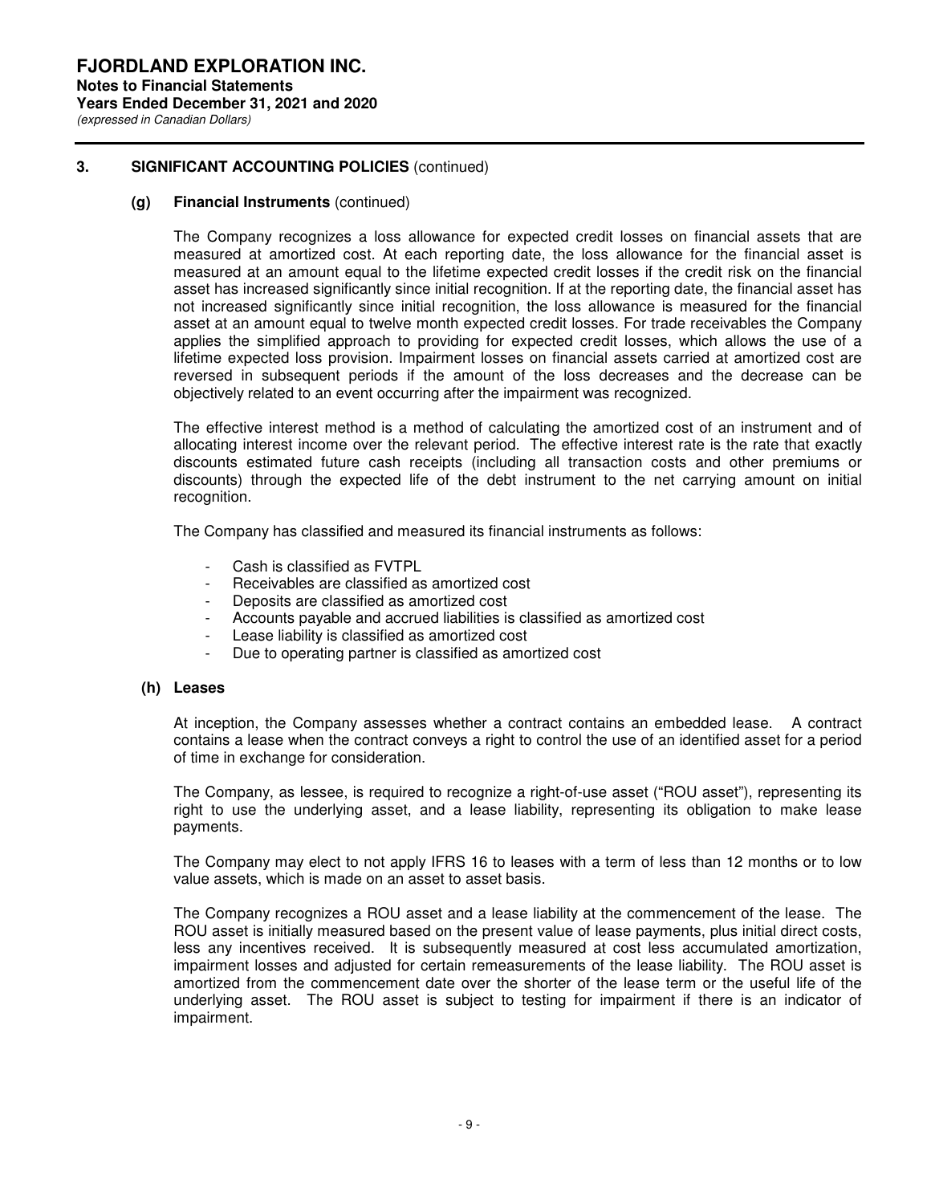## 3. SIGNIFICANT ACCOUNTING POLICIES (continued)

### (g) Financial Instruments (continued)

The Company recognizes a loss allowance for expected credit losses on financial assets that are measured at amortized cost. At each reporting date, the loss allowance for the financial asset is measured at an amount equal to the lifetime expected credit losses if the credit risk on the financial asset has increased significantly since initial recognition. If at the reporting date, the financial asset has not increased significantly since initial recognition, the loss allowance is measured for the financial asset at an amount equal to twelve month expected credit losses. For trade receivables the Company applies the simplified approach to providing for expected credit losses, which allows the use of a lifetime expected loss provision. Impairment losses on financial assets carried at amortized cost are reversed in subsequent periods if the amount of the loss decreases and the decrease can be objectively related to an event occurring after the impairment was recognized.

The effective interest method is a method of calculating the amortized cost of an instrument and of allocating interest income over the relevant period. The effective interest rate is the rate that exactly discounts estimated future cash receipts (including all transaction costs and other premiums or discounts) through the expected life of the debt instrument to the net carrying amount on initial recognition.

The Company has classified and measured its financial instruments as follows:

- Cash is classified as FVTPL
- Receivables are classified as amortized cost
- Deposits are classified as amortized cost
- Accounts payable and accrued liabilities is classified as amortized cost
- Lease liability is classified as amortized cost
- Due to operating partner is classified as amortized cost

### (h) Leases

At inception, the Company assesses whether a contract contains an embedded lease. A contract contains a lease when the contract conveys a right to control the use of an identified asset for a period of time in exchange for consideration.

The Company, as lessee, is required to recognize a right-of-use asset ("ROU asset"), representing its right to use the underlying asset, and a lease liability, representing its obligation to make lease payments.

The Company may elect to not apply IFRS 16 to leases with a term of less than 12 months or to low value assets, which is made on an asset to asset basis.

The Company recognizes a ROU asset and a lease liability at the commencement of the lease. The ROU asset is initially measured based on the present value of lease payments, plus initial direct costs, less any incentives received. It is subsequently measured at cost less accumulated amortization, impairment losses and adjusted for certain remeasurements of the lease liability. The ROU asset is amortized from the commencement date over the shorter of the lease term or the useful life of the underlying asset. The ROU asset is subject to testing for impairment if there is an indicator of impairment.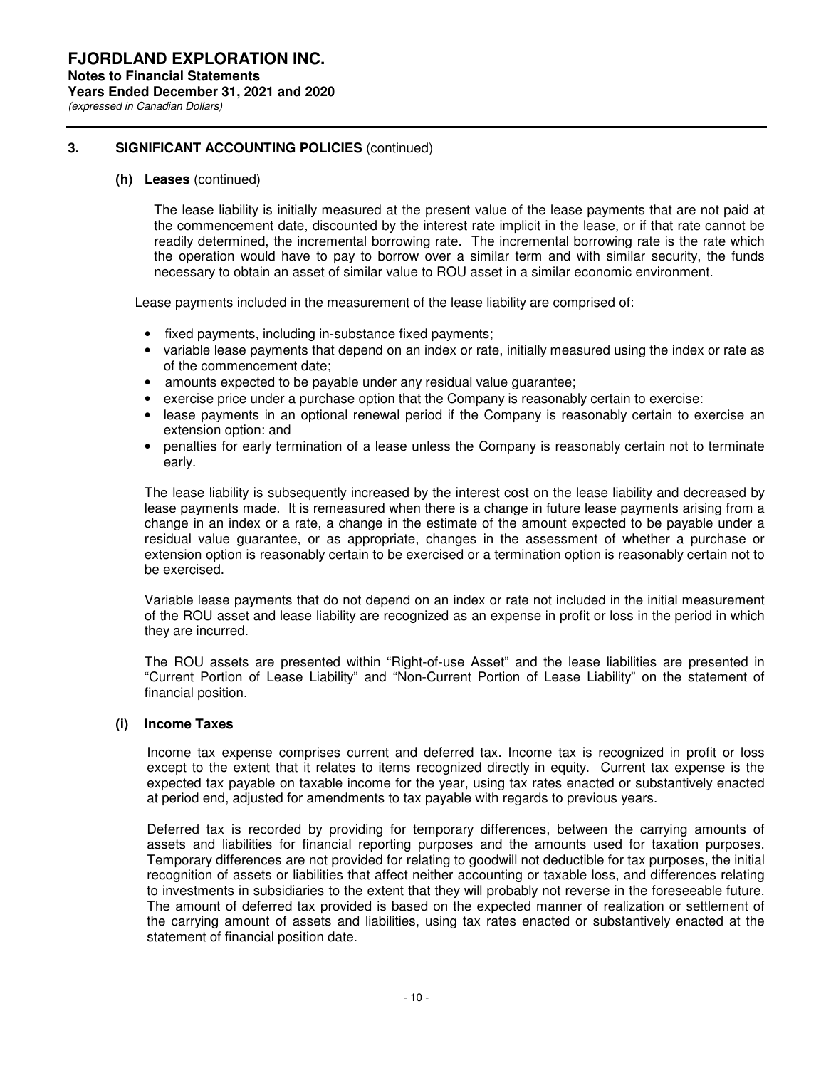## 3. SIGNIFICANT ACCOUNTING POLICIES (continued)

### (h) Leases (continued)

The lease liability is initially measured at the present value of the lease payments that are not paid at the commencement date, discounted by the interest rate implicit in the lease, or if that rate cannot be readily determined, the incremental borrowing rate. The incremental borrowing rate is the rate which the operation would have to pay to borrow over a similar term and with similar security, the funds necessary to obtain an asset of similar value to ROU asset in a similar economic environment.

Lease payments included in the measurement of the lease liability are comprised of:

- fixed payments, including in-substance fixed payments;
- variable lease payments that depend on an index or rate, initially measured using the index or rate as of the commencement date;
- amounts expected to be payable under any residual value guarantee;
- exercise price under a purchase option that the Company is reasonably certain to exercise:
- lease payments in an optional renewal period if the Company is reasonably certain to exercise an extension option: and
- penalties for early termination of a lease unless the Company is reasonably certain not to terminate early.

The lease liability is subsequently increased by the interest cost on the lease liability and decreased by lease payments made. It is remeasured when there is a change in future lease payments arising from a change in an index or a rate, a change in the estimate of the amount expected to be payable under a residual value guarantee, or as appropriate, changes in the assessment of whether a purchase or extension option is reasonably certain to be exercised or a termination option is reasonably certain not to be exercised.

Variable lease payments that do not depend on an index or rate not included in the initial measurement of the ROU asset and lease liability are recognized as an expense in profit or loss in the period in which they are incurred.

The ROU assets are presented within "Right-of-use Asset" and the lease liabilities are presented in "Current Portion of Lease Liability" and "Non-Current Portion of Lease Liability" on the statement of financial position.

### (i) Income Taxes

Income tax expense comprises current and deferred tax. Income tax is recognized in profit or loss except to the extent that it relates to items recognized directly in equity. Current tax expense is the expected tax payable on taxable income for the year, using tax rates enacted or substantively enacted at period end, adjusted for amendments to tax payable with regards to previous years.

Deferred tax is recorded by providing for temporary differences, between the carrying amounts of assets and liabilities for financial reporting purposes and the amounts used for taxation purposes. Temporary differences are not provided for relating to goodwill not deductible for tax purposes, the initial recognition of assets or liabilities that affect neither accounting or taxable loss, and differences relating to investments in subsidiaries to the extent that they will probably not reverse in the foreseeable future. The amount of deferred tax provided is based on the expected manner of realization or settlement of the carrying amount of assets and liabilities, using tax rates enacted or substantively enacted at the statement of financial position date.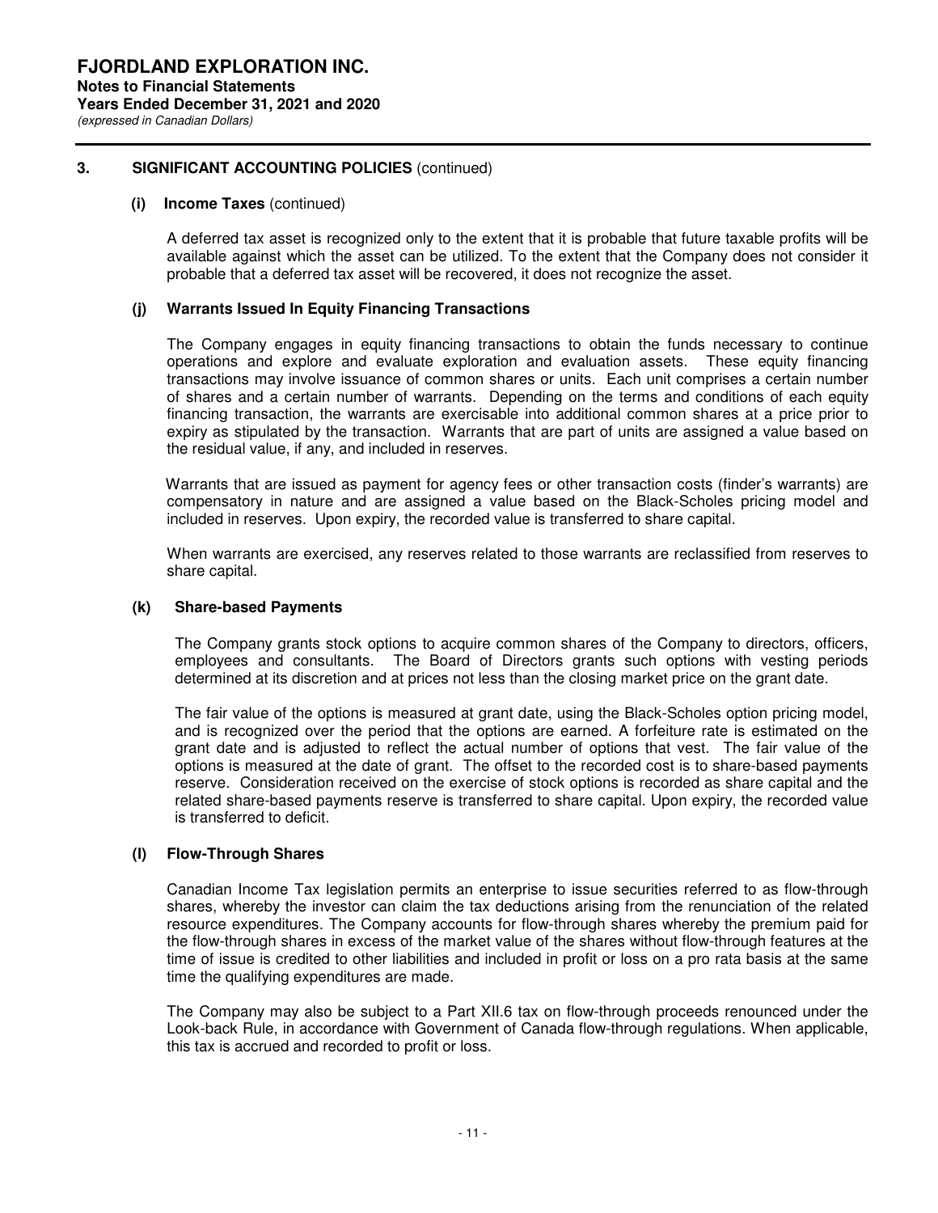## 3. SIGNIFICANT ACCOUNTING POLICIES (continued)

### (i) Income Taxes (continued)

A deferred tax asset is recognized only to the extent that it is probable that future taxable profits will be available against which the asset can be utilized. To the extent that the Company does not consider it probable that a deferred tax asset will be recovered, it does not recognize the asset.

### (j) Warrants Issued In Equity Financing Transactions

The Company engages in equity financing transactions to obtain the funds necessary to continue operations and explore and evaluate exploration and evaluation assets. These equity financing transactions may involve issuance of common shares or units. Each unit comprises a certain number of shares and a certain number of warrants. Depending on the terms and conditions of each equity financing transaction, the warrants are exercisable into additional common shares at a price prior to expiry as stipulated by the transaction. Warrants that are part of units are assigned a value based on the residual value, if any, and included in reserves.

Warrants that are issued as payment for agency fees or other transaction costs (finder's warrants) are compensatory in nature and are assigned a value based on the Black-Scholes pricing model and included in reserves. Upon expiry, the recorded value is transferred to share capital.

When warrants are exercised, any reserves related to those warrants are reclassified from reserves to share capital.

### (k) Share-based Payments

The Company grants stock options to acquire common shares of the Company to directors, officers, employees and consultants. The Board of Directors grants such options with vesting periods determined at its discretion and at prices not less than the closing market price on the grant date.

The fair value of the options is measured at grant date, using the Black-Scholes option pricing model, and is recognized over the period that the options are earned. A forfeiture rate is estimated on the grant date and is adjusted to reflect the actual number of options that vest. The fair value of the options is measured at the date of grant. The offset to the recorded cost is to share-based payments reserve. Consideration received on the exercise of stock options is recorded as share capital and the related share-based payments reserve is transferred to share capital. Upon expiry, the recorded value is transferred to deficit.

### (l) Flow-Through Shares

Canadian Income Tax legislation permits an enterprise to issue securities referred to as flow-through shares, whereby the investor can claim the tax deductions arising from the renunciation of the related resource expenditures. The Company accounts for flow-through shares whereby the premium paid for the flow-through shares in excess of the market value of the shares without flow-through features at the time of issue is credited to other liabilities and included in profit or loss on a pro rata basis at the same time the qualifying expenditures are made.

The Company may also be subject to a Part XII.6 tax on flow-through proceeds renounced under the Look-back Rule, in accordance with Government of Canada flow-through regulations. When applicable, this tax is accrued and recorded to profit or loss.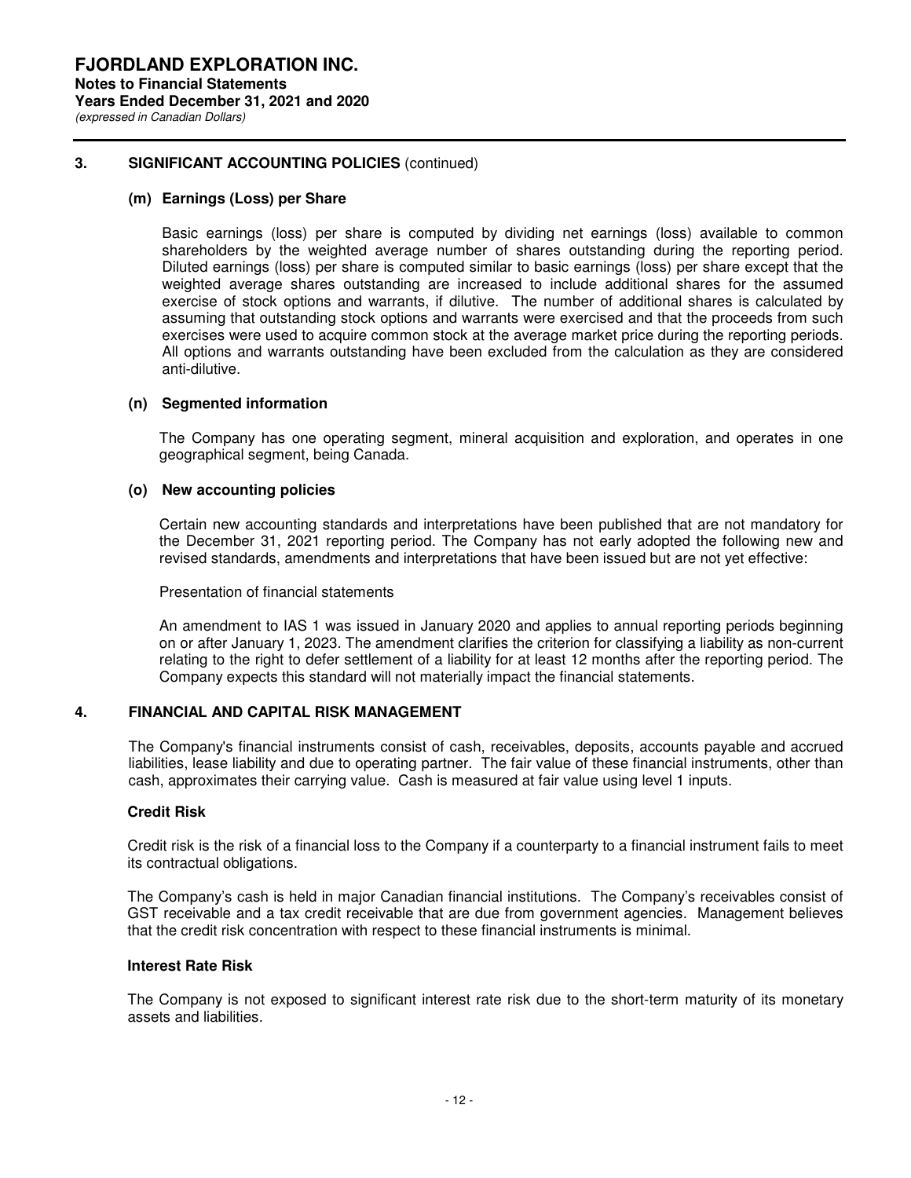## 3. SIGNIFICANT ACCOUNTING POLICIES (continued)

### (m) Earnings (Loss) per Share

Basic earnings (loss) per share is computed by dividing net earnings (loss) available to common shareholders by the weighted average number of shares outstanding during the reporting period. Diluted earnings (loss) per share is computed similar to basic earnings (loss) per share except that the weighted average shares outstanding are increased to include additional shares for the assumed exercise of stock options and warrants, if dilutive. The number of additional shares is calculated by assuming that outstanding stock options and warrants were exercised and that the proceeds from such exercises were used to acquire common stock at the average market price during the reporting periods. All options and warrants outstanding have been excluded from the calculation as they are considered anti-dilutive.

### (n) Segmented information

The Company has one operating segment, mineral acquisition and exploration, and operates in one geographical segment, being Canada.

### (o) New accounting policies

Certain new accounting standards and interpretations have been published that are not mandatory for the December 31, 2021 reporting period. The Company has not early adopted the following new and revised standards, amendments and interpretations that have been issued but are not yet effective:

Presentation of financial statements

An amendment to IAS 1 was issued in January 2020 and applies to annual reporting periods beginning on or after January 1, 2023. The amendment clarifies the criterion for classifying a liability as non-current relating to the right to defer settlement of a liability for at least 12 months after the reporting period. The Company expects this standard will not materially impact the financial statements.

## 4. FINANCIAL AND CAPITAL RISK MANAGEMENT

The Company's financial instruments consist of cash, receivables, deposits, accounts payable and accrued liabilities, lease liability and due to operating partner. The fair value of these financial instruments, other than cash, approximates their carrying value. Cash is measured at fair value using level 1 inputs.

### Credit Risk

Credit risk is the risk of a financial loss to the Company if a counterparty to a financial instrument fails to meet its contractual obligations.

The Company's cash is held in major Canadian financial institutions. The Company's receivables consist of GST receivable and a tax credit receivable that are due from government agencies. Management believes that the credit risk concentration with respect to these financial instruments is minimal.

### Interest Rate Risk

The Company is not exposed to significant interest rate risk due to the short-term maturity of its monetary assets and liabilities.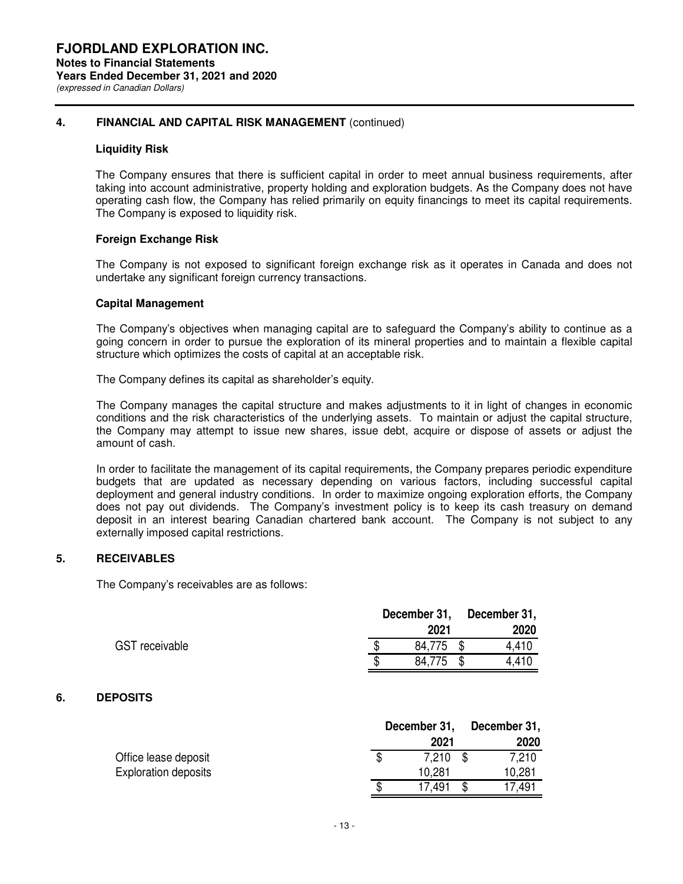## 4. FINANCIAL AND CAPITAL RISK MANAGEMENT (continued)

### Liquidity Risk

The Company ensures that there is sufficient capital in order to meet annual business requirements, after taking into account administrative, property holding and exploration budgets. As the Company does not have operating cash flow, the Company has relied primarily on equity financings to meet its capital requirements. The Company is exposed to liquidity risk.

### Foreign Exchange Risk

The Company is not exposed to significant foreign exchange risk as it operates in Canada and does not undertake any significant foreign currency transactions.

### Capital Management

The Company's objectives when managing capital are to safeguard the Company's ability to continue as a going concern in order to pursue the exploration of its mineral properties and to maintain a flexible capital structure which optimizes the costs of capital at an acceptable risk.

The Company defines its capital as shareholder's equity.

The Company manages the capital structure and makes adjustments to it in light of changes in economic conditions and the risk characteristics of the underlying assets. To maintain or adjust the capital structure, the Company may attempt to issue new shares, issue debt, acquire or dispose of assets or adjust the amount of cash.

In order to facilitate the management of its capital requirements, the Company prepares periodic expenditure budgets that are updated as necessary depending on various factors, including successful capital deployment and general industry conditions. In order to maximize ongoing exploration efforts, the Company does not pay out dividends. The Company's investment policy is to keep its cash treasury on demand deposit in an interest bearing Canadian chartered bank account. The Company is not subject to any externally imposed capital restrictions.

## 5. RECEIVABLES

The Company's receivables are as follows:

| | December 31, 2021 | December 31, 2020 |
|---|---|---|
| GST receivable | $ 84,775 | $ 4,410 |
| | $ 84,775 | $ 4,410 |

## 6. DEPOSITS

| | December 31, 2021 | December 31, 2020 |
|---|---|---|
| Office lease deposit | $ 7,210 | $ 7,210 |
| Exploration deposits | 10,281 | 10,281 |
| | $ 17,491 | $ 17,491 |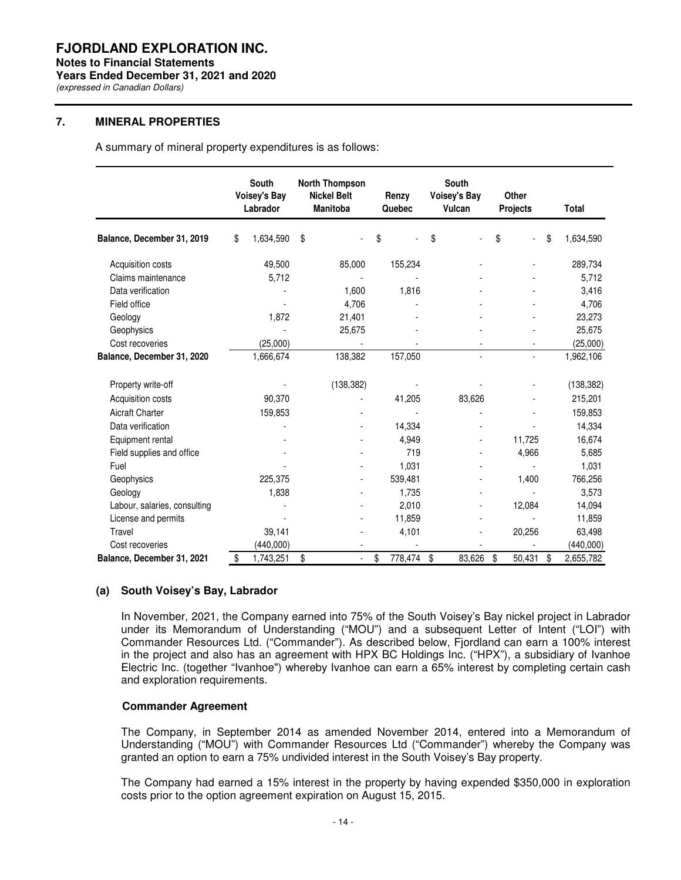# FJORDLAND EXPLORATION INC.

**Notes to Financial Statements**
**Years Ended December 31, 2021 and 2020**
*(expressed in Canadian Dollars)*

## 7. MINERAL PROPERTIES

A summary of mineral property expenditures is as follows:

| | South Voisey's Bay Labrador | North Thompson Nickel Belt Manitoba | Renzy Quebec | South Voisey's Bay Vulcan | Other Projects | Total |
|---|---|---|---|---|---|---|
| **Balance, December 31, 2019** | $ 1,634,590 | $ - | $ - | $ - | $ - | $ 1,634,590 |
| Acquisition costs | 49,500 | 85,000 | 155,234 | - | - | 289,734 |
| Claims maintenance | 5,712 | - | - | - | - | 5,712 |
| Data verification | - | 1,600 | 1,816 | - | - | 3,416 |
| Field office | - | 4,706 | - | - | - | 4,706 |
| Geology | 1,872 | 21,401 | - | - | - | 23,273 |
| Geophysics | - | 25,675 | - | - | - | 25,675 |
| Cost recoveries | (25,000) | - | - | - | - | (25,000) |
| **Balance, December 31, 2020** | 1,666,674 | 138,382 | 157,050 | - | - | 1,962,106 |
| Property write-off | - | (138,382) | - | - | - | (138,382) |
| Acquisition costs | 90,370 | - | 41,205 | 83,626 | - | 215,201 |
| Aicraft Charter | 159,853 | - | - | - | - | 159,853 |
| Data verification | - | - | 14,334 | - | - | 14,334 |
| Equipment rental | - | - | 4,949 | - | 11,725 | 16,674 |
| Field supplies and office | - | - | 719 | - | 4,966 | 5,685 |
| Fuel | - | - | 1,031 | - | - | 1,031 |
| Geophysics | 225,375 | - | 539,481 | - | 1,400 | 766,256 |
| Geology | 1,838 | - | 1,735 | - | - | 3,573 |
| Labour, salaries, consulting | - | - | 2,010 | - | 12,084 | 14,094 |
| License and permits | - | - | 11,859 | - | - | 11,859 |
| Travel | 39,141 | - | 4,101 | - | 20,256 | 63,498 |
| Cost recoveries | (440,000) | - | - | - | - | (440,000) |
| **Balance, December 31, 2021** | $ 1,743,251 | $ - | $ 778,474 | $ 83,626 | $ 50,431 | $ 2,655,782 |

### (a) South Voisey's Bay, Labrador

In November, 2021, the Company earned into 75% of the South Voisey's Bay nickel project in Labrador under its Memorandum of Understanding ("MOU") and a subsequent Letter of Intent ("LOI") with Commander Resources Ltd. ("Commander"). As described below, Fjordland can earn a 100% interest in the project and also has an agreement with HPX BC Holdings Inc. ("HPX"), a subsidiary of Ivanhoe Electric Inc. (together "Ivanhoe") whereby Ivanhoe can earn a 65% interest by completing certain cash and exploration requirements.

**Commander Agreement**

The Company, in September 2014 as amended November 2014, entered into a Memorandum of Understanding ("MOU") with Commander Resources Ltd ("Commander") whereby the Company was granted an option to earn a 75% undivided interest in the South Voisey's Bay property.

The Company had earned a 15% interest in the property by having expended $350,000 in exploration costs prior to the option agreement expiration on August 15, 2015.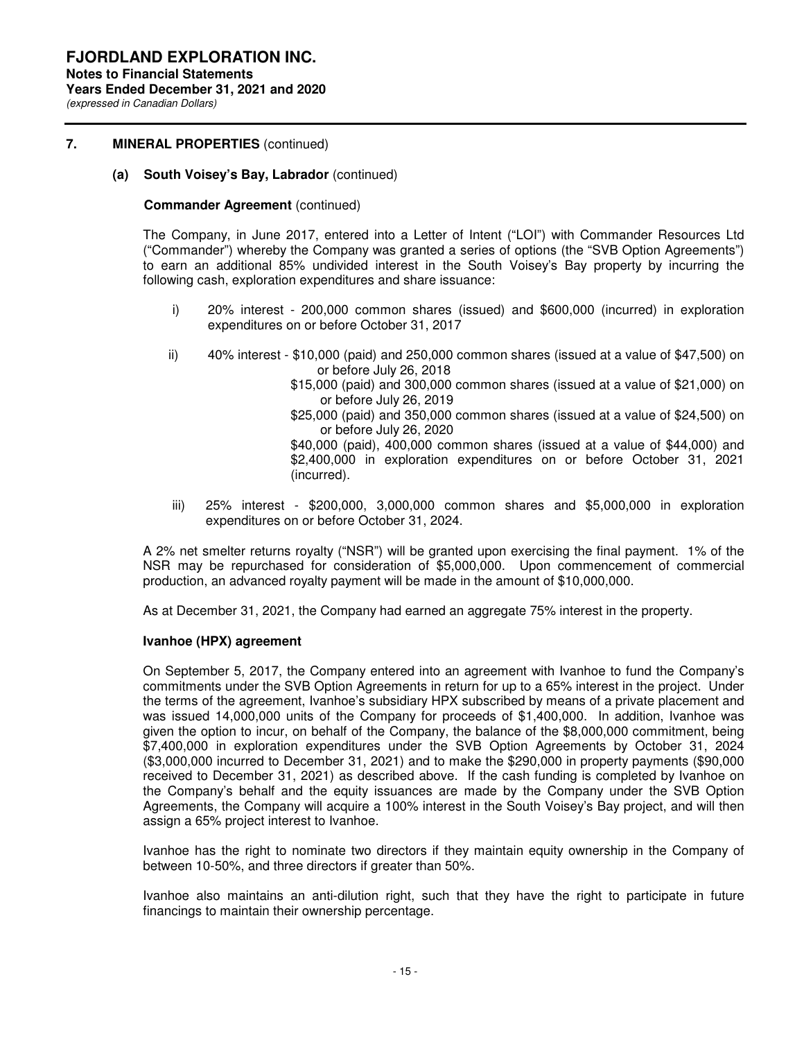## 7. MINERAL PROPERTIES (continued)

### (a) South Voisey's Bay, Labrador (continued)

**Commander Agreement** (continued)

The Company, in June 2017, entered into a Letter of Intent ("LOI") with Commander Resources Ltd ("Commander") whereby the Company was granted a series of options (the "SVB Option Agreements") to earn an additional 85% undivided interest in the South Voisey's Bay property by incurring the following cash, exploration expenditures and share issuance:

i) 20% interest - 200,000 common shares (issued) and $600,000 (incurred) in exploration expenditures on or before October 31, 2017

ii) 40% interest - $10,000 (paid) and 250,000 common shares (issued at a value of $47,500) on or before July 26, 2018
$15,000 (paid) and 300,000 common shares (issued at a value of $21,000) on or before July 26, 2019
$25,000 (paid) and 350,000 common shares (issued at a value of $24,500) on or before July 26, 2020
$40,000 (paid), 400,000 common shares (issued at a value of $44,000) and $2,400,000 in exploration expenditures on or before October 31, 2021 (incurred).

iii) 25% interest - $200,000, 3,000,000 common shares and $5,000,000 in exploration expenditures on or before October 31, 2024.

A 2% net smelter returns royalty ("NSR") will be granted upon exercising the final payment. 1% of the NSR may be repurchased for consideration of $5,000,000. Upon commencement of commercial production, an advanced royalty payment will be made in the amount of $10,000,000.

As at December 31, 2021, the Company had earned an aggregate 75% interest in the property.

**Ivanhoe (HPX) agreement**

On September 5, 2017, the Company entered into an agreement with Ivanhoe to fund the Company's commitments under the SVB Option Agreements in return for up to a 65% interest in the project. Under the terms of the agreement, Ivanhoe's subsidiary HPX subscribed by means of a private placement and was issued 14,000,000 units of the Company for proceeds of $1,400,000. In addition, Ivanhoe was given the option to incur, on behalf of the Company, the balance of the $8,000,000 commitment, being $7,400,000 in exploration expenditures under the SVB Option Agreements by October 31, 2024 ($3,000,000 incurred to December 31, 2021) and to make the $290,000 in property payments ($90,000 received to December 31, 2021) as described above. If the cash funding is completed by Ivanhoe on the Company's behalf and the equity issuances are made by the Company under the SVB Option Agreements, the Company will acquire a 100% interest in the South Voisey's Bay project, and will then assign a 65% project interest to Ivanhoe.

Ivanhoe has the right to nominate two directors if they maintain equity ownership in the Company of between 10-50%, and three directors if greater than 50%.

Ivanhoe also maintains an anti-dilution right, such that they have the right to participate in future financings to maintain their ownership percentage.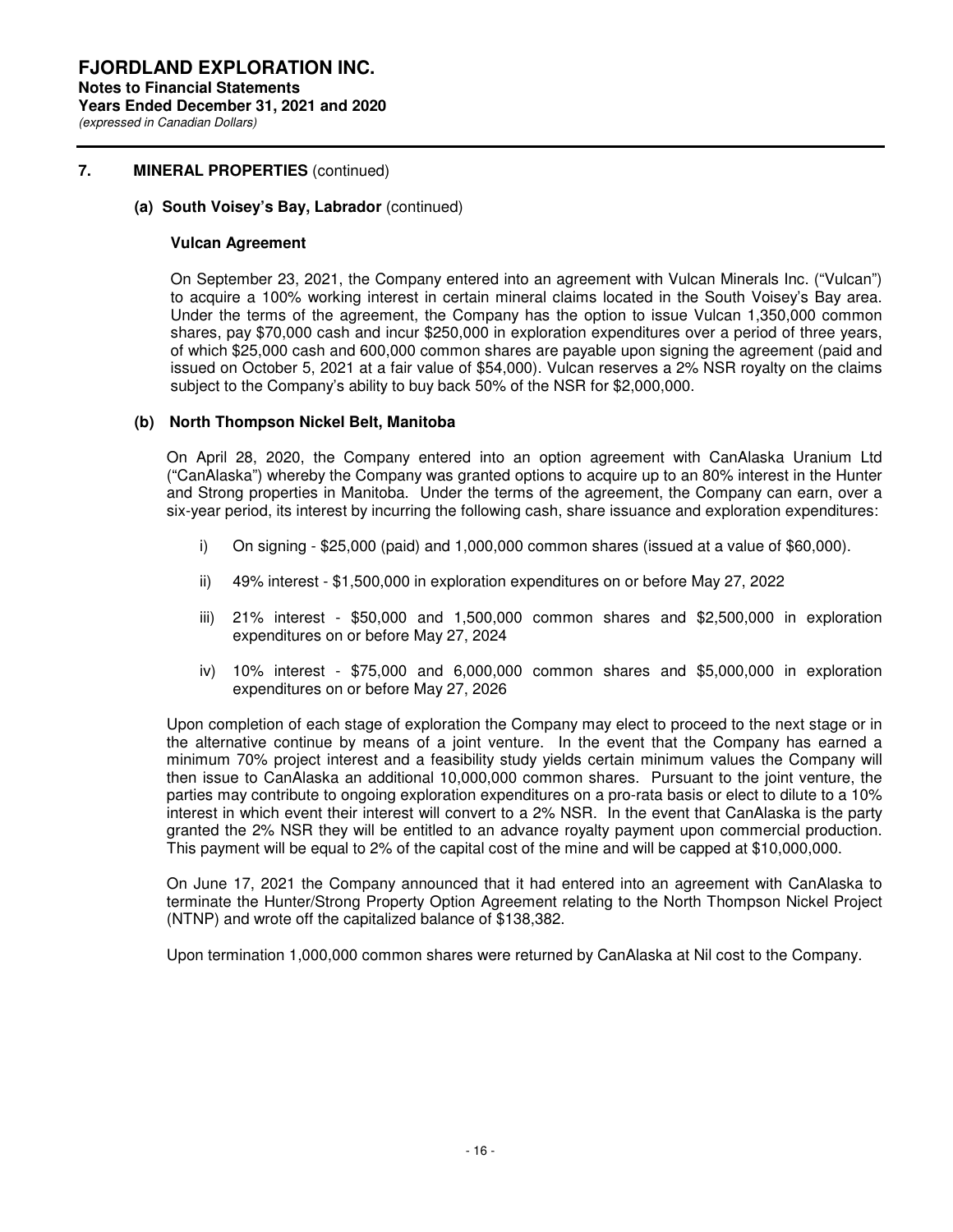## 7. MINERAL PROPERTIES (continued)

### (a) South Voisey's Bay, Labrador (continued)

**Vulcan Agreement**

On September 23, 2021, the Company entered into an agreement with Vulcan Minerals Inc. ("Vulcan") to acquire a 100% working interest in certain mineral claims located in the South Voisey's Bay area. Under the terms of the agreement, the Company has the option to issue Vulcan 1,350,000 common shares, pay $70,000 cash and incur $250,000 in exploration expenditures over a period of three years, of which $25,000 cash and 600,000 common shares are payable upon signing the agreement (paid and issued on October 5, 2021 at a fair value of $54,000). Vulcan reserves a 2% NSR royalty on the claims subject to the Company's ability to buy back 50% of the NSR for $2,000,000.

### (b) North Thompson Nickel Belt, Manitoba

On April 28, 2020, the Company entered into an option agreement with CanAlaska Uranium Ltd ("CanAlaska") whereby the Company was granted options to acquire up to an 80% interest in the Hunter and Strong properties in Manitoba. Under the terms of the agreement, the Company can earn, over a six-year period, its interest by incurring the following cash, share issuance and exploration expenditures:

i) On signing - $25,000 (paid) and 1,000,000 common shares (issued at a value of $60,000).

ii) 49% interest - $1,500,000 in exploration expenditures on or before May 27, 2022

iii) 21% interest - $50,000 and 1,500,000 common shares and $2,500,000 in exploration expenditures on or before May 27, 2024

iv) 10% interest - $75,000 and 6,000,000 common shares and $5,000,000 in exploration expenditures on or before May 27, 2026

Upon completion of each stage of exploration the Company may elect to proceed to the next stage or in the alternative continue by means of a joint venture. In the event that the Company has earned a minimum 70% project interest and a feasibility study yields certain minimum values the Company will then issue to CanAlaska an additional 10,000,000 common shares. Pursuant to the joint venture, the parties may contribute to ongoing exploration expenditures on a pro-rata basis or elect to dilute to a 10% interest in which event their interest will convert to a 2% NSR. In the event that CanAlaska is the party granted the 2% NSR they will be entitled to an advance royalty payment upon commercial production. This payment will be equal to 2% of the capital cost of the mine and will be capped at $10,000,000.

On June 17, 2021 the Company announced that it had entered into an agreement with CanAlaska to terminate the Hunter/Strong Property Option Agreement relating to the North Thompson Nickel Project (NTNP) and wrote off the capitalized balance of $138,382.

Upon termination 1,000,000 common shares were returned by CanAlaska at Nil cost to the Company.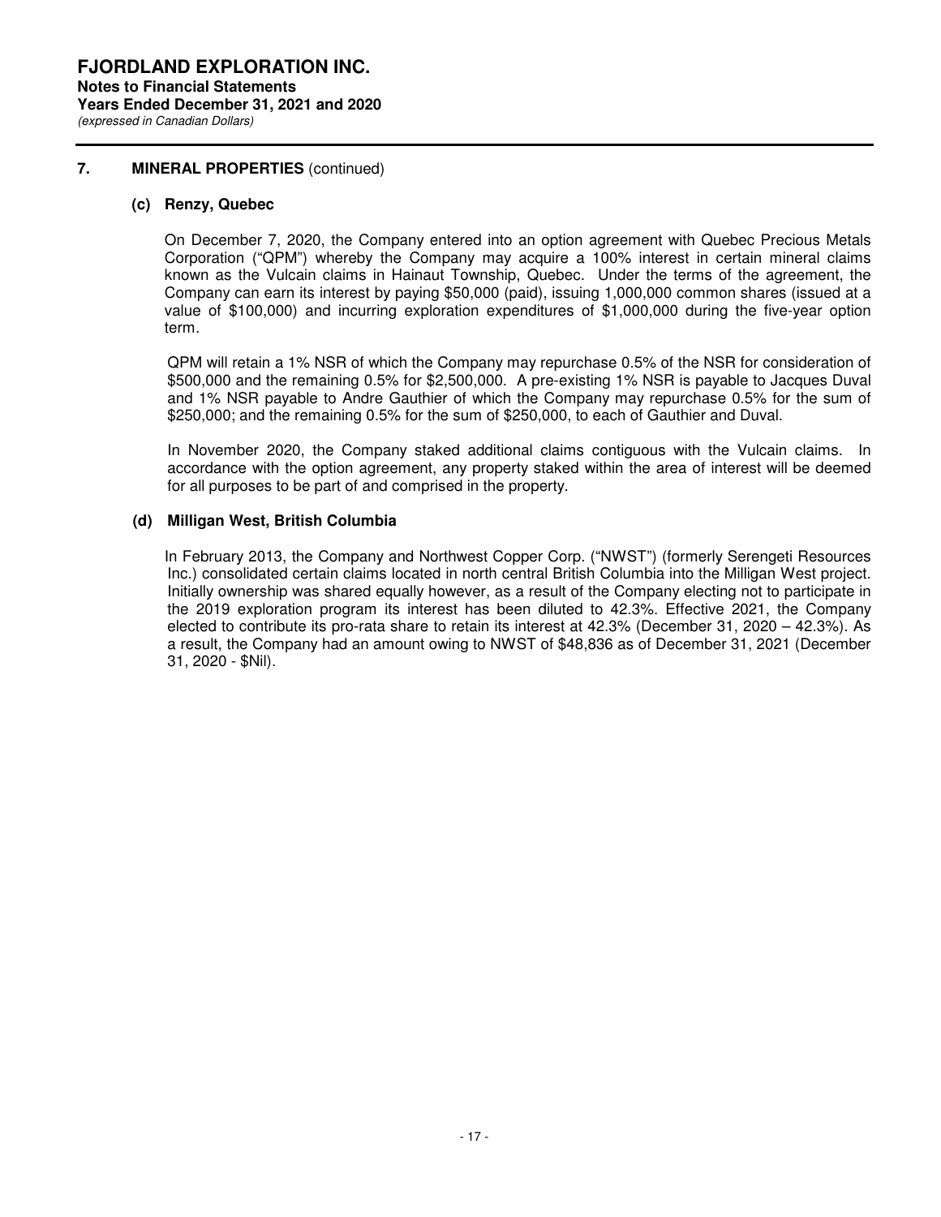## 7. MINERAL PROPERTIES (continued)

### (c) Renzy, Quebec

On December 7, 2020, the Company entered into an option agreement with Quebec Precious Metals Corporation ("QPM") whereby the Company may acquire a 100% interest in certain mineral claims known as the Vulcain claims in Hainaut Township, Quebec. Under the terms of the agreement, the Company can earn its interest by paying $50,000 (paid), issuing 1,000,000 common shares (issued at a value of $100,000) and incurring exploration expenditures of $1,000,000 during the five-year option term.

QPM will retain a 1% NSR of which the Company may repurchase 0.5% of the NSR for consideration of $500,000 and the remaining 0.5% for $2,500,000. A pre-existing 1% NSR is payable to Jacques Duval and 1% NSR payable to Andre Gauthier of which the Company may repurchase 0.5% for the sum of $250,000; and the remaining 0.5% for the sum of $250,000, to each of Gauthier and Duval.

In November 2020, the Company staked additional claims contiguous with the Vulcain claims. In accordance with the option agreement, any property staked within the area of interest will be deemed for all purposes to be part of and comprised in the property.

### (d) Milligan West, British Columbia

In February 2013, the Company and Northwest Copper Corp. ("NWST") (formerly Serengeti Resources Inc.) consolidated certain claims located in north central British Columbia into the Milligan West project. Initially ownership was shared equally however, as a result of the Company electing not to participate in the 2019 exploration program its interest has been diluted to 42.3%. Effective 2021, the Company elected to contribute its pro-rata share to retain its interest at 42.3% (December 31, 2020 – 42.3%). As a result, the Company had an amount owing to NWST of $48,836 as of December 31, 2021 (December 31, 2020 - $Nil).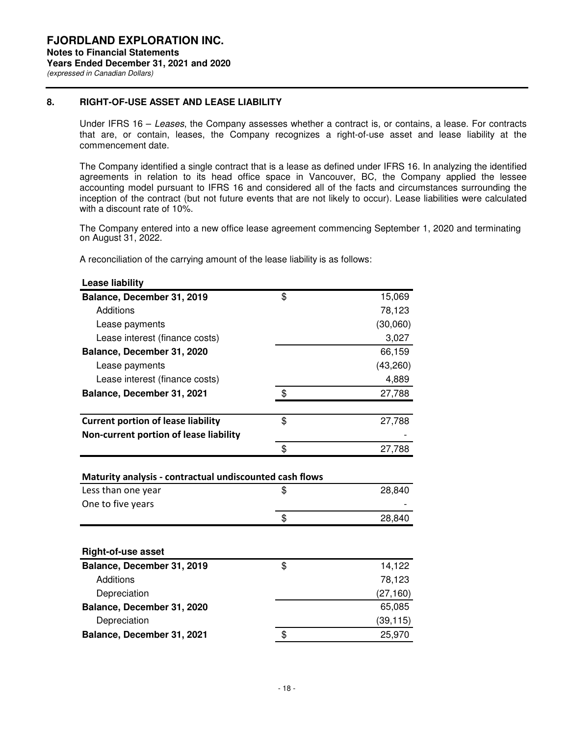## 8. RIGHT-OF-USE ASSET AND LEASE LIABILITY

Under IFRS 16 – *Leases*, the Company assesses whether a contract is, or contains, a lease. For contracts that are, or contain, leases, the Company recognizes a right-of-use asset and lease liability at the commencement date.

The Company identified a single contract that is a lease as defined under IFRS 16. In analyzing the identified agreements in relation to its head office space in Vancouver, BC, the Company applied the lessee accounting model pursuant to IFRS 16 and considered all of the facts and circumstances surrounding the inception of the contract (but not future events that are not likely to occur). Lease liabilities were calculated with a discount rate of 10%.

The Company entered into a new office lease agreement commencing September 1, 2020 and terminating on August 31, 2022.

A reconciliation of the carrying amount of the lease liability is as follows:

| **Lease liability** | | |
|---|---|---|
| **Balance, December 31, 2019** | $ | 15,069 |
| Additions | | 78,123 |
| Lease payments | | (30,060) |
| Lease interest (finance costs) | | 3,027 |
| **Balance, December 31, 2020** | | 66,159 |
| Lease payments | | (43,260) |
| Lease interest (finance costs) | | 4,889 |
| **Balance, December 31, 2021** | $ | 27,788 |
| | | |
| **Current portion of lease liability** | $ | 27,788 |
| **Non-current portion of lease liability** | | - |
| | $ | 27,788 |

| **Maturity analysis - contractual undiscounted cash flows** | | |
|---|---|---|
| Less than one year | $ | 28,840 |
| One to five years | | - |
| | $ | 28,840 |

| **Right-of-use asset** | | |
|---|---|---|
| **Balance, December 31, 2019** | $ | 14,122 |
| Additions | | 78,123 |
| Depreciation | | (27,160) |
| **Balance, December 31, 2020** | | 65,085 |
| Depreciation | | (39,115) |
| **Balance, December 31, 2021** | $ | 25,970 |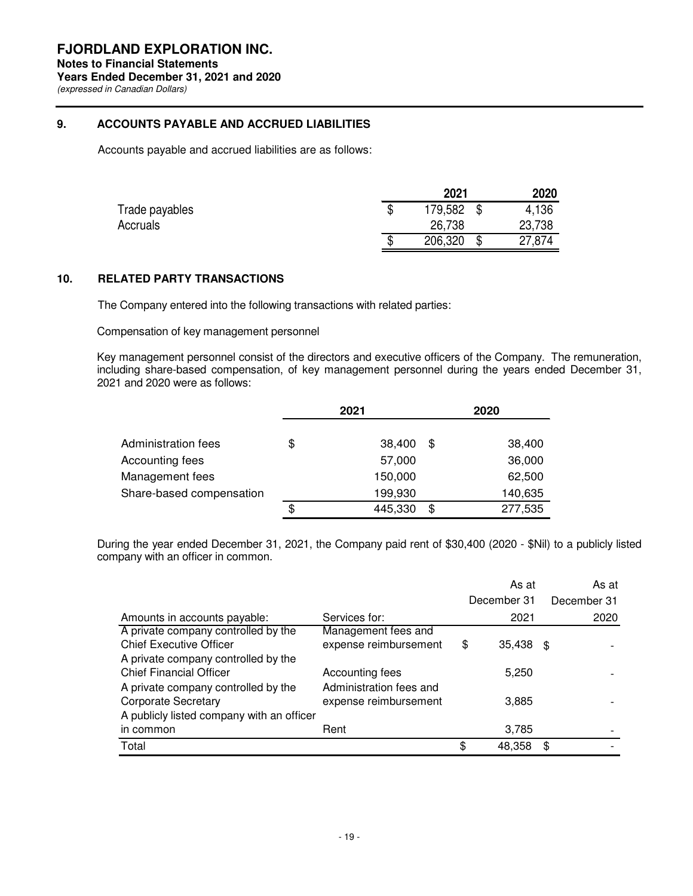## 9. ACCOUNTS PAYABLE AND ACCRUED LIABILITIES

Accounts payable and accrued liabilities are as follows:

| | 2021 | 2020 |
|---|---|---|
| Trade payables | $ 179,582 | $ 4,136 |
| Accruals | 26,738 | 23,738 |
| | $ 206,320 | $ 27,874 |

## 10. RELATED PARTY TRANSACTIONS

The Company entered into the following transactions with related parties:

Compensation of key management personnel

Key management personnel consist of the directors and executive officers of the Company. The remuneration, including share-based compensation, of key management personnel during the years ended December 31, 2021 and 2020 were as follows:

| | 2021 | 2020 |
|---|---|---|
| Administration fees | $ 38,400 | $ 38,400 |
| Accounting fees | 57,000 | 36,000 |
| Management fees | 150,000 | 62,500 |
| Share-based compensation | 199,930 | 140,635 |
| | $ 445,330 | $ 277,535 |

During the year ended December 31, 2021, the Company paid rent of $30,400 (2020 - $Nil) to a publicly listed company with an officer in common.

| Amounts in accounts payable: | Services for: | As at December 31 2021 | As at December 31 2020 |
|---|---|---|---|
| A private company controlled by the Chief Executive Officer | Management fees and expense reimbursement | $ 35,438 | $ - |
| A private company controlled by the Chief Financial Officer | Accounting fees | 5,250 | - |
| A private company controlled by the Corporate Secretary | Administration fees and expense reimbursement | 3,885 | - |
| A publicly listed company with an officer in common | Rent | 3,785 | - |
| Total | | $ 48,358 | $ - |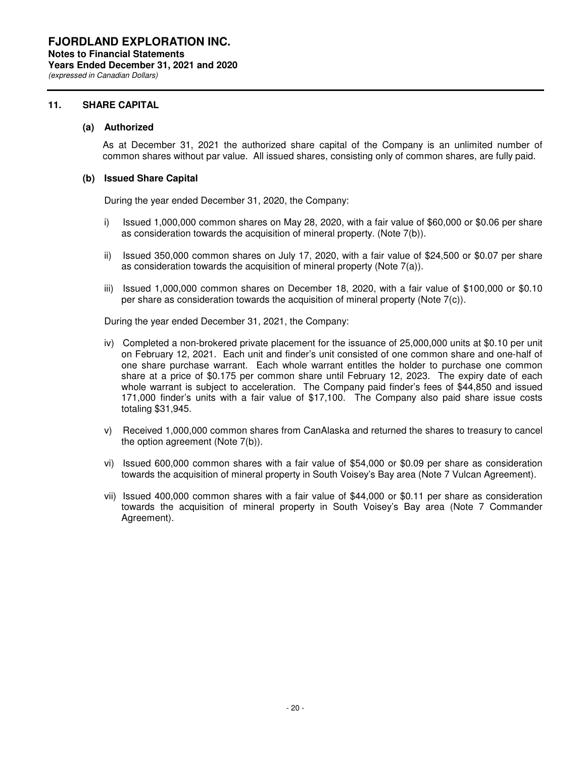## 11. SHARE CAPITAL

### (a) Authorized

As at December 31, 2021 the authorized share capital of the Company is an unlimited number of common shares without par value. All issued shares, consisting only of common shares, are fully paid.

### (b) Issued Share Capital

During the year ended December 31, 2020, the Company:

i) Issued 1,000,000 common shares on May 28, 2020, with a fair value of $60,000 or $0.06 per share as consideration towards the acquisition of mineral property. (Note 7(b)).

ii) Issued 350,000 common shares on July 17, 2020, with a fair value of $24,500 or $0.07 per share as consideration towards the acquisition of mineral property (Note 7(a)).

iii) Issued 1,000,000 common shares on December 18, 2020, with a fair value of $100,000 or $0.10 per share as consideration towards the acquisition of mineral property (Note 7(c)).

During the year ended December 31, 2021, the Company:

iv) Completed a non-brokered private placement for the issuance of 25,000,000 units at $0.10 per unit on February 12, 2021. Each unit and finder's unit consisted of one common share and one-half of one share purchase warrant. Each whole warrant entitles the holder to purchase one common share at a price of $0.175 per common share until February 12, 2023. The expiry date of each whole warrant is subject to acceleration. The Company paid finder's fees of $44,850 and issued 171,000 finder's units with a fair value of $17,100. The Company also paid share issue costs totaling $31,945.

v) Received 1,000,000 common shares from CanAlaska and returned the shares to treasury to cancel the option agreement (Note 7(b)).

vi) Issued 600,000 common shares with a fair value of $54,000 or $0.09 per share as consideration towards the acquisition of mineral property in South Voisey's Bay area (Note 7 Vulcan Agreement).

vii) Issued 400,000 common shares with a fair value of $44,000 or $0.11 per share as consideration towards the acquisition of mineral property in South Voisey's Bay area (Note 7 Commander Agreement).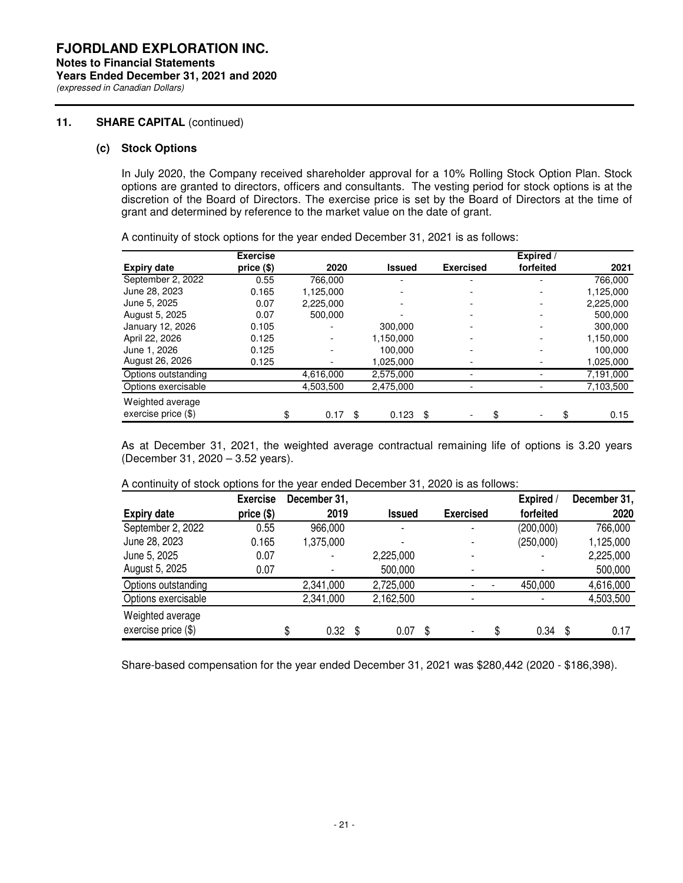## 11. SHARE CAPITAL (continued)

### (c) Stock Options

In July 2020, the Company received shareholder approval for a 10% Rolling Stock Option Plan. Stock options are granted to directors, officers and consultants. The vesting period for stock options is at the discretion of the Board of Directors. The exercise price is set by the Board of Directors at the time of grant and determined by reference to the market value on the date of grant.

A continuity of stock options for the year ended December 31, 2021 is as follows:

| Expiry date | Exercise price ($) | 2020 | Issued | Exercised | Expired / forfeited | 2021 |
|---|---|---|---|---|---|---|
| September 2, 2022 | 0.55 | 766,000 | - | - | - | 766,000 |
| June 28, 2023 | 0.165 | 1,125,000 | - | - | - | 1,125,000 |
| June 5, 2025 | 0.07 | 2,225,000 | - | - | - | 2,225,000 |
| August 5, 2025 | 0.07 | 500,000 | - | - | - | 500,000 |
| January 12, 2026 | 0.105 | - | 300,000 | - | - | 300,000 |
| April 22, 2026 | 0.125 | - | 1,150,000 | - | - | 1,150,000 |
| June 1, 2026 | 0.125 | - | 100,000 | - | - | 100,000 |
| August 26, 2026 | 0.125 | - | 1,025,000 | - | - | 1,025,000 |
| Options outstanding | | 4,616,000 | 2,575,000 | - | - | 7,191,000 |
| Options exercisable | | 4,503,500 | 2,475,000 | - | - | 7,103,500 |
| Weighted average exercise price ($) | | $ 0.17 | $ 0.123 | $ - | $ - | $ 0.15 |

As at December 31, 2021, the weighted average contractual remaining life of options is 3.20 years (December 31, 2020 – 3.52 years).

A continuity of stock options for the year ended December 31, 2020 is as follows:

| Expiry date | Exercise price ($) | December 31, 2019 | Issued | Exercised | Expired / forfeited | December 31, 2020 |
|---|---|---|---|---|---|---|
| September 2, 2022 | 0.55 | 966,000 | - | - | (200,000) | 766,000 |
| June 28, 2023 | 0.165 | 1,375,000 | - | - | (250,000) | 1,125,000 |
| June 5, 2025 | 0.07 | - | 2,225,000 | - | - | 2,225,000 |
| August 5, 2025 | 0.07 | - | 500,000 | - | - | 500,000 |
| Options outstanding | | 2,341,000 | 2,725,000 | - - | 450,000 | 4,616,000 |
| Options exercisable | | 2,341,000 | 2,162,500 | - | - | 4,503,500 |
| Weighted average exercise price ($) | | $ 0.32 | $ 0.07 | $ - | $ 0.34 | $ 0.17 |

Share-based compensation for the year ended December 31, 2021 was $280,442 (2020 - $186,398).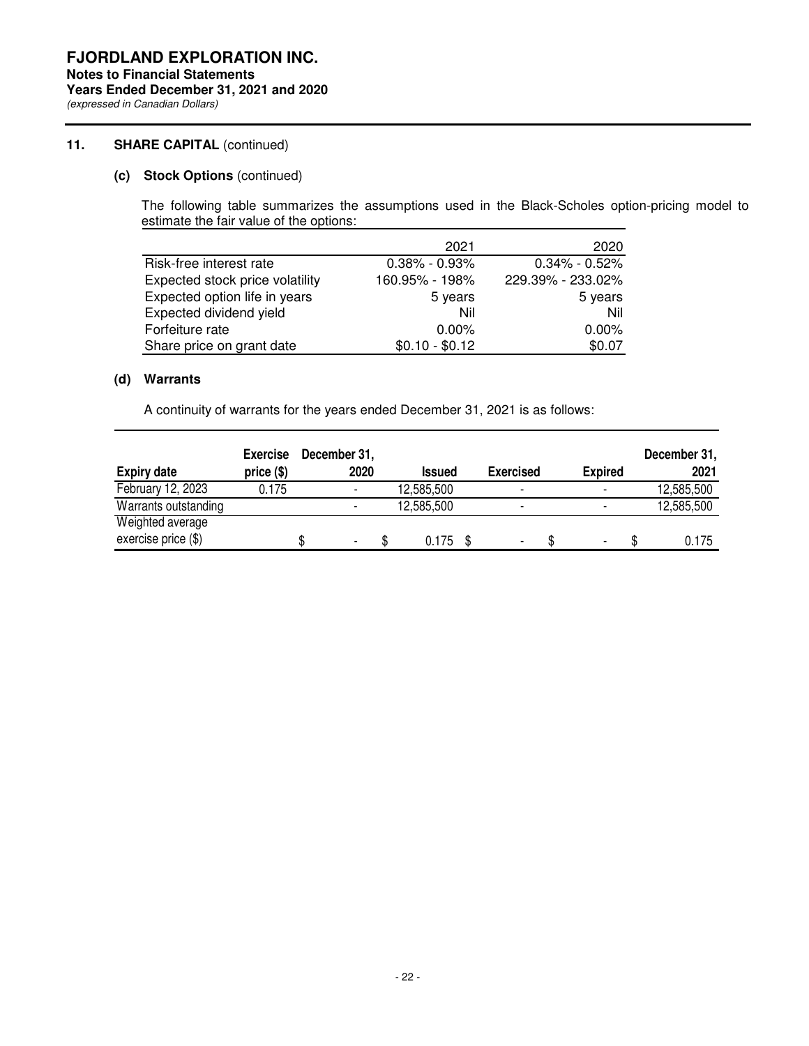## 11. SHARE CAPITAL (continued)

### (c) Stock Options (continued)

The following table summarizes the assumptions used in the Black-Scholes option-pricing model to estimate the fair value of the options:

| | 2021 | 2020 |
|---|---|---|
| Risk-free interest rate | 0.38% - 0.93% | 0.34% - 0.52% |
| Expected stock price volatility | 160.95% - 198% | 229.39% - 233.02% |
| Expected option life in years | 5 years | 5 years |
| Expected dividend yield | Nil | Nil |
| Forfeiture rate | 0.00% | 0.00% |
| Share price on grant date | $0.10 - $0.12 | $0.07 |

### (d) Warrants

A continuity of warrants for the years ended December 31, 2021 is as follows:

| Expiry date | Exercise price ($) | December 31, 2020 | Issued | Exercised | Expired | December 31, 2021 |
|---|---|---|---|---|---|---|
| February 12, 2023 | 0.175 | - | 12,585,500 | - | - | 12,585,500 |
| Warrants outstanding | | - | 12,585,500 | - | - | 12,585,500 |
| Weighted average exercise price ($) | | $ - | $ 0.175 | $ - | $ - | $ 0.175 |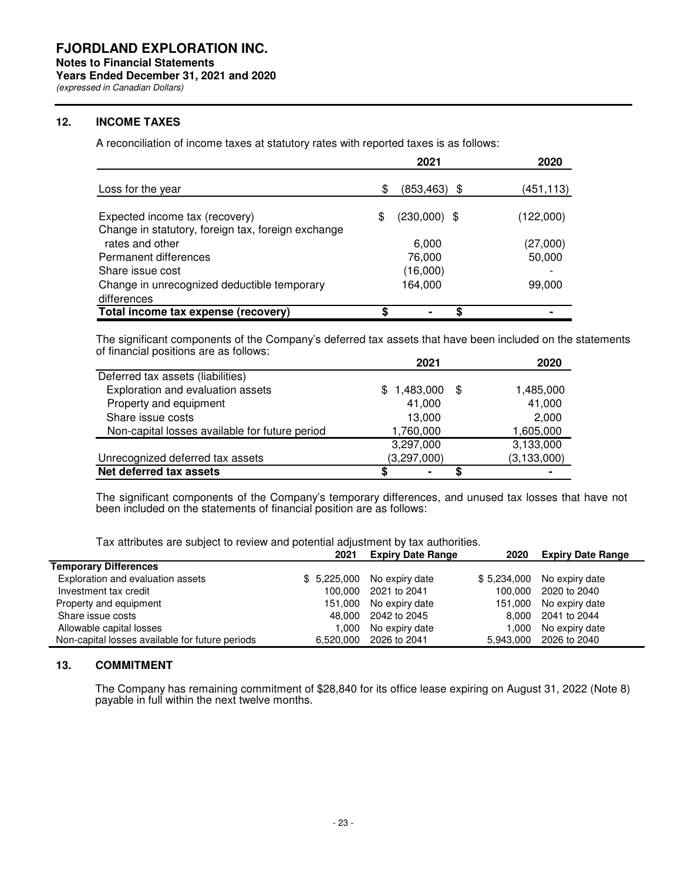## 12. INCOME TAXES

A reconciliation of income taxes at statutory rates with reported taxes is as follows:

| | 2021 | 2020 |
|---|---|---|
| Loss for the year | $ (853,463) | $ (451,113) |
| Expected income tax (recovery) | $ (230,000) | $ (122,000) |
| Change in statutory, foreign tax, foreign exchange rates and other | 6,000 | (27,000) |
| Permanent differences | 76,000 | 50,000 |
| Share issue cost | (16,000) | - |
| Change in unrecognized deductible temporary differences | 164,000 | 99,000 |
| **Total income tax expense (recovery)** | **$ -** | **$ -** |

The significant components of the Company's deferred tax assets that have been included on the statements of financial positions are as follows:

| | 2021 | 2020 |
|---|---|---|
| Deferred tax assets (liabilities) | | |
| Exploration and evaluation assets | $ 1,483,000 | $ 1,485,000 |
| Property and equipment | 41,000 | 41,000 |
| Share issue costs | 13,000 | 2,000 |
| Non-capital losses available for future period | 1,760,000 | 1,605,000 |
| | 3,297,000 | 3,133,000 |
| Unrecognized deferred tax assets | (3,297,000) | (3,133,000) |
| **Net deferred tax assets** | **$ -** | **$ -** |

The significant components of the Company's temporary differences, and unused tax losses that have not been included on the statements of financial position are as follows:

Tax attributes are subject to review and potential adjustment by tax authorities.

| | 2021 | Expiry Date Range | 2020 | Expiry Date Range |
|---|---|---|---|---|
| **Temporary Differences** | | | | |
| Exploration and evaluation assets | $ 5,225,000 | No expiry date | $ 5,234,000 | No expiry date |
| Investment tax credit | 100,000 | 2021 to 2041 | 100,000 | 2020 to 2040 |
| Property and equipment | 151,000 | No expiry date | 151,000 | No expiry date |
| Share issue costs | 48,000 | 2042 to 2045 | 8,000 | 2041 to 2044 |
| Allowable capital losses | 1,000 | No expiry date | 1,000 | No expiry date |
| Non-capital losses available for future periods | 6,520,000 | 2026 to 2041 | 5,943,000 | 2026 to 2040 |

## 13. COMMITMENT

The Company has remaining commitment of $28,840 for its office lease expiring on August 31, 2022 (Note 8) payable in full within the next twelve months.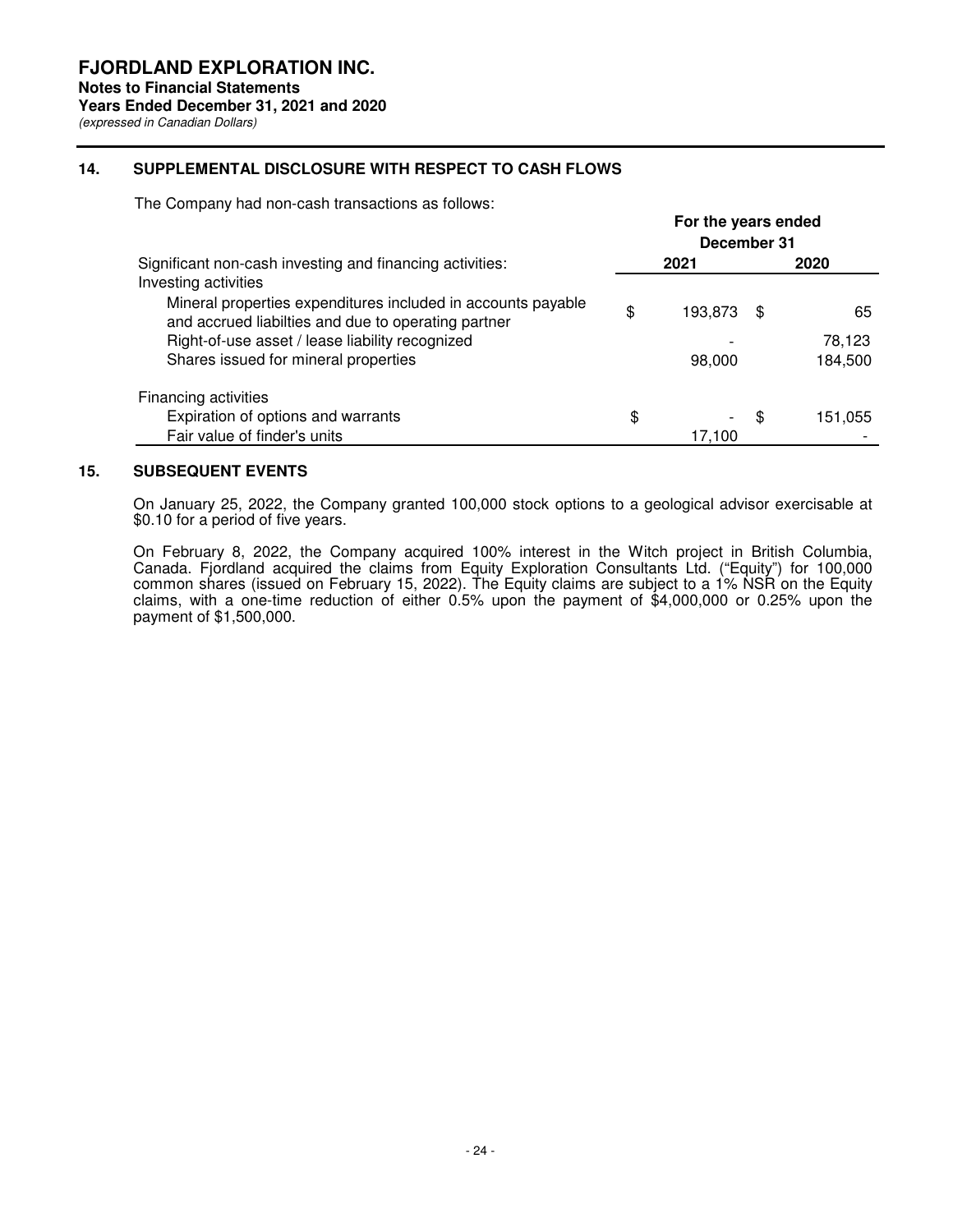# FJORDLAND EXPLORATION INC.

**Notes to Financial Statements**

**Years Ended December 31, 2021 and 2020**

*(expressed in Canadian Dollars)*

## 14. SUPPLEMENTAL DISCLOSURE WITH RESPECT TO CASH FLOWS

The Company had non-cash transactions as follows:

| | For the years ended December 31 | |
|---|---|---|
| Significant non-cash investing and financing activities: | 2021 | 2020 |
| Investing activities | | |
| Mineral properties expenditures included in accounts payable and accrued liabilties and due to operating partner | $ 193,873 | $ 65 |
| Right-of-use asset / lease liability recognized | - | 78,123 |
| Shares issued for mineral properties | 98,000 | 184,500 |
| Financing activities | | |
| Expiration of options and warrants | $ - | $ 151,055 |
| Fair value of finder's units | 17,100 | - |

## 15. SUBSEQUENT EVENTS

On January 25, 2022, the Company granted 100,000 stock options to a geological advisor exercisable at $0.10 for a period of five years.

On February 8, 2022, the Company acquired 100% interest in the Witch project in British Columbia, Canada. Fjordland acquired the claims from Equity Exploration Consultants Ltd. ("Equity") for 100,000 common shares (issued on February 15, 2022). The Equity claims are subject to a 1% NSR on the Equity claims, with a one-time reduction of either 0.5% upon the payment of $4,000,000 or 0.25% upon the payment of $1,500,000.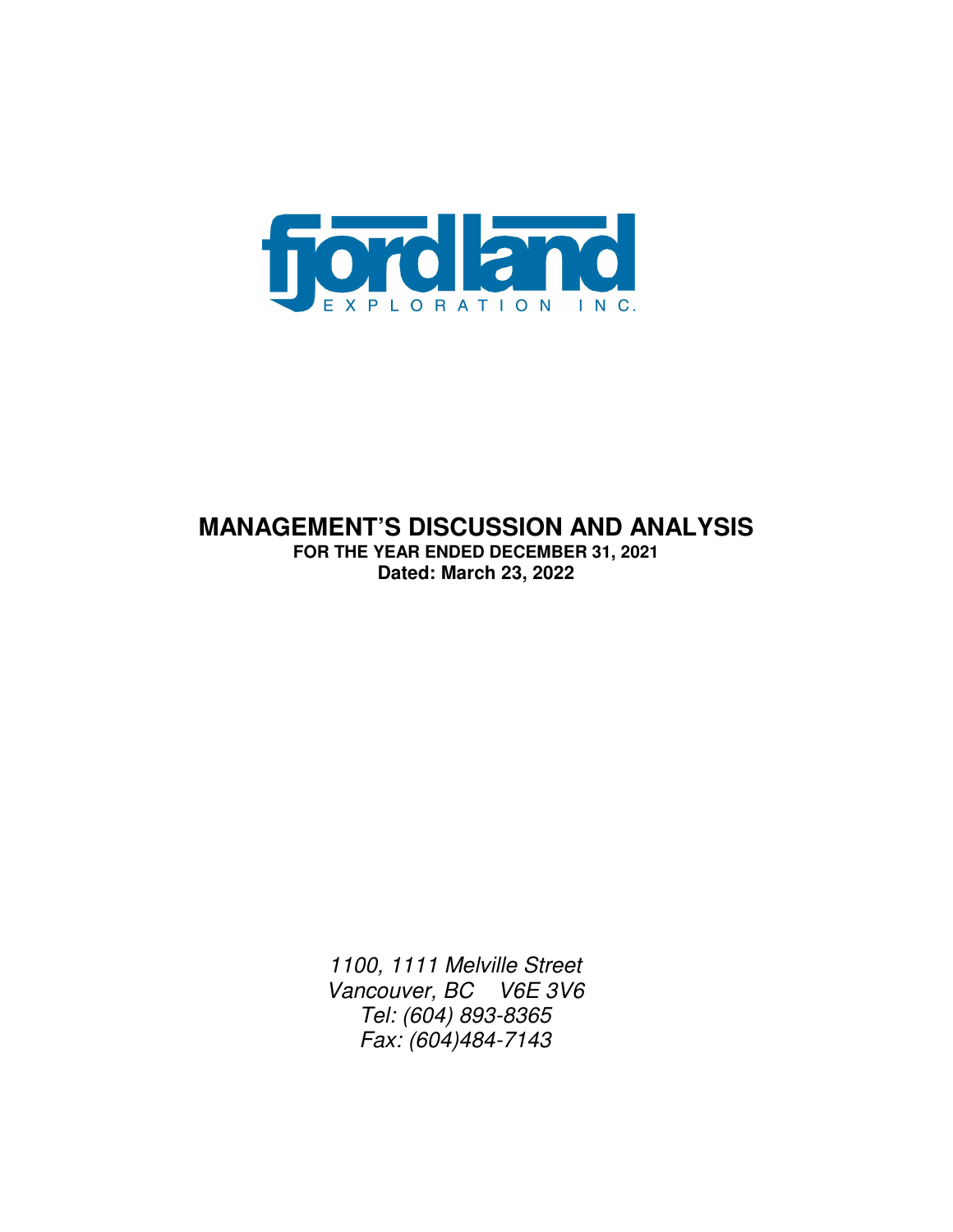fjordland

EXPLORATION INC.

# MANAGEMENT'S DISCUSSION AND ANALYSIS

**FOR THE YEAR ENDED DECEMBER 31, 2021**

**Dated: March 23, 2022**

*1100, 1111 Melville Street*
*Vancouver, BC V6E 3V6*
*Tel: (604) 893-8365*
*Fax: (604)484-7143*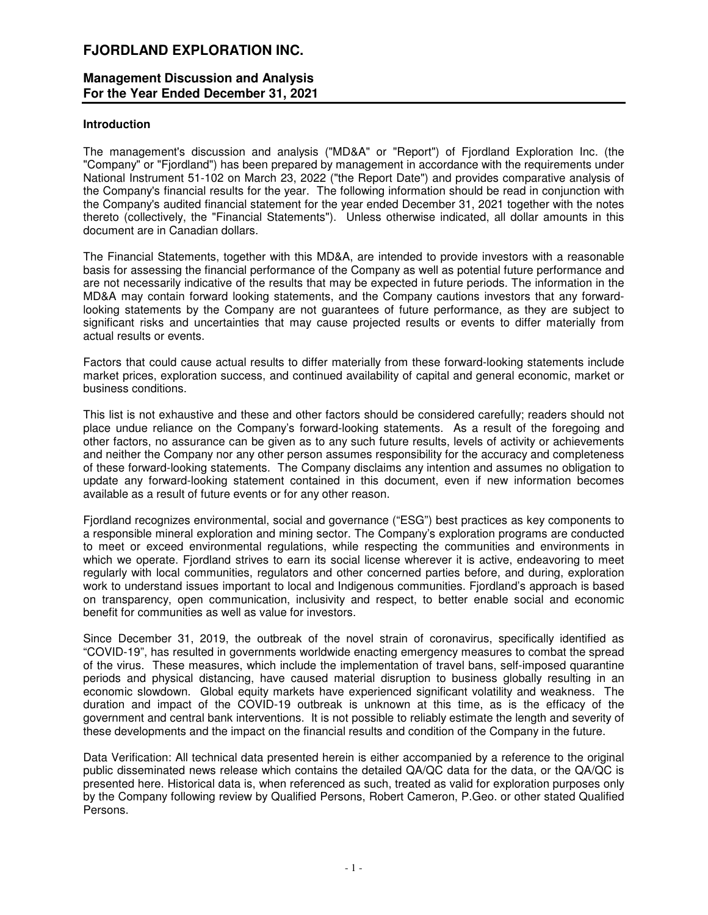# FJORDLAND EXPLORATION INC.

## Management Discussion and Analysis
## For the Year Ended December 31, 2021

### Introduction

The management's discussion and analysis ("MD&A" or "Report") of Fjordland Exploration Inc. (the "Company" or "Fjordland") has been prepared by management in accordance with the requirements under National Instrument 51-102 on March 23, 2022 ("the Report Date") and provides comparative analysis of the Company's financial results for the year. The following information should be read in conjunction with the Company's audited financial statement for the year ended December 31, 2021 together with the notes thereto (collectively, the "Financial Statements"). Unless otherwise indicated, all dollar amounts in this document are in Canadian dollars.

The Financial Statements, together with this MD&A, are intended to provide investors with a reasonable basis for assessing the financial performance of the Company as well as potential future performance and are not necessarily indicative of the results that may be expected in future periods. The information in the MD&A may contain forward looking statements, and the Company cautions investors that any forward-looking statements by the Company are not guarantees of future performance, as they are subject to significant risks and uncertainties that may cause projected results or events to differ materially from actual results or events.

Factors that could cause actual results to differ materially from these forward-looking statements include market prices, exploration success, and continued availability of capital and general economic, market or business conditions.

This list is not exhaustive and these and other factors should be considered carefully; readers should not place undue reliance on the Company's forward-looking statements. As a result of the foregoing and other factors, no assurance can be given as to any such future results, levels of activity or achievements and neither the Company nor any other person assumes responsibility for the accuracy and completeness of these forward-looking statements. The Company disclaims any intention and assumes no obligation to update any forward-looking statement contained in this document, even if new information becomes available as a result of future events or for any other reason.

Fjordland recognizes environmental, social and governance ("ESG") best practices as key components to a responsible mineral exploration and mining sector. The Company's exploration programs are conducted to meet or exceed environmental regulations, while respecting the communities and environments in which we operate. Fjordland strives to earn its social license wherever it is active, endeavoring to meet regularly with local communities, regulators and other concerned parties before, and during, exploration work to understand issues important to local and Indigenous communities. Fjordland's approach is based on transparency, open communication, inclusivity and respect, to better enable social and economic benefit for communities as well as value for investors.

Since December 31, 2019, the outbreak of the novel strain of coronavirus, specifically identified as "COVID-19", has resulted in governments worldwide enacting emergency measures to combat the spread of the virus. These measures, which include the implementation of travel bans, self-imposed quarantine periods and physical distancing, have caused material disruption to business globally resulting in an economic slowdown. Global equity markets have experienced significant volatility and weakness. The duration and impact of the COVID-19 outbreak is unknown at this time, as is the efficacy of the government and central bank interventions. It is not possible to reliably estimate the length and severity of these developments and the impact on the financial results and condition of the Company in the future.

Data Verification: All technical data presented herein is either accompanied by a reference to the original public disseminated news release which contains the detailed QA/QC data for the data, or the QA/QC is presented here. Historical data is, when referenced as such, treated as valid for exploration purposes only by the Company following review by Qualified Persons, Robert Cameron, P.Geo. or other stated Qualified Persons.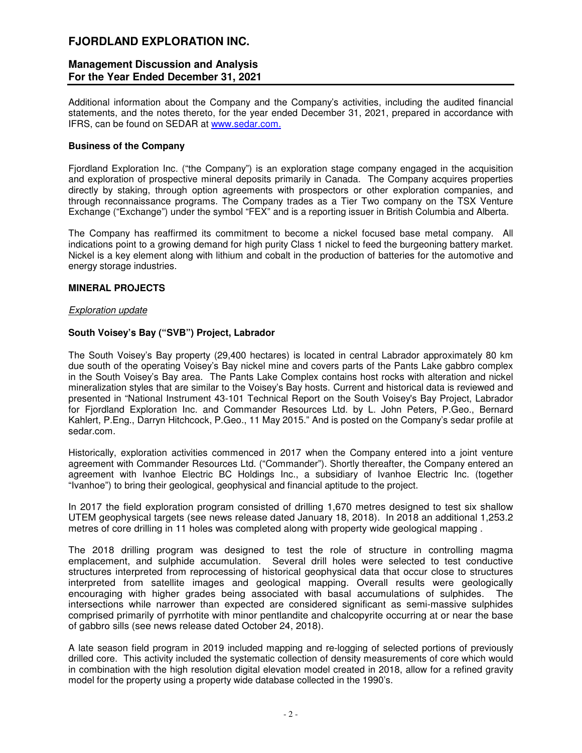Additional information about the Company and the Company's activities, including the audited financial statements, and the notes thereto, for the year ended December 31, 2021, prepared in accordance with IFRS, can be found on SEDAR at [www.sedar.com.](http://www.sedar.com)

**Business of the Company**

Fjordland Exploration Inc. ("the Company") is an exploration stage company engaged in the acquisition and exploration of prospective mineral deposits primarily in Canada. The Company acquires properties directly by staking, through option agreements with prospectors or other exploration companies, and through reconnaissance programs. The Company trades as a Tier Two company on the TSX Venture Exchange ("Exchange") under the symbol "FEX" and is a reporting issuer in British Columbia and Alberta.

The Company has reaffirmed its commitment to become a nickel focused base metal company. All indications point to a growing demand for high purity Class 1 nickel to feed the burgeoning battery market. Nickel is a key element along with lithium and cobalt in the production of batteries for the automotive and energy storage industries.

**MINERAL PROJECTS**

*Exploration update*

**South Voisey's Bay ("SVB") Project, Labrador**

The South Voisey's Bay property (29,400 hectares) is located in central Labrador approximately 80 km due south of the operating Voisey's Bay nickel mine and covers parts of the Pants Lake gabbro complex in the South Voisey's Bay area. The Pants Lake Complex contains host rocks with alteration and nickel mineralization styles that are similar to the Voisey's Bay hosts. Current and historical data is reviewed and presented in "National Instrument 43-101 Technical Report on the South Voisey's Bay Project, Labrador for Fjordland Exploration Inc. and Commander Resources Ltd. by L. John Peters, P.Geo., Bernard Kahlert, P.Eng., Darryn Hitchcock, P.Geo., 11 May 2015." And is posted on the Company's sedar profile at sedar.com.

Historically, exploration activities commenced in 2017 when the Company entered into a joint venture agreement with Commander Resources Ltd. ("Commander"). Shortly thereafter, the Company entered an agreement with Ivanhoe Electric BC Holdings Inc., a subsidiary of Ivanhoe Electric Inc. (together "Ivanhoe") to bring their geological, geophysical and financial aptitude to the project.

In 2017 the field exploration program consisted of drilling 1,670 metres designed to test six shallow UTEM geophysical targets (see news release dated January 18, 2018). In 2018 an additional 1,253.2 metres of core drilling in 11 holes was completed along with property wide geological mapping .

The 2018 drilling program was designed to test the role of structure in controlling magma emplacement, and sulphide accumulation. Several drill holes were selected to test conductive structures interpreted from reprocessing of historical geophysical data that occur close to structures interpreted from satellite images and geological mapping. Overall results were geologically encouraging with higher grades being associated with basal accumulations of sulphides. The intersections while narrower than expected are considered significant as semi-massive sulphides comprised primarily of pyrrhotite with minor pentlandite and chalcopyrite occurring at or near the base of gabbro sills (see news release dated October 24, 2018).

A late season field program in 2019 included mapping and re-logging of selected portions of previously drilled core. This activity included the systematic collection of density measurements of core which would in combination with the high resolution digital elevation model created in 2018, allow for a refined gravity model for the property using a property wide database collected in the 1990's.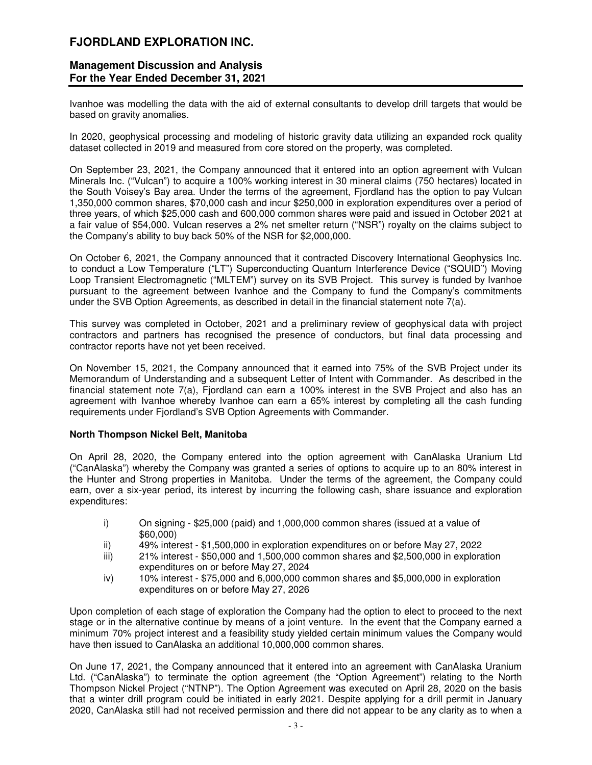Ivanhoe was modelling the data with the aid of external consultants to develop drill targets that would be based on gravity anomalies.

In 2020, geophysical processing and modeling of historic gravity data utilizing an expanded rock quality dataset collected in 2019 and measured from core stored on the property, was completed.

On September 23, 2021, the Company announced that it entered into an option agreement with Vulcan Minerals Inc. ("Vulcan") to acquire a 100% working interest in 30 mineral claims (750 hectares) located in the South Voisey's Bay area. Under the terms of the agreement, Fjordland has the option to pay Vulcan 1,350,000 common shares, $70,000 cash and incur $250,000 in exploration expenditures over a period of three years, of which $25,000 cash and 600,000 common shares were paid and issued in October 2021 at a fair value of $54,000. Vulcan reserves a 2% net smelter return ("NSR") royalty on the claims subject to the Company's ability to buy back 50% of the NSR for $2,000,000.

On October 6, 2021, the Company announced that it contracted Discovery International Geophysics Inc. to conduct a Low Temperature ("LT") Superconducting Quantum Interference Device ("SQUID") Moving Loop Transient Electromagnetic ("MLTEM") survey on its SVB Project. This survey is funded by Ivanhoe pursuant to the agreement between Ivanhoe and the Company to fund the Company's commitments under the SVB Option Agreements, as described in detail in the financial statement note 7(a).

This survey was completed in October, 2021 and a preliminary review of geophysical data with project contractors and partners has recognised the presence of conductors, but final data processing and contractor reports have not yet been received.

On November 15, 2021, the Company announced that it earned into 75% of the SVB Project under its Memorandum of Understanding and a subsequent Letter of Intent with Commander. As described in the financial statement note 7(a), Fjordland can earn a 100% interest in the SVB Project and also has an agreement with Ivanhoe whereby Ivanhoe can earn a 65% interest by completing all the cash funding requirements under Fjordland's SVB Option Agreements with Commander.

**North Thompson Nickel Belt, Manitoba**

On April 28, 2020, the Company entered into the option agreement with CanAlaska Uranium Ltd ("CanAlaska") whereby the Company was granted a series of options to acquire up to an 80% interest in the Hunter and Strong properties in Manitoba. Under the terms of the agreement, the Company could earn, over a six-year period, its interest by incurring the following cash, share issuance and exploration expenditures:

- i) On signing - $25,000 (paid) and 1,000,000 common shares (issued at a value of $60,000)
- ii) 49% interest - $1,500,000 in exploration expenditures on or before May 27, 2022
- iii) 21% interest - $50,000 and 1,500,000 common shares and $2,500,000 in exploration expenditures on or before May 27, 2024
- iv) 10% interest - $75,000 and 6,000,000 common shares and $5,000,000 in exploration expenditures on or before May 27, 2026

Upon completion of each stage of exploration the Company had the option to elect to proceed to the next stage or in the alternative continue by means of a joint venture. In the event that the Company earned a minimum 70% project interest and a feasibility study yielded certain minimum values the Company would have then issued to CanAlaska an additional 10,000,000 common shares.

On June 17, 2021, the Company announced that it entered into an agreement with CanAlaska Uranium Ltd. ("CanAlaska") to terminate the option agreement (the "Option Agreement") relating to the North Thompson Nickel Project ("NTNP"). The Option Agreement was executed on April 28, 2020 on the basis that a winter drill program could be initiated in early 2021. Despite applying for a drill permit in January 2020, CanAlaska still had not received permission and there did not appear to be any clarity as to when a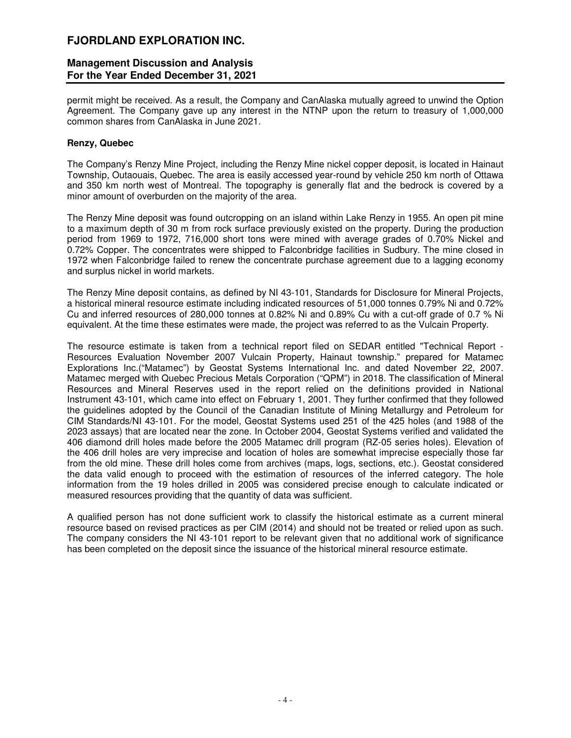permit might be received. As a result, the Company and CanAlaska mutually agreed to unwind the Option Agreement. The Company gave up any interest in the NTNP upon the return to treasury of 1,000,000 common shares from CanAlaska in June 2021.

**Renzy, Quebec**

The Company's Renzy Mine Project, including the Renzy Mine nickel copper deposit, is located in Hainaut Township, Outaouais, Quebec. The area is easily accessed year-round by vehicle 250 km north of Ottawa and 350 km north west of Montreal. The topography is generally flat and the bedrock is covered by a minor amount of overburden on the majority of the area.

The Renzy Mine deposit was found outcropping on an island within Lake Renzy in 1955. An open pit mine to a maximum depth of 30 m from rock surface previously existed on the property. During the production period from 1969 to 1972, 716,000 short tons were mined with average grades of 0.70% Nickel and 0.72% Copper. The concentrates were shipped to Falconbridge facilities in Sudbury. The mine closed in 1972 when Falconbridge failed to renew the concentrate purchase agreement due to a lagging economy and surplus nickel in world markets.

The Renzy Mine deposit contains, as defined by NI 43-101, Standards for Disclosure for Mineral Projects, a historical mineral resource estimate including indicated resources of 51,000 tonnes 0.79% Ni and 0.72% Cu and inferred resources of 280,000 tonnes at 0.82% Ni and 0.89% Cu with a cut-off grade of 0.7 % Ni equivalent. At the time these estimates were made, the project was referred to as the Vulcain Property.

The resource estimate is taken from a technical report filed on SEDAR entitled "Technical Report - Resources Evaluation November 2007 Vulcain Property, Hainaut township." prepared for Matamec Explorations Inc.("Matamec") by Geostat Systems International Inc. and dated November 22, 2007. Matamec merged with Quebec Precious Metals Corporation ("QPM") in 2018. The classification of Mineral Resources and Mineral Reserves used in the report relied on the definitions provided in National Instrument 43-101, which came into effect on February 1, 2001. They further confirmed that they followed the guidelines adopted by the Council of the Canadian Institute of Mining Metallurgy and Petroleum for CIM Standards/NI 43-101. For the model, Geostat Systems used 251 of the 425 holes (and 1988 of the 2023 assays) that are located near the zone. In October 2004, Geostat Systems verified and validated the 406 diamond drill holes made before the 2005 Matamec drill program (RZ-05 series holes). Elevation of the 406 drill holes are very imprecise and location of holes are somewhat imprecise especially those far from the old mine. These drill holes come from archives (maps, logs, sections, etc.). Geostat considered the data valid enough to proceed with the estimation of resources of the inferred category. The hole information from the 19 holes drilled in 2005 was considered precise enough to calculate indicated or measured resources providing that the quantity of data was sufficient.

A qualified person has not done sufficient work to classify the historical estimate as a current mineral resource based on revised practices as per CIM (2014) and should not be treated or relied upon as such. The company considers the NI 43-101 report to be relevant given that no additional work of significance has been completed on the deposit since the issuance of the historical mineral resource estimate.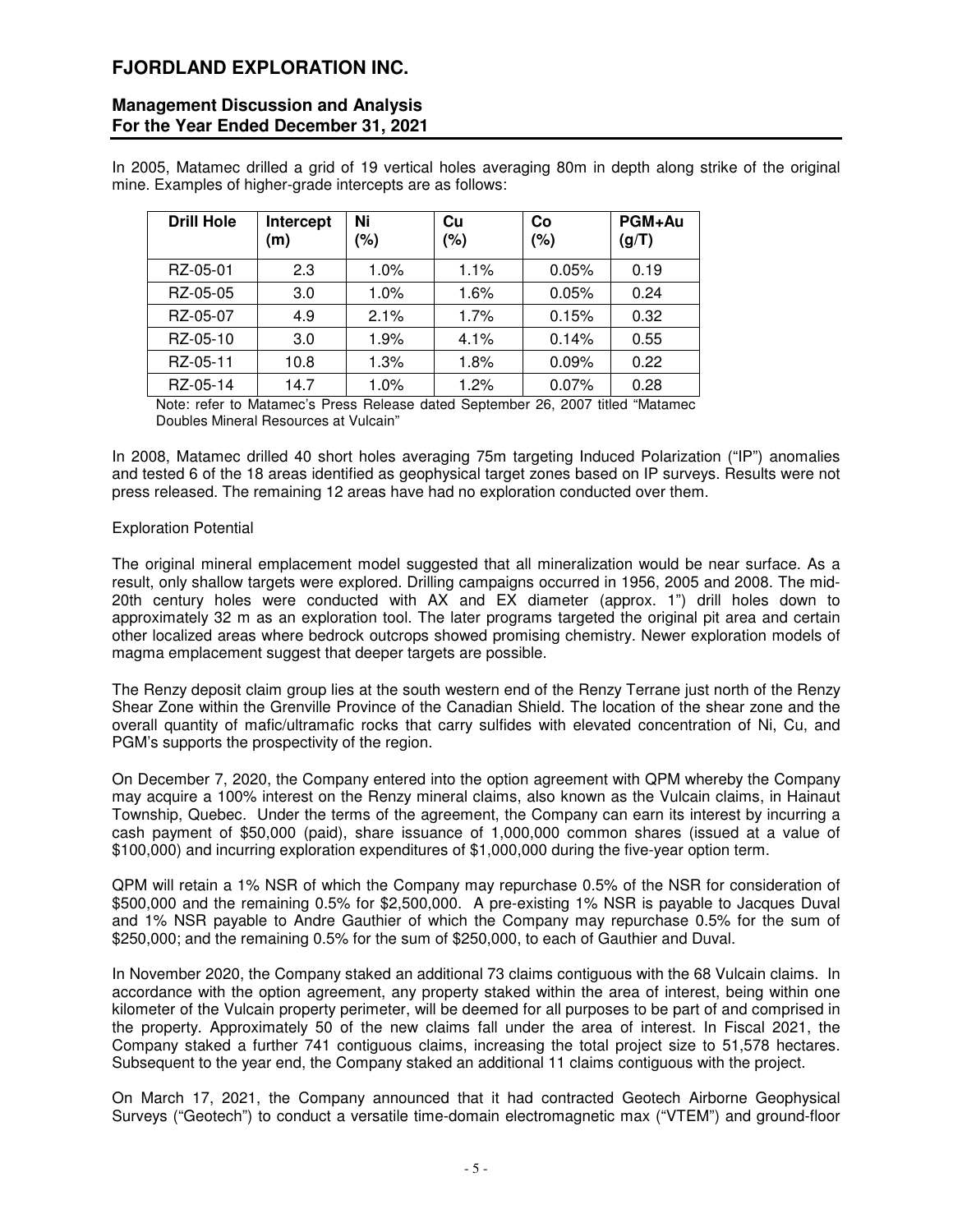In 2005, Matamec drilled a grid of 19 vertical holes averaging 80m in depth along strike of the original mine. Examples of higher-grade intercepts are as follows:

| Drill Hole | Intercept (m) | Ni (%) | Cu (%) | Co (%) | PGM+Au (g/T) |
|---|---|---|---|---|---|
| RZ-05-01 | 2.3 | 1.0% | 1.1% | 0.05% | 0.19 |
| RZ-05-05 | 3.0 | 1.0% | 1.6% | 0.05% | 0.24 |
| RZ-05-07 | 4.9 | 2.1% | 1.7% | 0.15% | 0.32 |
| RZ-05-10 | 3.0 | 1.9% | 4.1% | 0.14% | 0.55 |
| RZ-05-11 | 10.8 | 1.3% | 1.8% | 0.09% | 0.22 |
| RZ-05-14 | 14.7 | 1.0% | 1.2% | 0.07% | 0.28 |

Note: refer to Matamec's Press Release dated September 26, 2007 titled "Matamec Doubles Mineral Resources at Vulcain"

In 2008, Matamec drilled 40 short holes averaging 75m targeting Induced Polarization ("IP") anomalies and tested 6 of the 18 areas identified as geophysical target zones based on IP surveys. Results were not press released. The remaining 12 areas have had no exploration conducted over them.

Exploration Potential

The original mineral emplacement model suggested that all mineralization would be near surface. As a result, only shallow targets were explored. Drilling campaigns occurred in 1956, 2005 and 2008. The mid-20th century holes were conducted with AX and EX diameter (approx. 1") drill holes down to approximately 32 m as an exploration tool. The later programs targeted the original pit area and certain other localized areas where bedrock outcrops showed promising chemistry. Newer exploration models of magma emplacement suggest that deeper targets are possible.

The Renzy deposit claim group lies at the south western end of the Renzy Terrane just north of the Renzy Shear Zone within the Grenville Province of the Canadian Shield. The location of the shear zone and the overall quantity of mafic/ultramafic rocks that carry sulfides with elevated concentration of Ni, Cu, and PGM's supports the prospectivity of the region.

On December 7, 2020, the Company entered into the option agreement with QPM whereby the Company may acquire a 100% interest on the Renzy mineral claims, also known as the Vulcain claims, in Hainaut Township, Quebec. Under the terms of the agreement, the Company can earn its interest by incurring a cash payment of $50,000 (paid), share issuance of 1,000,000 common shares (issued at a value of $100,000) and incurring exploration expenditures of $1,000,000 during the five-year option term.

QPM will retain a 1% NSR of which the Company may repurchase 0.5% of the NSR for consideration of $500,000 and the remaining 0.5% for $2,500,000. A pre-existing 1% NSR is payable to Jacques Duval and 1% NSR payable to Andre Gauthier of which the Company may repurchase 0.5% for the sum of $250,000; and the remaining 0.5% for the sum of $250,000, to each of Gauthier and Duval.

In November 2020, the Company staked an additional 73 claims contiguous with the 68 Vulcain claims. In accordance with the option agreement, any property staked within the area of interest, being within one kilometer of the Vulcain property perimeter, will be deemed for all purposes to be part of and comprised in the property. Approximately 50 of the new claims fall under the area of interest. In Fiscal 2021, the Company staked a further 741 contiguous claims, increasing the total project size to 51,578 hectares. Subsequent to the year end, the Company staked an additional 11 claims contiguous with the project.

On March 17, 2021, the Company announced that it had contracted Geotech Airborne Geophysical Surveys ("Geotech") to conduct a versatile time-domain electromagnetic max ("VTEM") and ground-floor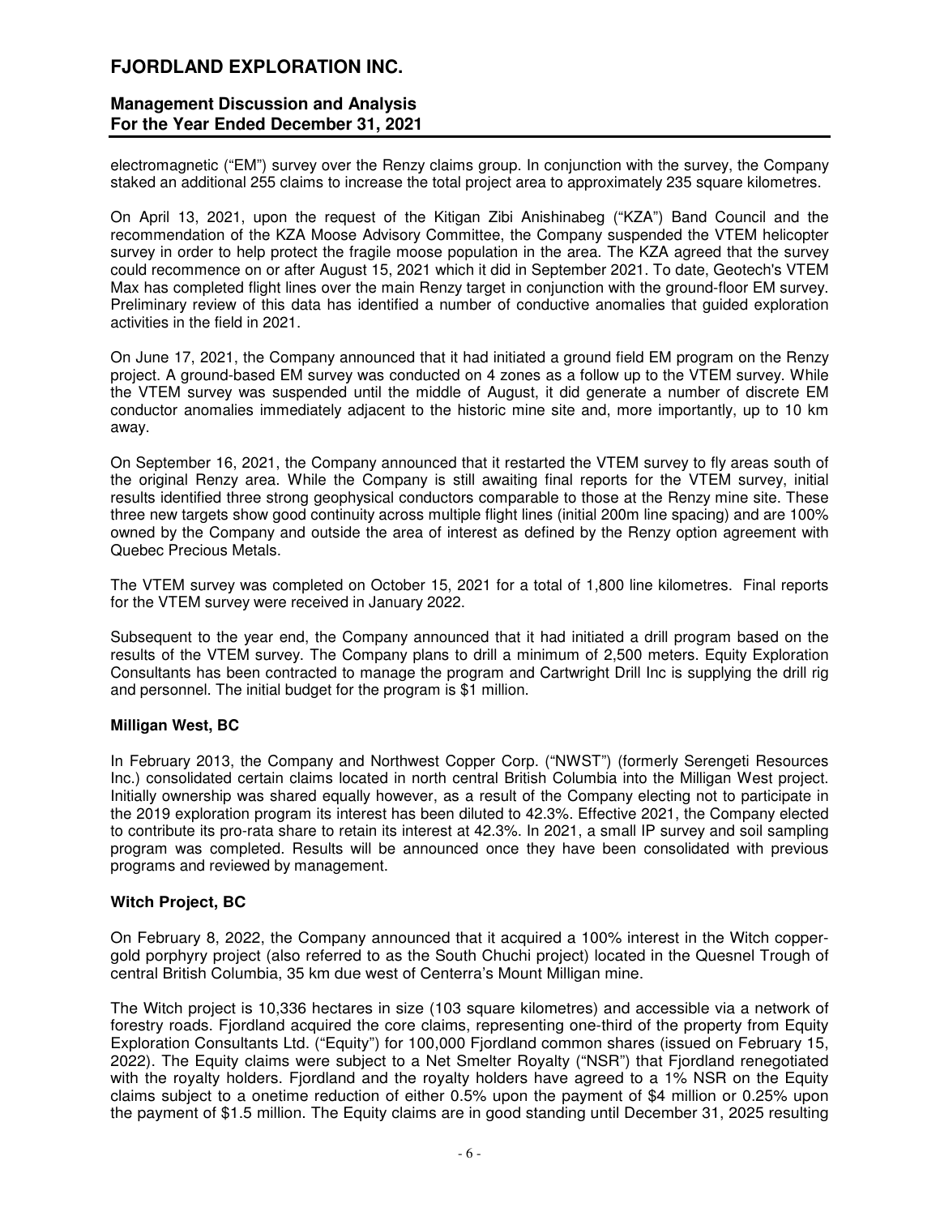electromagnetic ("EM") survey over the Renzy claims group. In conjunction with the survey, the Company staked an additional 255 claims to increase the total project area to approximately 235 square kilometres.

On April 13, 2021, upon the request of the Kitigan Zibi Anishinabeg ("KZA") Band Council and the recommendation of the KZA Moose Advisory Committee, the Company suspended the VTEM helicopter survey in order to help protect the fragile moose population in the area. The KZA agreed that the survey could recommence on or after August 15, 2021 which it did in September 2021. To date, Geotech's VTEM Max has completed flight lines over the main Renzy target in conjunction with the ground-floor EM survey. Preliminary review of this data has identified a number of conductive anomalies that guided exploration activities in the field in 2021.

On June 17, 2021, the Company announced that it had initiated a ground field EM program on the Renzy project. A ground-based EM survey was conducted on 4 zones as a follow up to the VTEM survey. While the VTEM survey was suspended until the middle of August, it did generate a number of discrete EM conductor anomalies immediately adjacent to the historic mine site and, more importantly, up to 10 km away.

On September 16, 2021, the Company announced that it restarted the VTEM survey to fly areas south of the original Renzy area. While the Company is still awaiting final reports for the VTEM survey, initial results identified three strong geophysical conductors comparable to those at the Renzy mine site. These three new targets show good continuity across multiple flight lines (initial 200m line spacing) and are 100% owned by the Company and outside the area of interest as defined by the Renzy option agreement with Quebec Precious Metals.

The VTEM survey was completed on October 15, 2021 for a total of 1,800 line kilometres. Final reports for the VTEM survey were received in January 2022.

Subsequent to the year end, the Company announced that it had initiated a drill program based on the results of the VTEM survey. The Company plans to drill a minimum of 2,500 meters. Equity Exploration Consultants has been contracted to manage the program and Cartwright Drill Inc is supplying the drill rig and personnel. The initial budget for the program is $1 million.

**Milligan West, BC**

In February 2013, the Company and Northwest Copper Corp. ("NWST") (formerly Serengeti Resources Inc.) consolidated certain claims located in north central British Columbia into the Milligan West project. Initially ownership was shared equally however, as a result of the Company electing not to participate in the 2019 exploration program its interest has been diluted to 42.3%. Effective 2021, the Company elected to contribute its pro-rata share to retain its interest at 42.3%. In 2021, a small IP survey and soil sampling program was completed. Results will be announced once they have been consolidated with previous programs and reviewed by management.

**Witch Project, BC**

On February 8, 2022, the Company announced that it acquired a 100% interest in the Witch copper-gold porphyry project (also referred to as the South Chuchi project) located in the Quesnel Trough of central British Columbia, 35 km due west of Centerra's Mount Milligan mine.

The Witch project is 10,336 hectares in size (103 square kilometres) and accessible via a network of forestry roads. Fjordland acquired the core claims, representing one-third of the property from Equity Exploration Consultants Ltd. ("Equity") for 100,000 Fjordland common shares (issued on February 15, 2022). The Equity claims were subject to a Net Smelter Royalty ("NSR") that Fjordland renegotiated with the royalty holders. Fjordland and the royalty holders have agreed to a 1% NSR on the Equity claims subject to a onetime reduction of either 0.5% upon the payment of $4 million or 0.25% upon the payment of $1.5 million. The Equity claims are in good standing until December 31, 2025 resulting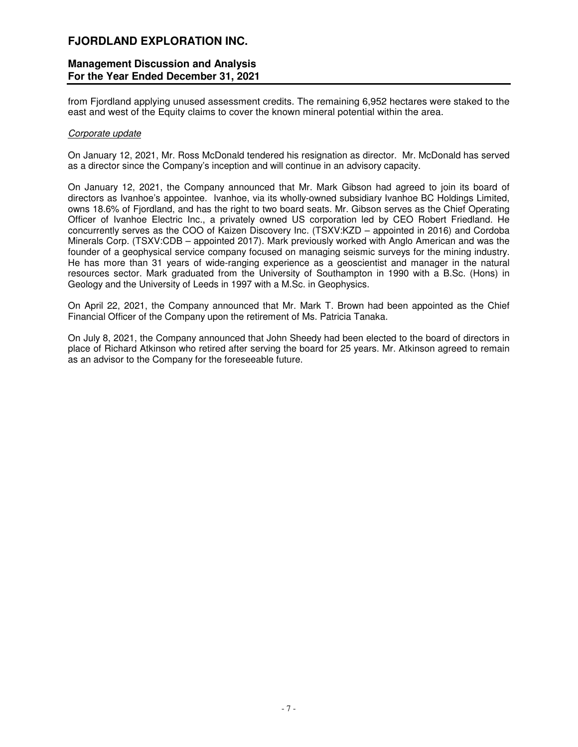from Fjordland applying unused assessment credits. The remaining 6,952 hectares were staked to the east and west of the Equity claims to cover the known mineral potential within the area.

*Corporate update*

On January 12, 2021, Mr. Ross McDonald tendered his resignation as director. Mr. McDonald has served as a director since the Company's inception and will continue in an advisory capacity.

On January 12, 2021, the Company announced that Mr. Mark Gibson had agreed to join its board of directors as Ivanhoe's appointee. Ivanhoe, via its wholly-owned subsidiary Ivanhoe BC Holdings Limited, owns 18.6% of Fjordland, and has the right to two board seats. Mr. Gibson serves as the Chief Operating Officer of Ivanhoe Electric Inc., a privately owned US corporation led by CEO Robert Friedland. He concurrently serves as the COO of Kaizen Discovery Inc. (TSXV:KZD – appointed in 2016) and Cordoba Minerals Corp. (TSXV:CDB – appointed 2017). Mark previously worked with Anglo American and was the founder of a geophysical service company focused on managing seismic surveys for the mining industry. He has more than 31 years of wide-ranging experience as a geoscientist and manager in the natural resources sector. Mark graduated from the University of Southampton in 1990 with a B.Sc. (Hons) in Geology and the University of Leeds in 1997 with a M.Sc. in Geophysics.

On April 22, 2021, the Company announced that Mr. Mark T. Brown had been appointed as the Chief Financial Officer of the Company upon the retirement of Ms. Patricia Tanaka.

On July 8, 2021, the Company announced that John Sheedy had been elected to the board of directors in place of Richard Atkinson who retired after serving the board for 25 years. Mr. Atkinson agreed to remain as an advisor to the Company for the foreseeable future.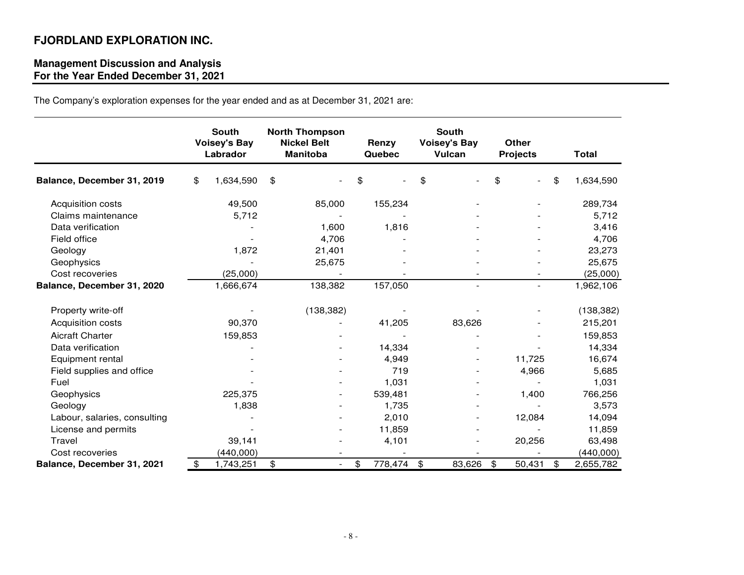# FJORDLAND EXPLORATION INC.

## Management Discussion and Analysis
## For the Year Ended December 31, 2021

The Company's exploration expenses for the year ended and as at December 31, 2021 are:

| | South Voisey's Bay Labrador | North Thompson Nickel Belt Manitoba | Renzy Quebec | South Voisey's Bay Vulcan | Other Projects | Total |
|---|---|---|---|---|---|---|
| **Balance, December 31, 2019** | $ 1,634,590 | $ - | $ - | $ - | $ - | $ 1,634,590 |
| Acquisition costs | 49,500 | 85,000 | 155,234 | - | - | 289,734 |
| Claims maintenance | 5,712 | - | - | - | - | 5,712 |
| Data verification | - | 1,600 | 1,816 | - | - | 3,416 |
| Field office | - | 4,706 | - | - | - | 4,706 |
| Geology | 1,872 | 21,401 | - | - | - | 23,273 |
| Geophysics | - | 25,675 | - | - | - | 25,675 |
| Cost recoveries | (25,000) | - | - | - | - | (25,000) |
| **Balance, December 31, 2020** | 1,666,674 | 138,382 | 157,050 | - | - | 1,962,106 |
| Property write-off | - | (138,382) | - | - | - | (138,382) |
| Acquisition costs | 90,370 | - | 41,205 | 83,626 | - | 215,201 |
| Aicraft Charter | 159,853 | - | - | - | - | 159,853 |
| Data verification | - | - | 14,334 | - | - | 14,334 |
| Equipment rental | - | - | 4,949 | - | 11,725 | 16,674 |
| Field supplies and office | - | - | 719 | - | 4,966 | 5,685 |
| Fuel | - | - | 1,031 | - | - | 1,031 |
| Geophysics | 225,375 | - | 539,481 | - | 1,400 | 766,256 |
| Geology | 1,838 | - | 1,735 | - | - | 3,573 |
| Labour, salaries, consulting | - | - | 2,010 | - | 12,084 | 14,094 |
| License and permits | - | - | 11,859 | - | - | 11,859 |
| Travel | 39,141 | - | 4,101 | - | 20,256 | 63,498 |
| Cost recoveries | (440,000) | - | - | - | - | (440,000) |
| **Balance, December 31, 2021** | $ 1,743,251 | $ - | $ 778,474 | $ 83,626 | $ 50,431 | $ 2,655,782 |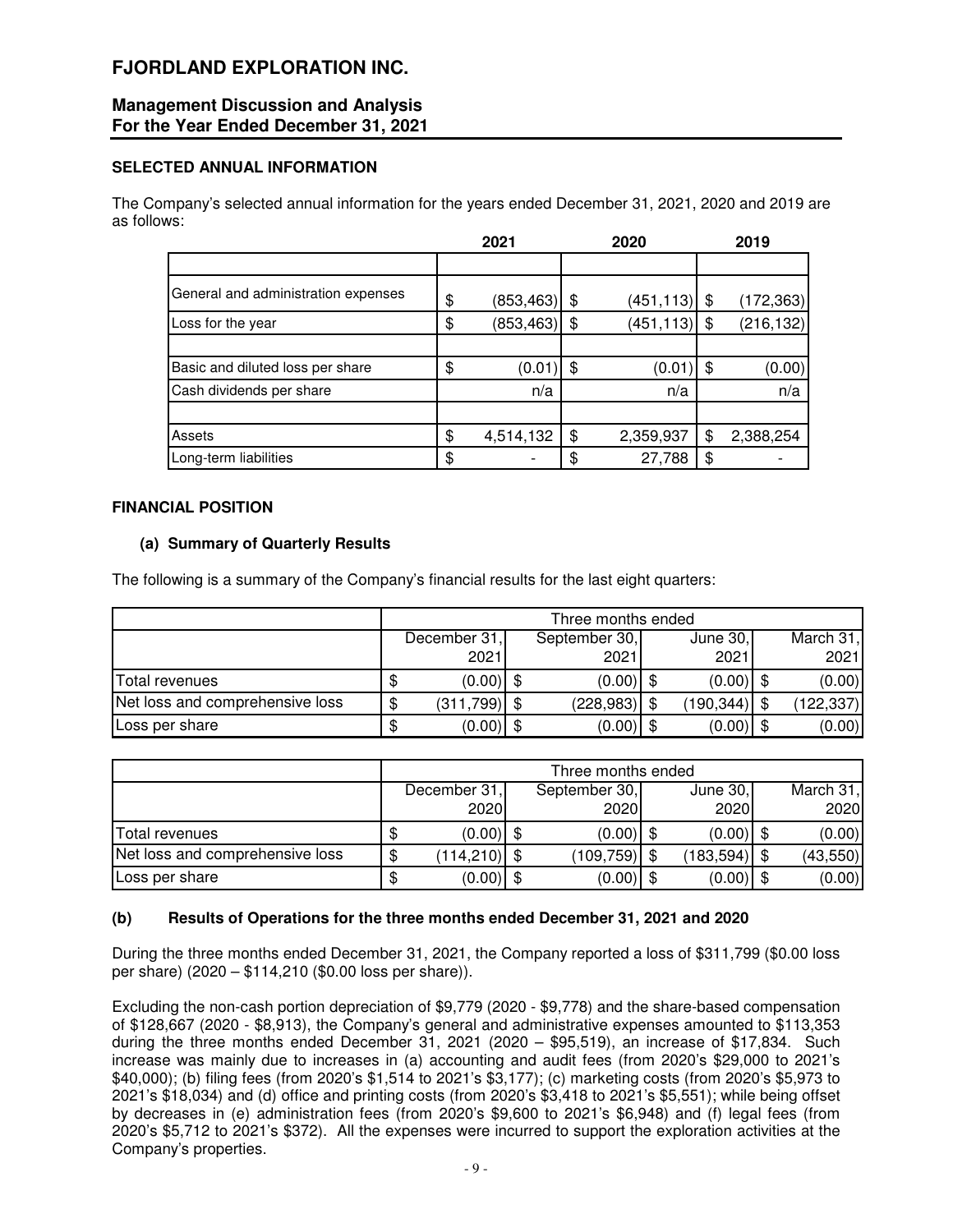# FJORDLAND EXPLORATION INC.

## Management Discussion and Analysis
## For the Year Ended December 31, 2021

### SELECTED ANNUAL INFORMATION

The Company's selected annual information for the years ended December 31, 2021, 2020 and 2019 are as follows:

| | 2021 | 2020 | 2019 |
|---|---|---|---|
| General and administration expenses | $ (853,463) | $ (451,113) | $ (172,363) |
| Loss for the year | $ (853,463) | $ (451,113) | $ (216,132) |
| Basic and diluted loss per share | $ (0.01) | $ (0.01) | $ (0.00) |
| Cash dividends per share | n/a | n/a | n/a |
| Assets | $ 4,514,132 | $ 2,359,937 | $ 2,388,254 |
| Long-term liabilities | $ - | $ 27,788 | $ - |

### FINANCIAL POSITION

#### (a) Summary of Quarterly Results

The following is a summary of the Company's financial results for the last eight quarters:

| | Three months ended | | | |
|---|---|---|---|---|
| | December 31, 2021 | September 30, 2021 | June 30, 2021 | March 31, 2021 |
| Total revenues | $ (0.00) | $ (0.00) | $ (0.00) | $ (0.00) |
| Net loss and comprehensive loss | $ (311,799) | $ (228,983) | $ (190,344) | $ (122,337) |
| Loss per share | $ (0.00) | $ (0.00) | $ (0.00) | $ (0.00) |

| | Three months ended | | | |
|---|---|---|---|---|
| | December 31, 2020 | September 30, 2020 | June 30, 2020 | March 31, 2020 |
| Total revenues | $ (0.00) | $ (0.00) | $ (0.00) | $ (0.00) |
| Net loss and comprehensive loss | $ (114,210) | $ (109,759) | $ (183,594) | $ (43,550) |
| Loss per share | $ (0.00) | $ (0.00) | $ (0.00) | $ (0.00) |

#### (b) Results of Operations for the three months ended December 31, 2021 and 2020

During the three months ended December 31, 2021, the Company reported a loss of $311,799 ($0.00 loss per share) (2020 – $114,210 ($0.00 loss per share)).

Excluding the non-cash portion depreciation of $9,779 (2020 - $9,778) and the share-based compensation of $128,667 (2020 - $8,913), the Company's general and administrative expenses amounted to $113,353 during the three months ended December 31, 2021 (2020 – $95,519), an increase of $17,834. Such increase was mainly due to increases in (a) accounting and audit fees (from 2020's $29,000 to 2021's $40,000); (b) filing fees (from 2020's $1,514 to 2021's $3,177); (c) marketing costs (from 2020's $5,973 to 2021's $18,034) and (d) office and printing costs (from 2020's $3,418 to 2021's $5,551); while being offset by decreases in (e) administration fees (from 2020's $9,600 to 2021's $6,948) and (f) legal fees (from 2020's $5,712 to 2021's $372). All the expenses were incurred to support the exploration activities at the Company's properties.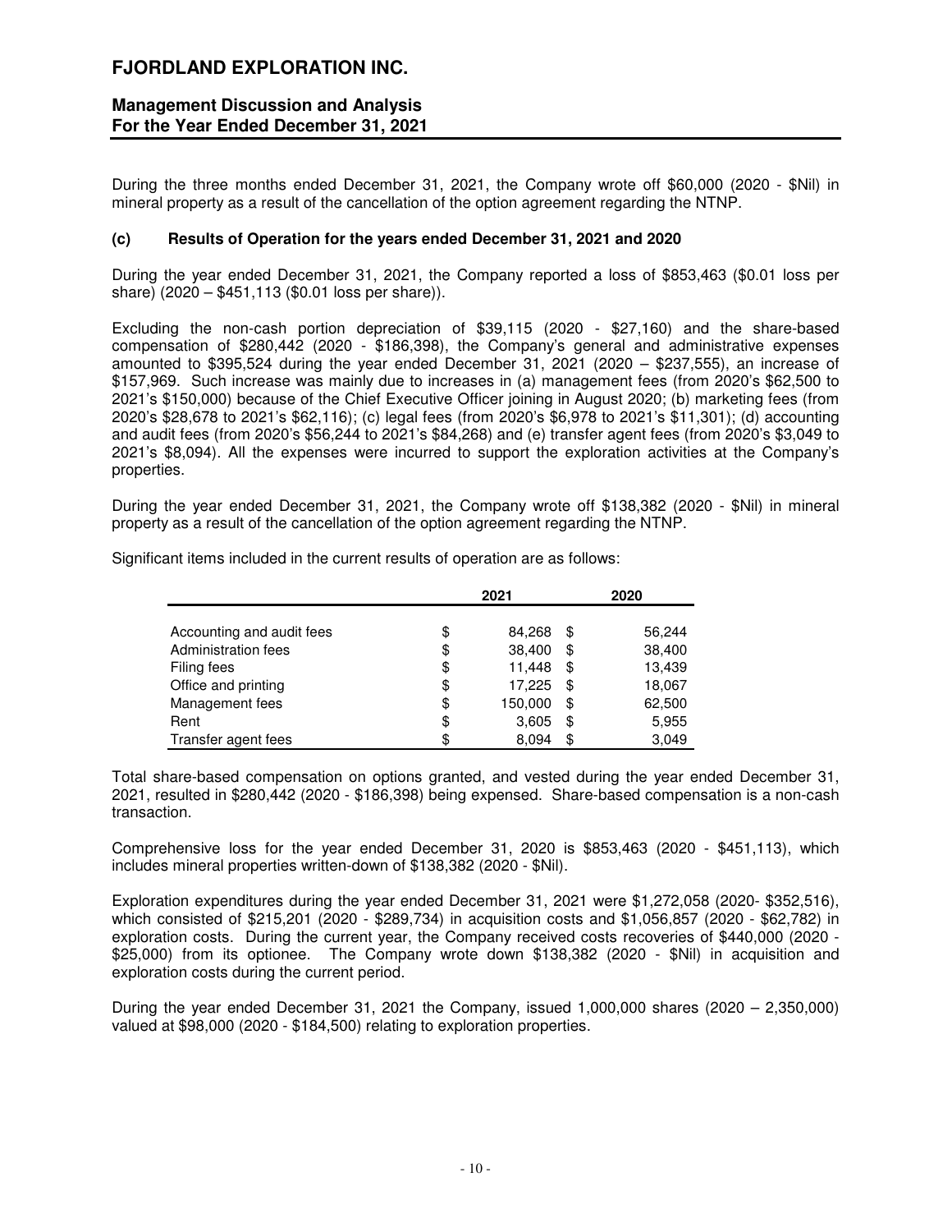During the three months ended December 31, 2021, the Company wrote off $60,000 (2020 - $Nil) in mineral property as a result of the cancellation of the option agreement regarding the NTNP.

### (c) Results of Operation for the years ended December 31, 2021 and 2020

During the year ended December 31, 2021, the Company reported a loss of $853,463 ($0.01 loss per share) (2020 – $451,113 ($0.01 loss per share)).

Excluding the non-cash portion depreciation of $39,115 (2020 - $27,160) and the share-based compensation of $280,442 (2020 - $186,398), the Company's general and administrative expenses amounted to $395,524 during the year ended December 31, 2021 (2020 – $237,555), an increase of $157,969. Such increase was mainly due to increases in (a) management fees (from 2020's $62,500 to 2021's $150,000) because of the Chief Executive Officer joining in August 2020; (b) marketing fees (from 2020's $28,678 to 2021's $62,116); (c) legal fees (from 2020's $6,978 to 2021's $11,301); (d) accounting and audit fees (from 2020's $56,244 to 2021's $84,268) and (e) transfer agent fees (from 2020's $3,049 to 2021's $8,094). All the expenses were incurred to support the exploration activities at the Company's properties.

During the year ended December 31, 2021, the Company wrote off $138,382 (2020 - $Nil) in mineral property as a result of the cancellation of the option agreement regarding the NTNP.

Significant items included in the current results of operation are as follows:

| | 2021 | 2020 |
|---|---|---|
| Accounting and audit fees | $ 84,268 | $ 56,244 |
| Administration fees | $ 38,400 | $ 38,400 |
| Filing fees | $ 11,448 | $ 13,439 |
| Office and printing | $ 17,225 | $ 18,067 |
| Management fees | $ 150,000 | $ 62,500 |
| Rent | $ 3,605 | $ 5,955 |
| Transfer agent fees | $ 8,094 | $ 3,049 |

Total share-based compensation on options granted, and vested during the year ended December 31, 2021, resulted in $280,442 (2020 - $186,398) being expensed. Share-based compensation is a non-cash transaction.

Comprehensive loss for the year ended December 31, 2020 is $853,463 (2020 - $451,113), which includes mineral properties written-down of $138,382 (2020 - $Nil).

Exploration expenditures during the year ended December 31, 2021 were $1,272,058 (2020- $352,516), which consisted of $215,201 (2020 - $289,734) in acquisition costs and $1,056,857 (2020 - $62,782) in exploration costs. During the current year, the Company received costs recoveries of $440,000 (2020 - $25,000) from its optionee. The Company wrote down $138,382 (2020 - $Nil) in acquisition and exploration costs during the current period.

During the year ended December 31, 2021 the Company, issued 1,000,000 shares (2020 – 2,350,000) valued at $98,000 (2020 - $184,500) relating to exploration properties.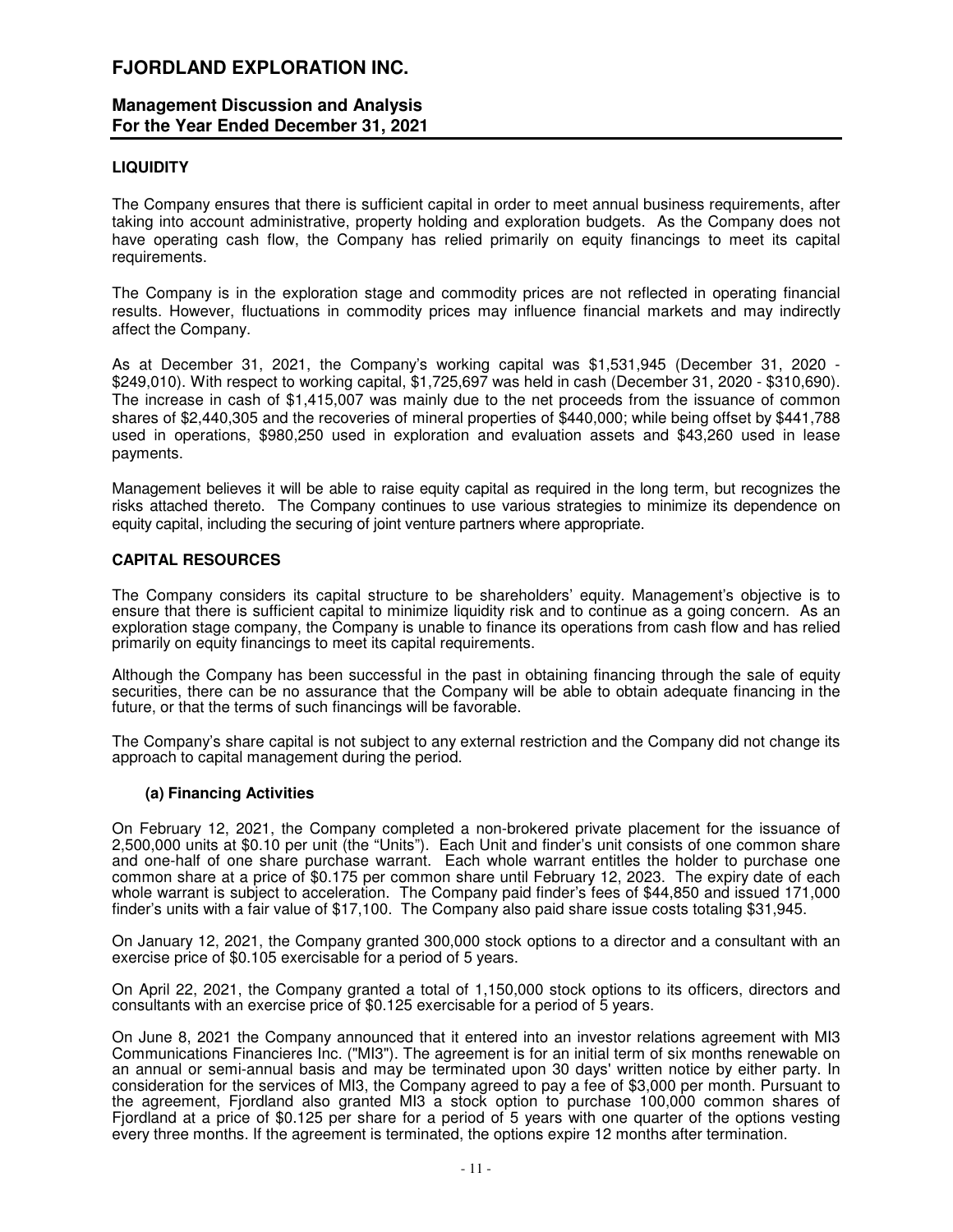## LIQUIDITY

The Company ensures that there is sufficient capital in order to meet annual business requirements, after taking into account administrative, property holding and exploration budgets. As the Company does not have operating cash flow, the Company has relied primarily on equity financings to meet its capital requirements.

The Company is in the exploration stage and commodity prices are not reflected in operating financial results. However, fluctuations in commodity prices may influence financial markets and may indirectly affect the Company.

As at December 31, 2021, the Company's working capital was $1,531,945 (December 31, 2020 - $249,010). With respect to working capital, $1,725,697 was held in cash (December 31, 2020 - $310,690). The increase in cash of $1,415,007 was mainly due to the net proceeds from the issuance of common shares of $2,440,305 and the recoveries of mineral properties of $440,000; while being offset by $441,788 used in operations, $980,250 used in exploration and evaluation assets and $43,260 used in lease payments.

Management believes it will be able to raise equity capital as required in the long term, but recognizes the risks attached thereto. The Company continues to use various strategies to minimize its dependence on equity capital, including the securing of joint venture partners where appropriate.

## CAPITAL RESOURCES

The Company considers its capital structure to be shareholders' equity. Management's objective is to ensure that there is sufficient capital to minimize liquidity risk and to continue as a going concern. As an exploration stage company, the Company is unable to finance its operations from cash flow and has relied primarily on equity financings to meet its capital requirements.

Although the Company has been successful in the past in obtaining financing through the sale of equity securities, there can be no assurance that the Company will be able to obtain adequate financing in the future, or that the terms of such financings will be favorable.

The Company's share capital is not subject to any external restriction and the Company did not change its approach to capital management during the period.

### (a) Financing Activities

On February 12, 2021, the Company completed a non-brokered private placement for the issuance of 2,500,000 units at $0.10 per unit (the "Units"). Each Unit and finder's unit consists of one common share and one-half of one share purchase warrant. Each whole warrant entitles the holder to purchase one common share at a price of $0.175 per common share until February 12, 2023. The expiry date of each whole warrant is subject to acceleration. The Company paid finder's fees of $44,850 and issued 171,000 finder's units with a fair value of $17,100. The Company also paid share issue costs totaling $31,945.

On January 12, 2021, the Company granted 300,000 stock options to a director and a consultant with an exercise price of $0.105 exercisable for a period of 5 years.

On April 22, 2021, the Company granted a total of 1,150,000 stock options to its officers, directors and consultants with an exercise price of $0.125 exercisable for a period of 5 years.

On June 8, 2021 the Company announced that it entered into an investor relations agreement with MI3 Communications Financieres Inc. ("MI3"). The agreement is for an initial term of six months renewable on an annual or semi-annual basis and may be terminated upon 30 days' written notice by either party. In consideration for the services of MI3, the Company agreed to pay a fee of $3,000 per month. Pursuant to the agreement, Fjordland also granted MI3 a stock option to purchase 100,000 common shares of Fjordland at a price of $0.125 per share for a period of 5 years with one quarter of the options vesting every three months. If the agreement is terminated, the options expire 12 months after termination.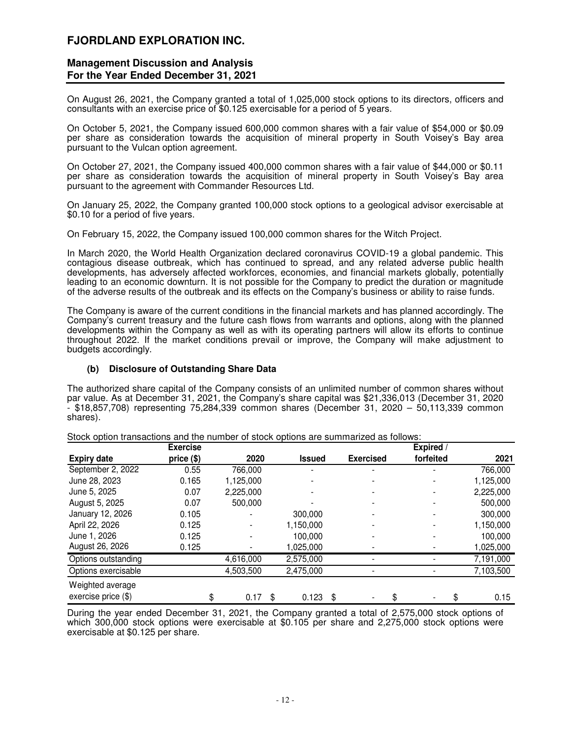On August 26, 2021, the Company granted a total of 1,025,000 stock options to its directors, officers and consultants with an exercise price of $0.125 exercisable for a period of 5 years.

On October 5, 2021, the Company issued 600,000 common shares with a fair value of $54,000 or $0.09 per share as consideration towards the acquisition of mineral property in South Voisey's Bay area pursuant to the Vulcan option agreement.

On October 27, 2021, the Company issued 400,000 common shares with a fair value of $44,000 or $0.11 per share as consideration towards the acquisition of mineral property in South Voisey's Bay area pursuant to the agreement with Commander Resources Ltd.

On January 25, 2022, the Company granted 100,000 stock options to a geological advisor exercisable at $0.10 for a period of five years.

On February 15, 2022, the Company issued 100,000 common shares for the Witch Project.

In March 2020, the World Health Organization declared coronavirus COVID-19 a global pandemic. This contagious disease outbreak, which has continued to spread, and any related adverse public health developments, has adversely affected workforces, economies, and financial markets globally, potentially leading to an economic downturn. It is not possible for the Company to predict the duration or magnitude of the adverse results of the outbreak and its effects on the Company's business or ability to raise funds.

The Company is aware of the current conditions in the financial markets and has planned accordingly. The Company's current treasury and the future cash flows from warrants and options, along with the planned developments within the Company as well as with its operating partners will allow its efforts to continue throughout 2022. If the market conditions prevail or improve, the Company will make adjustment to budgets accordingly.

### (b) Disclosure of Outstanding Share Data

The authorized share capital of the Company consists of an unlimited number of common shares without par value. As at December 31, 2021, the Company's share capital was $21,336,013 (December 31, 2020 - $18,857,708) representing 75,284,339 common shares (December 31, 2020 – 50,113,339 common shares).

Stock option transactions and the number of stock options are summarized as follows:

| Expiry date | Exercise price ($) | 2020 | Issued | Exercised | Expired / forfeited | 2021 |
|---|---|---|---|---|---|---|
| September 2, 2022 | 0.55 | 766,000 | - | - | - | 766,000 |
| June 28, 2023 | 0.165 | 1,125,000 | - | - | - | 1,125,000 |
| June 5, 2025 | 0.07 | 2,225,000 | - | - | - | 2,225,000 |
| August 5, 2025 | 0.07 | 500,000 | - | - | - | 500,000 |
| January 12, 2026 | 0.105 | - | 300,000 | - | - | 300,000 |
| April 22, 2026 | 0.125 | - | 1,150,000 | - | - | 1,150,000 |
| June 1, 2026 | 0.125 | - | 100,000 | - | - | 100,000 |
| August 26, 2026 | 0.125 | - | 1,025,000 | - | - | 1,025,000 |
| Options outstanding | | 4,616,000 | 2,575,000 | - | - | 7,191,000 |
| Options exercisable | | 4,503,500 | 2,475,000 | - | - | 7,103,500 |
| Weighted average exercise price ($) | | $ 0.17 | $ 0.123 | $ - | $ - | $ 0.15 |

During the year ended December 31, 2021, the Company granted a total of 2,575,000 stock options of which 300,000 stock options were exercisable at $0.105 per share and 2,275,000 stock options were exercisable at $0.125 per share.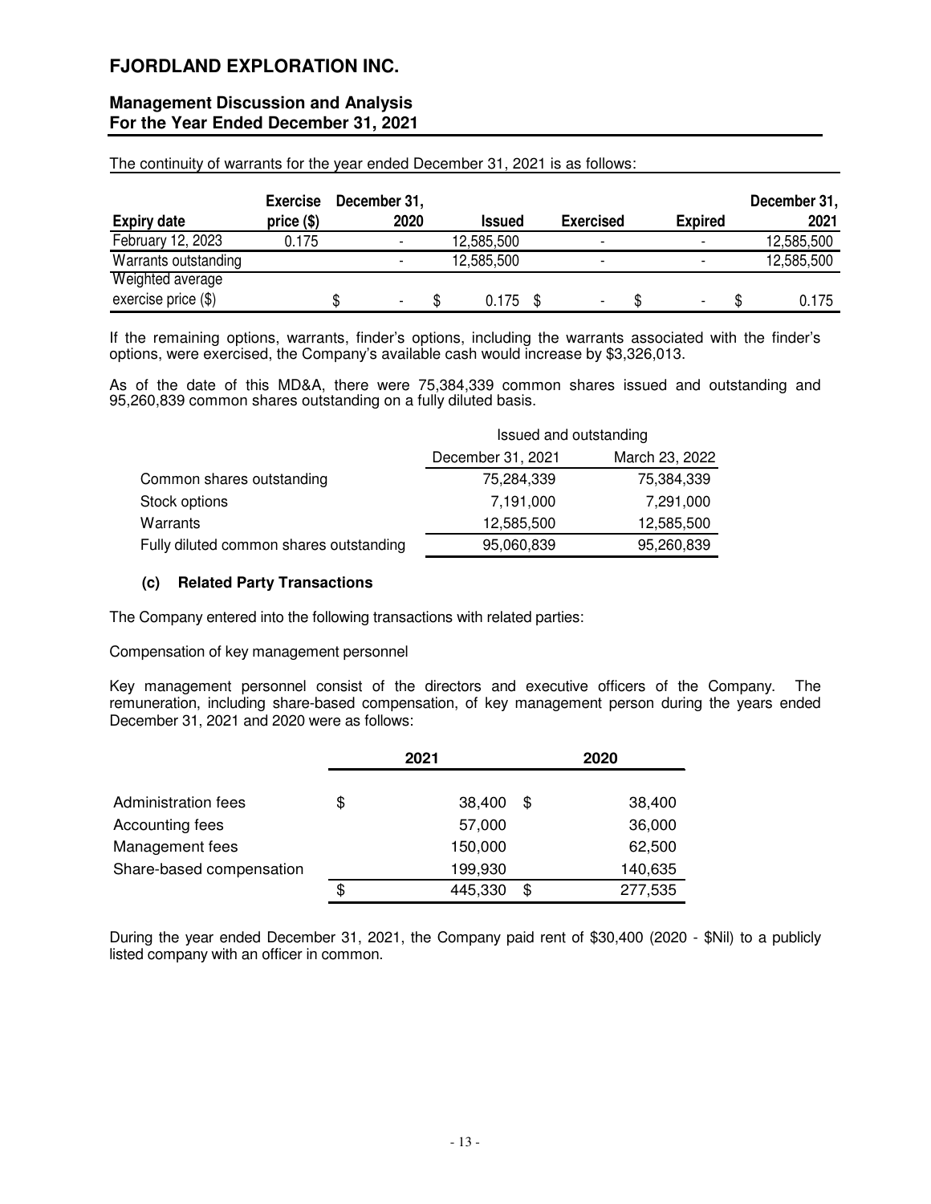The continuity of warrants for the year ended December 31, 2021 is as follows:

| Expiry date | Exercise price ($) | December 31, 2020 | Issued | Exercised | Expired | December 31, 2021 |
|---|---|---|---|---|---|---|
| February 12, 2023 | 0.175 | - | 12,585,500 | - | - | 12,585,500 |
| Warrants outstanding | | - | 12,585,500 | - | - | 12,585,500 |
| Weighted average exercise price ($) | | $ - | $ 0.175 | $ - | $ - | $ 0.175 |

If the remaining options, warrants, finder's options, including the warrants associated with the finder's options, were exercised, the Company's available cash would increase by $3,326,013.

As of the date of this MD&A, there were 75,384,339 common shares issued and outstanding and 95,260,839 common shares outstanding on a fully diluted basis.

| | Issued and outstanding | |
|---|---|---|
| | December 31, 2021 | March 23, 2022 |
| Common shares outstanding | 75,284,339 | 75,384,339 |
| Stock options | 7,191,000 | 7,291,000 |
| Warrants | 12,585,500 | 12,585,500 |
| Fully diluted common shares outstanding | 95,060,839 | 95,260,839 |

### (c) Related Party Transactions

The Company entered into the following transactions with related parties:

Compensation of key management personnel

Key management personnel consist of the directors and executive officers of the Company. The remuneration, including share-based compensation, of key management person during the years ended December 31, 2021 and 2020 were as follows:

| | 2021 | 2020 |
|---|---|---|
| Administration fees | $ 38,400 | $ 38,400 |
| Accounting fees | 57,000 | 36,000 |
| Management fees | 150,000 | 62,500 |
| Share-based compensation | 199,930 | 140,635 |
| | $ 445,330 | $ 277,535 |

During the year ended December 31, 2021, the Company paid rent of $30,400 (2020 - $Nil) to a publicly listed company with an officer in common.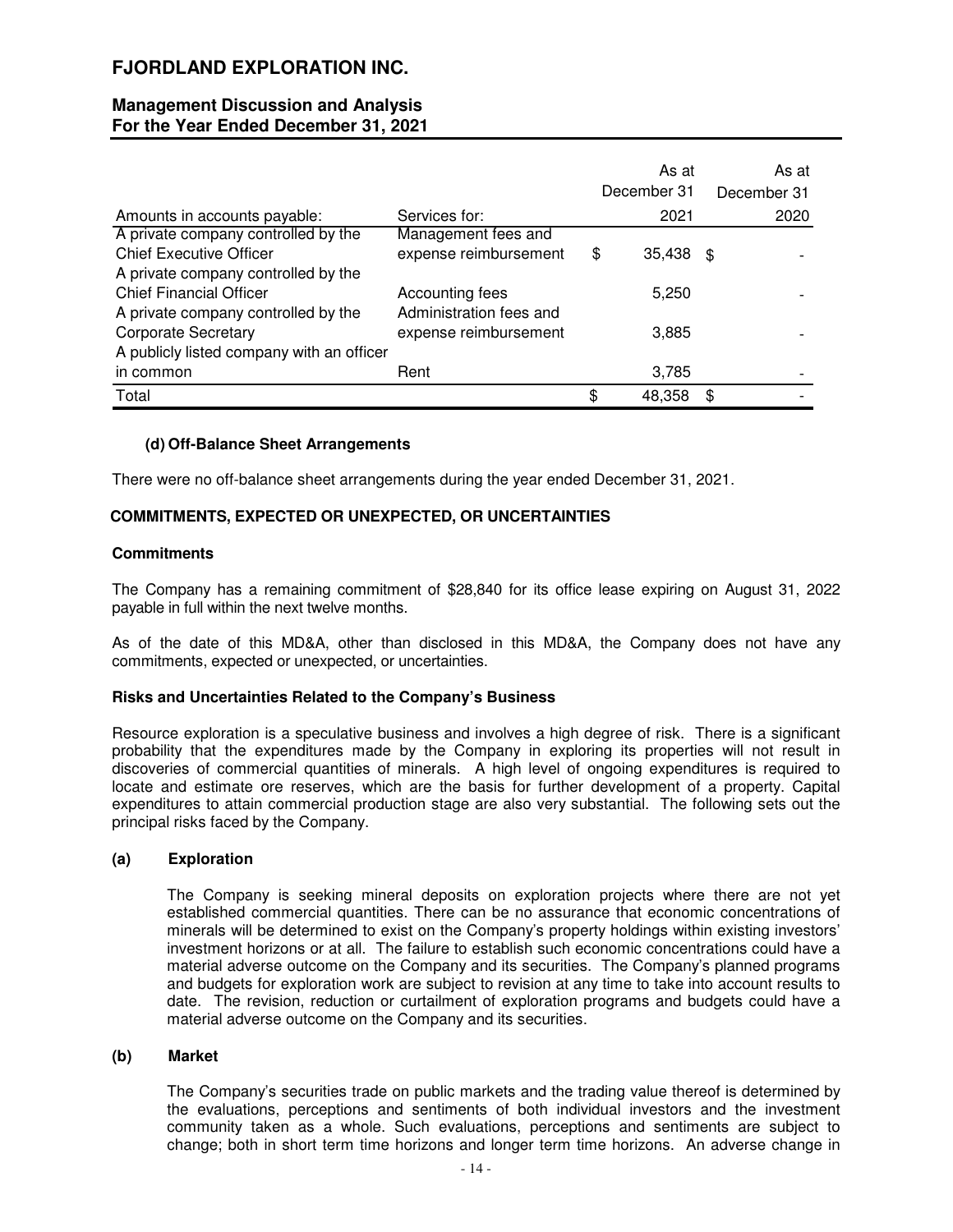| Amounts in accounts payable: | Services for: | As at December 31 2021 | As at December 31 2020 |
|---|---|---|---|
| A private company controlled by the Chief Executive Officer | Management fees and expense reimbursement | $ 35,438 | $ - |
| A private company controlled by the Chief Financial Officer | Accounting fees | 5,250 | - |
| A private company controlled by the Corporate Secretary | Administration fees and expense reimbursement | 3,885 | - |
| A publicly listed company with an officer in common | Rent | 3,785 | - |
| Total | | $ 48,358 | $ - |

#### (d) Off-Balance Sheet Arrangements

There were no off-balance sheet arrangements during the year ended December 31, 2021.

## COMMITMENTS, EXPECTED OR UNEXPECTED, OR UNCERTAINTIES

### Commitments

The Company has a remaining commitment of $28,840 for its office lease expiring on August 31, 2022 payable in full within the next twelve months.

As of the date of this MD&A, other than disclosed in this MD&A, the Company does not have any commitments, expected or unexpected, or uncertainties.

### Risks and Uncertainties Related to the Company's Business

Resource exploration is a speculative business and involves a high degree of risk. There is a significant probability that the expenditures made by the Company in exploring its properties will not result in discoveries of commercial quantities of minerals. A high level of ongoing expenditures is required to locate and estimate ore reserves, which are the basis for further development of a property. Capital expenditures to attain commercial production stage are also very substantial. The following sets out the principal risks faced by the Company.

#### (a) Exploration

The Company is seeking mineral deposits on exploration projects where there are not yet established commercial quantities. There can be no assurance that economic concentrations of minerals will be determined to exist on the Company's property holdings within existing investors' investment horizons or at all. The failure to establish such economic concentrations could have a material adverse outcome on the Company and its securities. The Company's planned programs and budgets for exploration work are subject to revision at any time to take into account results to date. The revision, reduction or curtailment of exploration programs and budgets could have a material adverse outcome on the Company and its securities.

#### (b) Market

The Company's securities trade on public markets and the trading value thereof is determined by the evaluations, perceptions and sentiments of both individual investors and the investment community taken as a whole. Such evaluations, perceptions and sentiments are subject to change; both in short term time horizons and longer term time horizons. An adverse change in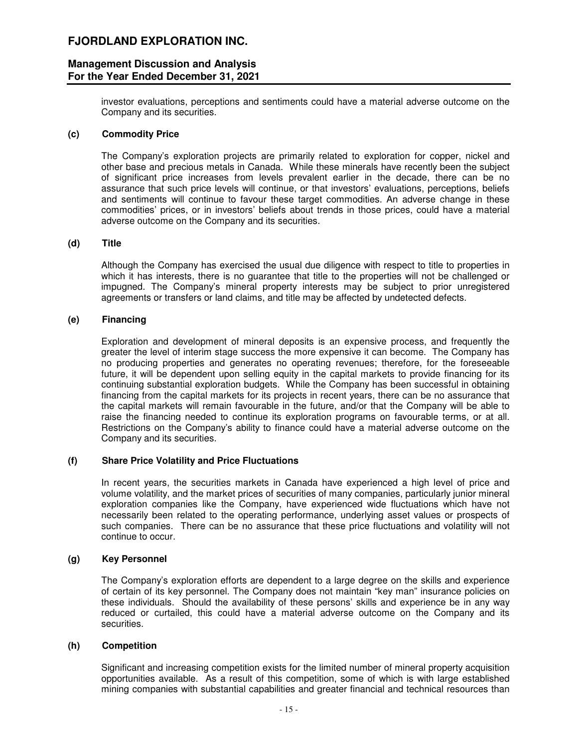investor evaluations, perceptions and sentiments could have a material adverse outcome on the Company and its securities.

### (c) Commodity Price

The Company's exploration projects are primarily related to exploration for copper, nickel and other base and precious metals in Canada. While these minerals have recently been the subject of significant price increases from levels prevalent earlier in the decade, there can be no assurance that such price levels will continue, or that investors' evaluations, perceptions, beliefs and sentiments will continue to favour these target commodities. An adverse change in these commodities' prices, or in investors' beliefs about trends in those prices, could have a material adverse outcome on the Company and its securities.

### (d) Title

Although the Company has exercised the usual due diligence with respect to title to properties in which it has interests, there is no guarantee that title to the properties will not be challenged or impugned. The Company's mineral property interests may be subject to prior unregistered agreements or transfers or land claims, and title may be affected by undetected defects.

### (e) Financing

Exploration and development of mineral deposits is an expensive process, and frequently the greater the level of interim stage success the more expensive it can become. The Company has no producing properties and generates no operating revenues; therefore, for the foreseeable future, it will be dependent upon selling equity in the capital markets to provide financing for its continuing substantial exploration budgets. While the Company has been successful in obtaining financing from the capital markets for its projects in recent years, there can be no assurance that the capital markets will remain favourable in the future, and/or that the Company will be able to raise the financing needed to continue its exploration programs on favourable terms, or at all. Restrictions on the Company's ability to finance could have a material adverse outcome on the Company and its securities.

### (f) Share Price Volatility and Price Fluctuations

In recent years, the securities markets in Canada have experienced a high level of price and volume volatility, and the market prices of securities of many companies, particularly junior mineral exploration companies like the Company, have experienced wide fluctuations which have not necessarily been related to the operating performance, underlying asset values or prospects of such companies. There can be no assurance that these price fluctuations and volatility will not continue to occur.

### (g) Key Personnel

The Company's exploration efforts are dependent to a large degree on the skills and experience of certain of its key personnel. The Company does not maintain "key man" insurance policies on these individuals. Should the availability of these persons' skills and experience be in any way reduced or curtailed, this could have a material adverse outcome on the Company and its securities.

### (h) Competition

Significant and increasing competition exists for the limited number of mineral property acquisition opportunities available. As a result of this competition, some of which is with large established mining companies with substantial capabilities and greater financial and technical resources than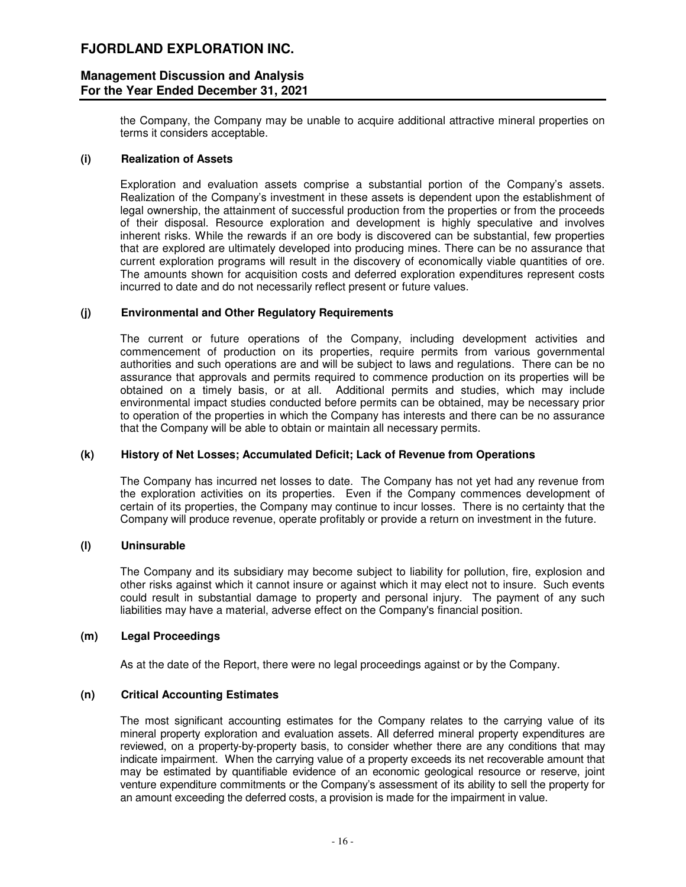the Company, the Company may be unable to acquire additional attractive mineral properties on terms it considers acceptable.

### (i) Realization of Assets

Exploration and evaluation assets comprise a substantial portion of the Company's assets. Realization of the Company's investment in these assets is dependent upon the establishment of legal ownership, the attainment of successful production from the properties or from the proceeds of their disposal. Resource exploration and development is highly speculative and involves inherent risks. While the rewards if an ore body is discovered can be substantial, few properties that are explored are ultimately developed into producing mines. There can be no assurance that current exploration programs will result in the discovery of economically viable quantities of ore. The amounts shown for acquisition costs and deferred exploration expenditures represent costs incurred to date and do not necessarily reflect present or future values.

### (j) Environmental and Other Regulatory Requirements

The current or future operations of the Company, including development activities and commencement of production on its properties, require permits from various governmental authorities and such operations are and will be subject to laws and regulations. There can be no assurance that approvals and permits required to commence production on its properties will be obtained on a timely basis, or at all. Additional permits and studies, which may include environmental impact studies conducted before permits can be obtained, may be necessary prior to operation of the properties in which the Company has interests and there can be no assurance that the Company will be able to obtain or maintain all necessary permits.

### (k) History of Net Losses; Accumulated Deficit; Lack of Revenue from Operations

The Company has incurred net losses to date. The Company has not yet had any revenue from the exploration activities on its properties. Even if the Company commences development of certain of its properties, the Company may continue to incur losses. There is no certainty that the Company will produce revenue, operate profitably or provide a return on investment in the future.

### (l) Uninsurable

The Company and its subsidiary may become subject to liability for pollution, fire, explosion and other risks against which it cannot insure or against which it may elect not to insure. Such events could result in substantial damage to property and personal injury. The payment of any such liabilities may have a material, adverse effect on the Company's financial position.

### (m) Legal Proceedings

As at the date of the Report, there were no legal proceedings against or by the Company.

### (n) Critical Accounting Estimates

The most significant accounting estimates for the Company relates to the carrying value of its mineral property exploration and evaluation assets. All deferred mineral property expenditures are reviewed, on a property-by-property basis, to consider whether there are any conditions that may indicate impairment. When the carrying value of a property exceeds its net recoverable amount that may be estimated by quantifiable evidence of an economic geological resource or reserve, joint venture expenditure commitments or the Company's assessment of its ability to sell the property for an amount exceeding the deferred costs, a provision is made for the impairment in value.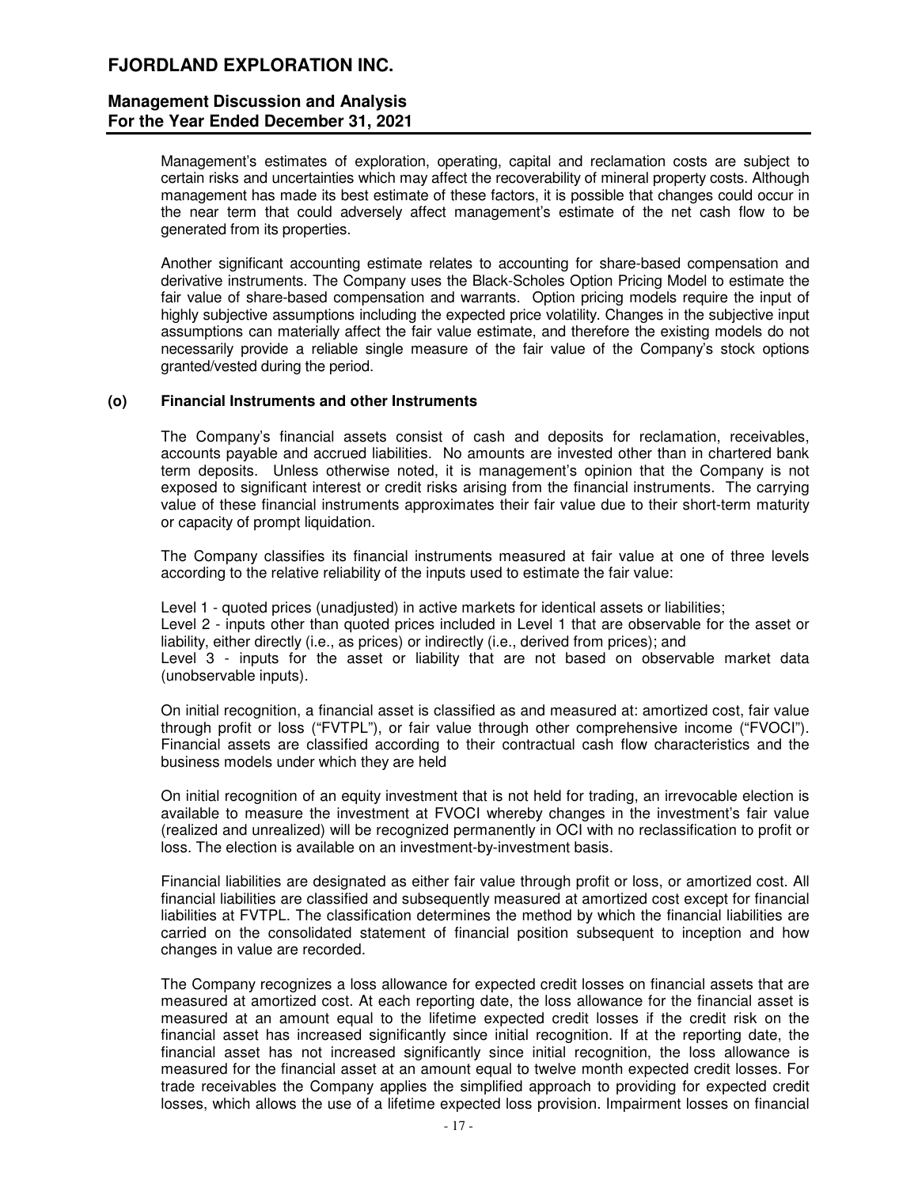Management's estimates of exploration, operating, capital and reclamation costs are subject to certain risks and uncertainties which may affect the recoverability of mineral property costs. Although management has made its best estimate of these factors, it is possible that changes could occur in the near term that could adversely affect management's estimate of the net cash flow to be generated from its properties.

Another significant accounting estimate relates to accounting for share-based compensation and derivative instruments. The Company uses the Black-Scholes Option Pricing Model to estimate the fair value of share-based compensation and warrants. Option pricing models require the input of highly subjective assumptions including the expected price volatility. Changes in the subjective input assumptions can materially affect the fair value estimate, and therefore the existing models do not necessarily provide a reliable single measure of the fair value of the Company's stock options granted/vested during the period.

### (o) Financial Instruments and other Instruments

The Company's financial assets consist of cash and deposits for reclamation, receivables, accounts payable and accrued liabilities. No amounts are invested other than in chartered bank term deposits. Unless otherwise noted, it is management's opinion that the Company is not exposed to significant interest or credit risks arising from the financial instruments. The carrying value of these financial instruments approximates their fair value due to their short-term maturity or capacity of prompt liquidation.

The Company classifies its financial instruments measured at fair value at one of three levels according to the relative reliability of the inputs used to estimate the fair value:

Level 1 - quoted prices (unadjusted) in active markets for identical assets or liabilities;
Level 2 - inputs other than quoted prices included in Level 1 that are observable for the asset or liability, either directly (i.e., as prices) or indirectly (i.e., derived from prices); and
Level 3 - inputs for the asset or liability that are not based on observable market data (unobservable inputs).

On initial recognition, a financial asset is classified as and measured at: amortized cost, fair value through profit or loss ("FVTPL"), or fair value through other comprehensive income ("FVOCI"). Financial assets are classified according to their contractual cash flow characteristics and the business models under which they are held

On initial recognition of an equity investment that is not held for trading, an irrevocable election is available to measure the investment at FVOCI whereby changes in the investment's fair value (realized and unrealized) will be recognized permanently in OCI with no reclassification to profit or loss. The election is available on an investment-by-investment basis.

Financial liabilities are designated as either fair value through profit or loss, or amortized cost. All financial liabilities are classified and subsequently measured at amortized cost except for financial liabilities at FVTPL. The classification determines the method by which the financial liabilities are carried on the consolidated statement of financial position subsequent to inception and how changes in value are recorded.

The Company recognizes a loss allowance for expected credit losses on financial assets that are measured at amortized cost. At each reporting date, the loss allowance for the financial asset is measured at an amount equal to the lifetime expected credit losses if the credit risk on the financial asset has increased significantly since initial recognition. If at the reporting date, the financial asset has not increased significantly since initial recognition, the loss allowance is measured for the financial asset at an amount equal to twelve month expected credit losses. For trade receivables the Company applies the simplified approach to providing for expected credit losses, which allows the use of a lifetime expected loss provision. Impairment losses on financial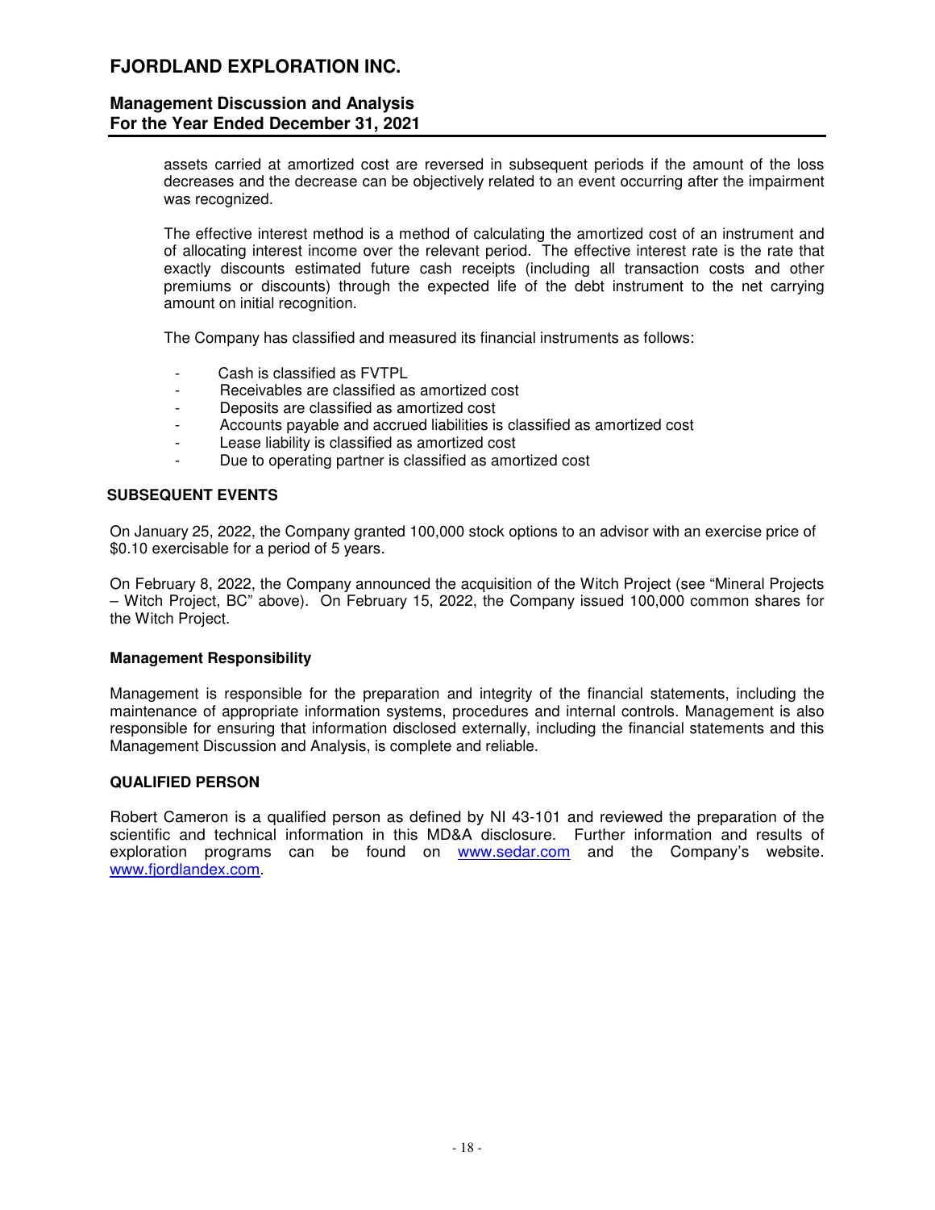assets carried at amortized cost are reversed in subsequent periods if the amount of the loss decreases and the decrease can be objectively related to an event occurring after the impairment was recognized.

The effective interest method is a method of calculating the amortized cost of an instrument and of allocating interest income over the relevant period. The effective interest rate is the rate that exactly discounts estimated future cash receipts (including all transaction costs and other premiums or discounts) through the expected life of the debt instrument to the net carrying amount on initial recognition.

The Company has classified and measured its financial instruments as follows:

- Cash is classified as FVTPL
- Receivables are classified as amortized cost
- Deposits are classified as amortized cost
- Accounts payable and accrued liabilities is classified as amortized cost
- Lease liability is classified as amortized cost
- Due to operating partner is classified as amortized cost

## SUBSEQUENT EVENTS

On January 25, 2022, the Company granted 100,000 stock options to an advisor with an exercise price of $0.10 exercisable for a period of 5 years.

On February 8, 2022, the Company announced the acquisition of the Witch Project (see "Mineral Projects – Witch Project, BC" above). On February 15, 2022, the Company issued 100,000 common shares for the Witch Project.

### Management Responsibility

Management is responsible for the preparation and integrity of the financial statements, including the maintenance of appropriate information systems, procedures and internal controls. Management is also responsible for ensuring that information disclosed externally, including the financial statements and this Management Discussion and Analysis, is complete and reliable.

## QUALIFIED PERSON

Robert Cameron is a qualified person as defined by NI 43-101 and reviewed the preparation of the scientific and technical information in this MD&A disclosure. Further information and results of exploration programs can be found on www.sedar.com and the Company's website. www.fjordlandex.com.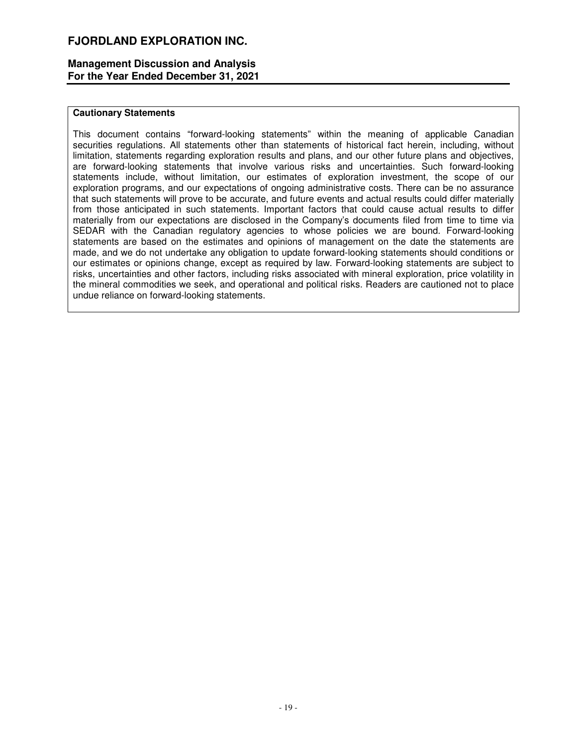**Cautionary Statements**

This document contains "forward-looking statements" within the meaning of applicable Canadian securities regulations. All statements other than statements of historical fact herein, including, without limitation, statements regarding exploration results and plans, and our other future plans and objectives, are forward-looking statements that involve various risks and uncertainties. Such forward-looking statements include, without limitation, our estimates of exploration investment, the scope of our exploration programs, and our expectations of ongoing administrative costs. There can be no assurance that such statements will prove to be accurate, and future events and actual results could differ materially from those anticipated in such statements. Important factors that could cause actual results to differ materially from our expectations are disclosed in the Company's documents filed from time to time via SEDAR with the Canadian regulatory agencies to whose policies we are bound. Forward-looking statements are based on the estimates and opinions of management on the date the statements are made, and we do not undertake any obligation to update forward-looking statements should conditions or our estimates or opinions change, except as required by law. Forward-looking statements are subject to risks, uncertainties and other factors, including risks associated with mineral exploration, price volatility in the mineral commodities we seek, and operational and political risks. Readers are cautioned not to place undue reliance on forward-looking statements.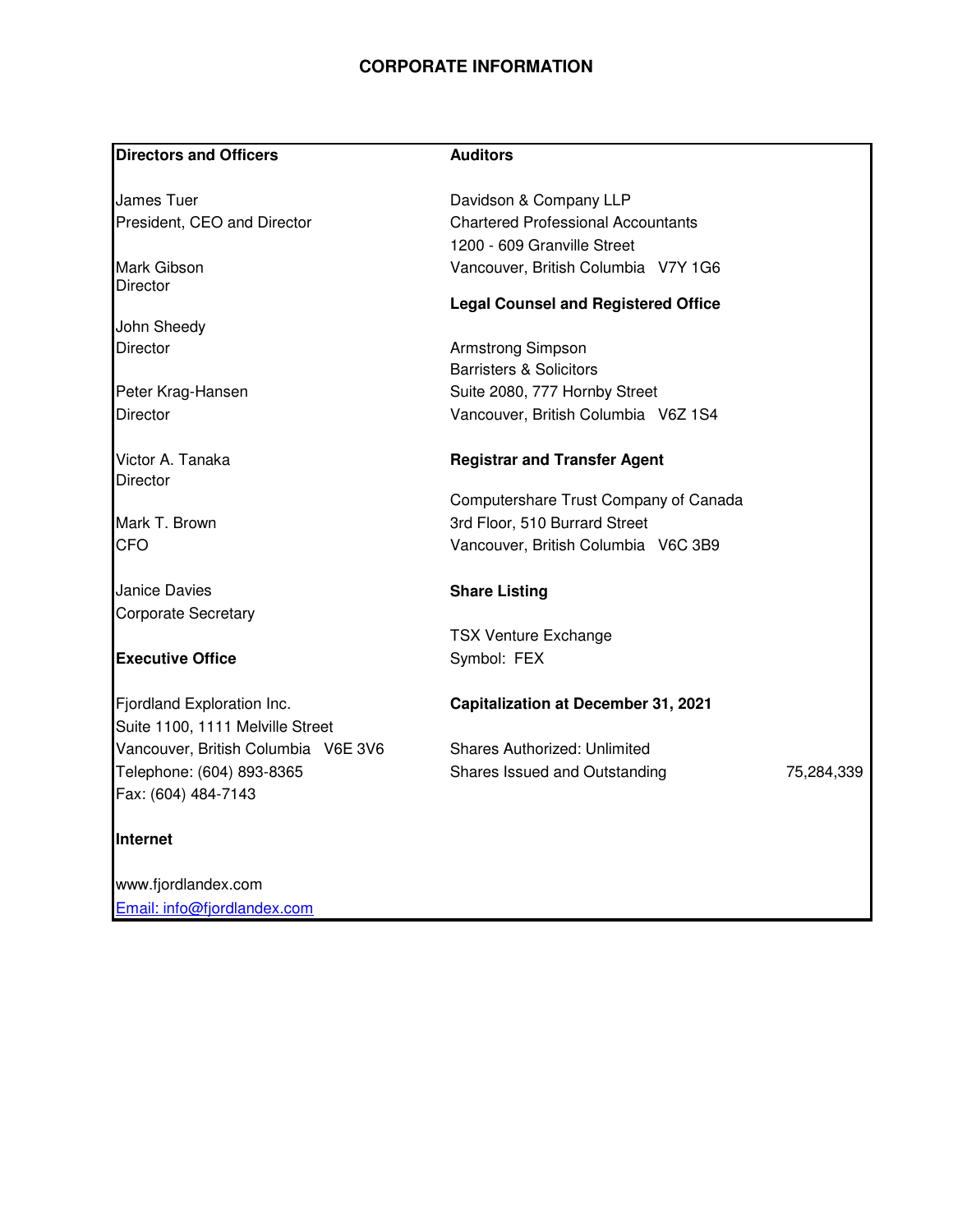# CORPORATE INFORMATION

**Directors and Officers**

James Tuer
President, CEO and Director

Mark Gibson
Director

John Sheedy
Director

Peter Krag-Hansen
Director

Victor A. Tanaka
Director

Mark T. Brown
CFO

Janice Davies
Corporate Secretary

**Executive Office**

Fjordland Exploration Inc.
Suite 1100, 1111 Melville Street
Vancouver, British Columbia V6E 3V6
Telephone: (604) 893-8365
Fax: (604) 484-7143

**Internet**

www.fjordlandex.com
Email: info@fjordlandex.com

**Auditors**

Davidson & Company LLP
Chartered Professional Accountants
1200 - 609 Granville Street
Vancouver, British Columbia V7Y 1G6

**Legal Counsel and Registered Office**

Armstrong Simpson
Barristers & Solicitors
Suite 2080, 777 Hornby Street
Vancouver, British Columbia V6Z 1S4

**Registrar and Transfer Agent**

Computershare Trust Company of Canada
3rd Floor, 510 Burrard Street
Vancouver, British Columbia V6C 3B9

**Share Listing**

TSX Venture Exchange
Symbol: FEX

**Capitalization at December 31, 2021**

Shares Authorized: Unlimited
Shares Issued and Outstanding 75,284,339